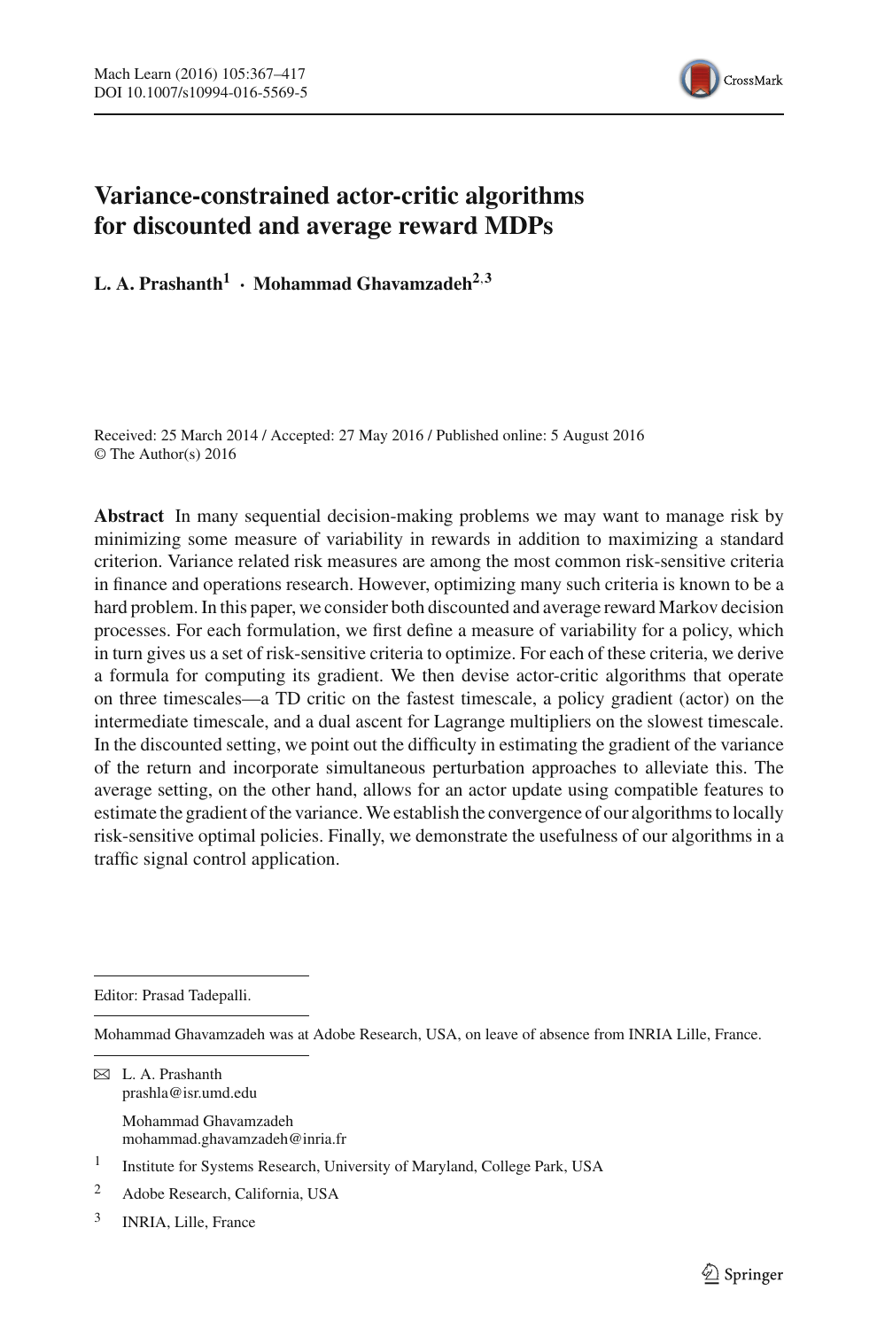# Variance-constrained actor-critic algorithms for discounted and average reward MDPs

**L. A. Prashanth**[1] · **Mohammad Ghavamzadeh**[2,3]

Received: 25 March 2014 / Accepted: 27 May 2016 / Published online: 5 August 2016
© The Author(s) 2016

**Abstract** In many sequential decision-making problems we may want to manage risk by minimizing some measure of variability in rewards in addition to maximizing a standard criterion. Variance related risk measures are among the most common risk-sensitive criteria in finance and operations research. However, optimizing many such criteria is known to be a hard problem. In this paper, we consider both discounted and average reward Markov decision processes. For each formulation, we first define a measure of variability for a policy, which in turn gives us a set of risk-sensitive criteria to optimize. For each of these criteria, we derive a formula for computing its gradient. We then devise actor-critic algorithms that operate on three timescales—a TD critic on the fastest timescale, a policy gradient (actor) on the intermediate timescale, and a dual ascent for Lagrange multipliers on the slowest timescale. In the discounted setting, we point out the difficulty in estimating the gradient of the variance of the return and incorporate simultaneous perturbation approaches to alleviate this. The average setting, on the other hand, allows for an actor update using compatible features to estimate the gradient of the variance. We establish the convergence of our algorithms to locally risk-sensitive optimal policies. Finally, we demonstrate the usefulness of our algorithms in a traffic signal control application.

---

Editor: Prasad Tadepalli.

---

Mohammad Ghavamzadeh was at Adobe Research, USA, on leave of absence from INRIA Lille, France.

---

✉ L. A. Prashanth
prashla@isr.umd.edu

Mohammad Ghavamzadeh
mohammad.ghavamzadeh@inria.fr

[1] Institute for Systems Research, University of Maryland, College Park, USA

[2] Adobe Research, California, USA

[3] INRIA, Lille, France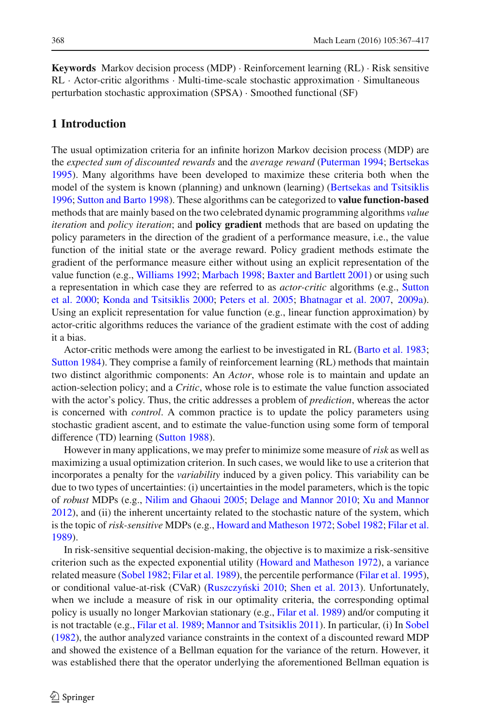**Keywords** Markov decision process (MDP) · Reinforcement learning (RL) · Risk sensitive RL · Actor-critic algorithms · Multi-time-scale stochastic approximation · Simultaneous perturbation stochastic approximation (SPSA) · Smoothed functional (SF)

## 1 Introduction

The usual optimization criteria for an infinite horizon Markov decision process (MDP) are the *expected sum of discounted rewards* and the *average reward* (Puterman 1994; Bertsekas 1995). Many algorithms have been developed to maximize these criteria both when the model of the system is known (planning) and unknown (learning) (Bertsekas and Tsitsiklis 1996; Sutton and Barto 1998). These algorithms can be categorized to **value function-based** methods that are mainly based on the two celebrated dynamic programming algorithms *value iteration* and *policy iteration*; and **policy gradient** methods that are based on updating the policy parameters in the direction of the gradient of a performance measure, i.e., the value function of the initial state or the average reward. Policy gradient methods estimate the gradient of the performance measure either without using an explicit representation of the value function (e.g., Williams 1992; Marbach 1998; Baxter and Bartlett 2001) or using such a representation in which case they are referred to as *actor-critic* algorithms (e.g., Sutton et al. 2000; Konda and Tsitsiklis 2000; Peters et al. 2005; Bhatnagar et al. 2007, 2009a). Using an explicit representation for value function (e.g., linear function approximation) by actor-critic algorithms reduces the variance of the gradient estimate with the cost of adding it a bias.

Actor-critic methods were among the earliest to be investigated in RL (Barto et al. 1983; Sutton 1984). They comprise a family of reinforcement learning (RL) methods that maintain two distinct algorithmic components: An *Actor*, whose role is to maintain and update an action-selection policy; and a *Critic*, whose role is to estimate the value function associated with the actor's policy. Thus, the critic addresses a problem of *prediction*, whereas the actor is concerned with *control*. A common practice is to update the policy parameters using stochastic gradient ascent, and to estimate the value-function using some form of temporal difference (TD) learning (Sutton 1988).

However in many applications, we may prefer to minimize some measure of *risk* as well as maximizing a usual optimization criterion. In such cases, we would like to use a criterion that incorporates a penalty for the *variability* induced by a given policy. This variability can be due to two types of uncertainties: (i) uncertainties in the model parameters, which is the topic of *robust* MDPs (e.g., Nilim and Ghaoui 2005; Delage and Mannor 2010; Xu and Mannor 2012), and (ii) the inherent uncertainty related to the stochastic nature of the system, which is the topic of *risk-sensitive* MDPs (e.g., Howard and Matheson 1972; Sobel 1982; Filar et al. 1989).

In risk-sensitive sequential decision-making, the objective is to maximize a risk-sensitive criterion such as the expected exponential utility (Howard and Matheson 1972), a variance related measure (Sobel 1982; Filar et al. 1989), the percentile performance (Filar et al. 1995), or conditional value-at-risk (CVaR) (Ruszczyński 2010; Shen et al. 2013). Unfortunately, when we include a measure of risk in our optimality criteria, the corresponding optimal policy is usually no longer Markovian stationary (e.g., Filar et al. 1989) and/or computing it is not tractable (e.g., Filar et al. 1989; Mannor and Tsitsiklis 2011). In particular, (i) In Sobel (1982), the author analyzed variance constraints in the context of a discounted reward MDP and showed the existence of a Bellman equation for the variance of the return. However, it was established there that the operator underlying the aforementioned Bellman equation is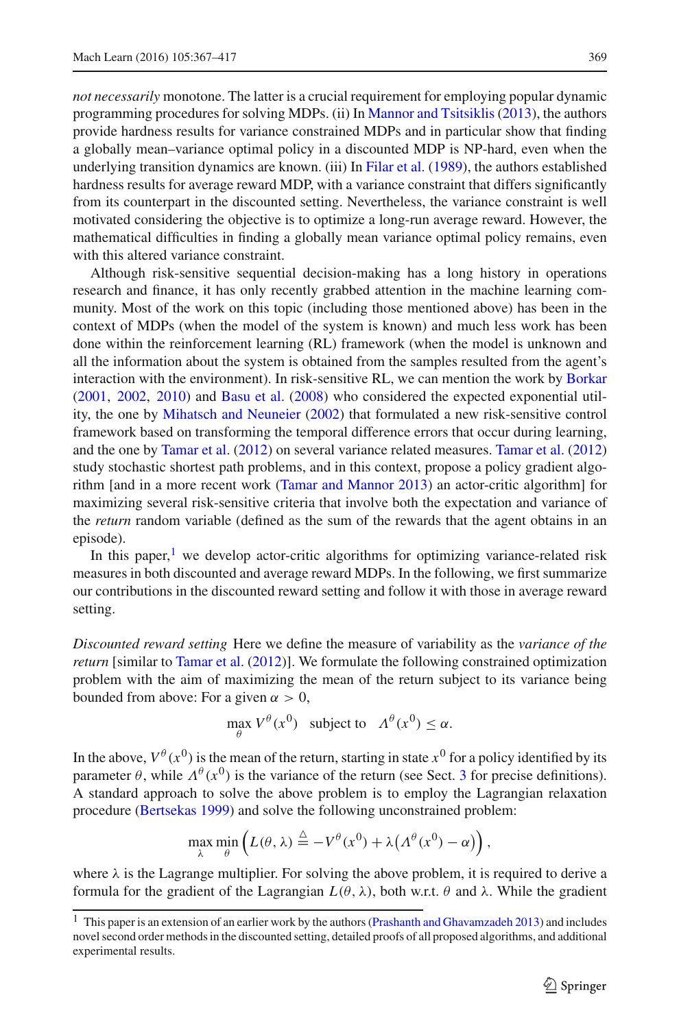*not necessarily* monotone. The latter is a crucial requirement for employing popular dynamic programming procedures for solving MDPs. (ii) In Mannor and Tsitsiklis (2013), the authors provide hardness results for variance constrained MDPs and in particular show that finding a globally mean–variance optimal policy in a discounted MDP is NP-hard, even when the underlying transition dynamics are known. (iii) In Filar et al. (1989), the authors established hardness results for average reward MDP, with a variance constraint that differs significantly from its counterpart in the discounted setting. Nevertheless, the variance constraint is well motivated considering the objective is to optimize a long-run average reward. However, the mathematical difficulties in finding a globally mean variance optimal policy remains, even with this altered variance constraint.

Although risk-sensitive sequential decision-making has a long history in operations research and finance, it has only recently grabbed attention in the machine learning community. Most of the work on this topic (including those mentioned above) has been in the context of MDPs (when the model of the system is known) and much less work has been done within the reinforcement learning (RL) framework (when the model is unknown and all the information about the system is obtained from the samples resulted from the agent's interaction with the environment). In risk-sensitive RL, we can mention the work by Borkar (2001, 2002, 2010) and Basu et al. (2008) who considered the expected exponential utility, the one by Mihatsch and Neuneier (2002) that formulated a new risk-sensitive control framework based on transforming the temporal difference errors that occur during learning, and the one by Tamar et al. (2012) on several variance related measures. Tamar et al. (2012) study stochastic shortest path problems, and in this context, propose a policy gradient algorithm [and in a more recent work (Tamar and Mannor 2013) an actor-critic algorithm] for maximizing several risk-sensitive criteria that involve both the expectation and variance of the *return* random variable (defined as the sum of the rewards that the agent obtains in an episode).

In this paper,[1] we develop actor-critic algorithms for optimizing variance-related risk measures in both discounted and average reward MDPs. In the following, we first summarize our contributions in the discounted reward setting and follow it with those in average reward setting.

*Discounted reward setting* Here we define the measure of variability as the *variance of the return* [similar to Tamar et al. (2012)]. We formulate the following constrained optimization problem with the aim of maximizing the mean of the return subject to its variance being bounded from above: For a given $\alpha > 0$,

$$\max_{\theta} V^{\theta}(x^0) \quad \text{subject to} \quad \Lambda^{\theta}(x^0) \leq \alpha.$$

In the above, $V^{\theta}(x^0)$ is the mean of the return, starting in state $x^0$ for a policy identified by its parameter $\theta$, while $\Lambda^{\theta}(x^0)$ is the variance of the return (see Sect. 3 for precise definitions). A standard approach to solve the above problem is to employ the Lagrangian relaxation procedure (Bertsekas 1999) and solve the following unconstrained problem:

$$\max_{\lambda} \min_{\theta} \left( L(\theta, \lambda) \stackrel{\triangle}{=} -V^{\theta}(x^0) + \lambda \big( \Lambda^{\theta}(x^0) - \alpha \big) \right),$$

where $\lambda$ is the Lagrange multiplier. For solving the above problem, it is required to derive a formula for the gradient of the Lagrangian $L(\theta, \lambda)$, both w.r.t. $\theta$ and $\lambda$. While the gradient

[1] This paper is an extension of an earlier work by the authors (Prashanth and Ghavamzadeh 2013) and includes novel second order methods in the discounted setting, detailed proofs of all proposed algorithms, and additional experimental results.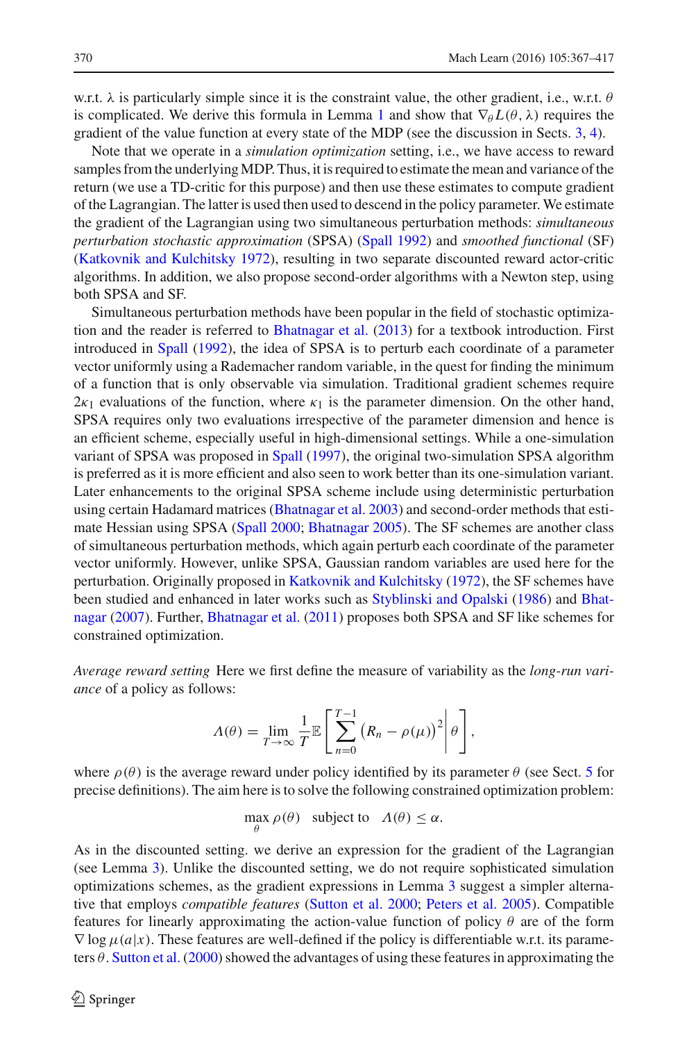w.r.t. $\lambda$ is particularly simple since it is the constraint value, the other gradient, i.e., w.r.t. $\theta$ is complicated. We derive this formula in Lemma 1 and show that $\nabla_\theta L(\theta, \lambda)$ requires the gradient of the value function at every state of the MDP (see the discussion in Sects. 3, 4).

Note that we operate in a *simulation optimization* setting, i.e., we have access to reward samples from the underlying MDP. Thus, it is required to estimate the mean and variance of the return (we use a TD-critic for this purpose) and then use these estimates to compute gradient of the Lagrangian. The latter is used then used to descend in the policy parameter. We estimate the gradient of the Lagrangian using two simultaneous perturbation methods: *simultaneous perturbation stochastic approximation* (SPSA) (Spall 1992) and *smoothed functional* (SF) (Katkovnik and Kulchitsky 1972), resulting in two separate discounted reward actor-critic algorithms. In addition, we also propose second-order algorithms with a Newton step, using both SPSA and SF.

Simultaneous perturbation methods have been popular in the field of stochastic optimization and the reader is referred to Bhatnagar et al. (2013) for a textbook introduction. First introduced in Spall (1992), the idea of SPSA is to perturb each coordinate of a parameter vector uniformly using a Rademacher random variable, in the quest for finding the minimum of a function that is only observable via simulation. Traditional gradient schemes require $2\kappa_1$ evaluations of the function, where $\kappa_1$ is the parameter dimension. On the other hand, SPSA requires only two evaluations irrespective of the parameter dimension and hence is an efficient scheme, especially useful in high-dimensional settings. While a one-simulation variant of SPSA was proposed in Spall (1997), the original two-simulation SPSA algorithm is preferred as it is more efficient and also seen to work better than its one-simulation variant. Later enhancements to the original SPSA scheme include using deterministic perturbation using certain Hadamard matrices (Bhatnagar et al. 2003) and second-order methods that estimate Hessian using SPSA (Spall 2000; Bhatnagar 2005). The SF schemes are another class of simultaneous perturbation methods, which again perturb each coordinate of the parameter vector uniformly. However, unlike SPSA, Gaussian random variables are used here for the perturbation. Originally proposed in Katkovnik and Kulchitsky (1972), the SF schemes have been studied and enhanced in later works such as Styblinski and Opalski (1986) and Bhatnagar (2007). Further, Bhatnagar et al. (2011) proposes both SPSA and SF like schemes for constrained optimization.

*Average reward setting* Here we first define the measure of variability as the *long-run variance* of a policy as follows:

$$\Lambda(\theta) = \lim_{T\to\infty} \frac{1}{T} \mathbb{E}\left[ \sum_{n=0}^{T-1} \left(R_n - \rho(\mu)\right)^2 \middle| \theta \right],$$

where $\rho(\theta)$ is the average reward under policy identified by its parameter $\theta$ (see Sect. 5 for precise definitions). The aim here is to solve the following constrained optimization problem:

$$\max_\theta \rho(\theta) \quad \text{subject to} \quad \Lambda(\theta) \leq \alpha.$$

As in the discounted setting. we derive an expression for the gradient of the Lagrangian (see Lemma 3). Unlike the discounted setting, we do not require sophisticated simulation optimizations schemes, as the gradient expressions in Lemma 3 suggest a simpler alternative that employs *compatible features* (Sutton et al. 2000; Peters et al. 2005). Compatible features for linearly approximating the action-value function of policy $\theta$ are of the form $\nabla \log \mu(a|x)$. These features are well-defined if the policy is differentiable w.r.t. its parameters $\theta$. Sutton et al. (2000) showed the advantages of using these features in approximating the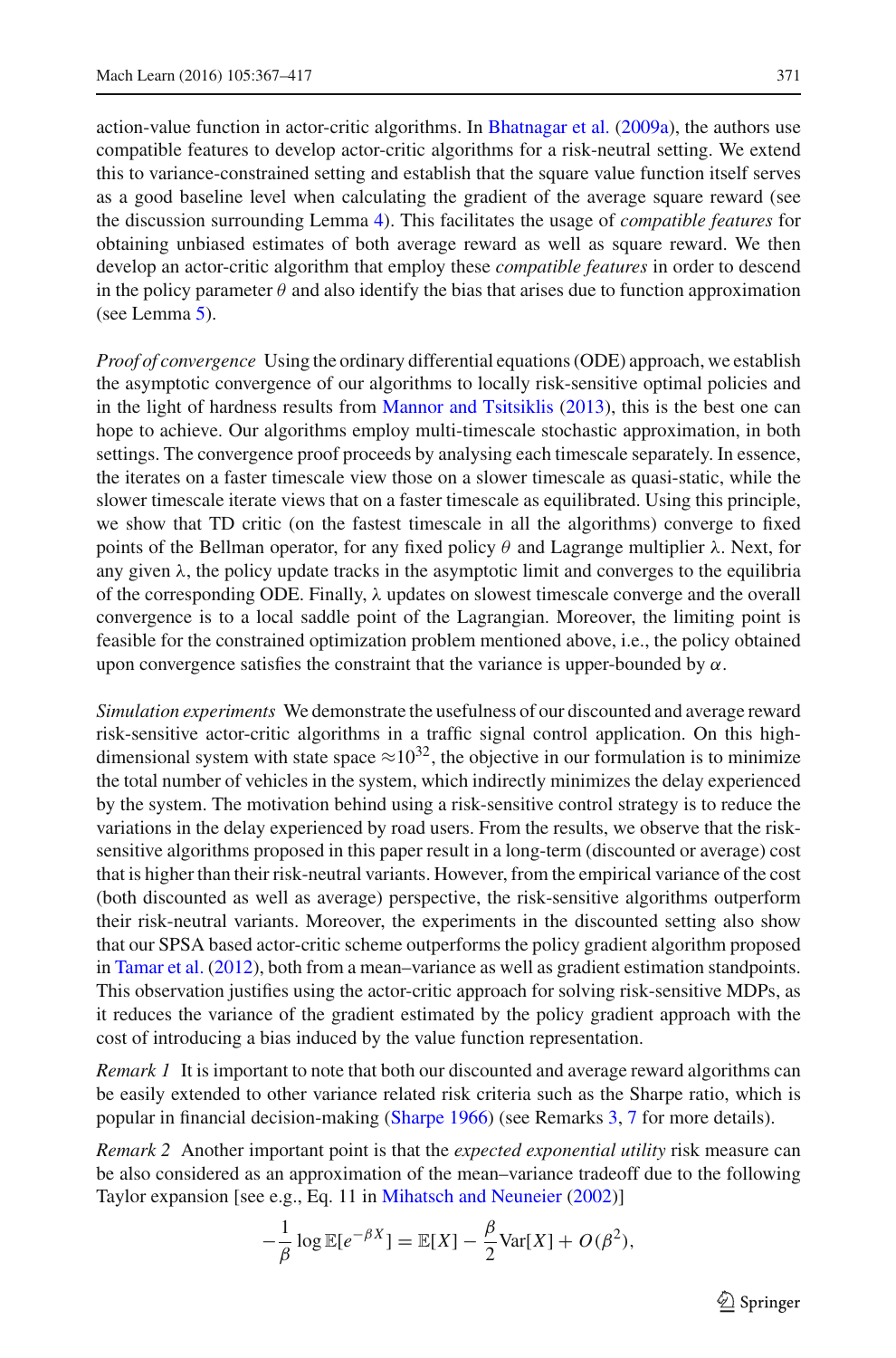action-value function in actor-critic algorithms. In Bhatnagar et al. (2009a), the authors use compatible features to develop actor-critic algorithms for a risk-neutral setting. We extend this to variance-constrained setting and establish that the square value function itself serves as a good baseline level when calculating the gradient of the average square reward (see the discussion surrounding Lemma 4). This facilitates the usage of *compatible features* for obtaining unbiased estimates of both average reward as well as square reward. We then develop an actor-critic algorithm that employ these *compatible features* in order to descend in the policy parameter $\theta$ and also identify the bias that arises due to function approximation (see Lemma 5).

*Proof of convergence* Using the ordinary differential equations (ODE) approach, we establish the asymptotic convergence of our algorithms to locally risk-sensitive optimal policies and in the light of hardness results from Mannor and Tsitsiklis (2013), this is the best one can hope to achieve. Our algorithms employ multi-timescale stochastic approximation, in both settings. The convergence proof proceeds by analysing each timescale separately. In essence, the iterates on a faster timescale view those on a slower timescale as quasi-static, while the slower timescale iterate views that on a faster timescale as equilibrated. Using this principle, we show that TD critic (on the fastest timescale in all the algorithms) converge to fixed points of the Bellman operator, for any fixed policy $\theta$ and Lagrange multiplier $\lambda$. Next, for any given $\lambda$, the policy update tracks in the asymptotic limit and converges to the equilibria of the corresponding ODE. Finally, $\lambda$ updates on slowest timescale converge and the overall convergence is to a local saddle point of the Lagrangian. Moreover, the limiting point is feasible for the constrained optimization problem mentioned above, i.e., the policy obtained upon convergence satisfies the constraint that the variance is upper-bounded by $\alpha$.

*Simulation experiments* We demonstrate the usefulness of our discounted and average reward risk-sensitive actor-critic algorithms in a traffic signal control application. On this high-dimensional system with state space $\approx 10^{32}$, the objective in our formulation is to minimize the total number of vehicles in the system, which indirectly minimizes the delay experienced by the system. The motivation behind using a risk-sensitive control strategy is to reduce the variations in the delay experienced by road users. From the results, we observe that the risk-sensitive algorithms proposed in this paper result in a long-term (discounted or average) cost that is higher than their risk-neutral variants. However, from the empirical variance of the cost (both discounted as well as average) perspective, the risk-sensitive algorithms outperform their risk-neutral variants. Moreover, the experiments in the discounted setting also show that our SPSA based actor-critic scheme outperforms the policy gradient algorithm proposed in Tamar et al. (2012), both from a mean–variance as well as gradient estimation standpoints. This observation justifies using the actor-critic approach for solving risk-sensitive MDPs, as it reduces the variance of the gradient estimated by the policy gradient approach with the cost of introducing a bias induced by the value function representation.

*Remark 1* It is important to note that both our discounted and average reward algorithms can be easily extended to other variance related risk criteria such as the Sharpe ratio, which is popular in financial decision-making (Sharpe 1966) (see Remarks 3, 7 for more details).

*Remark 2* Another important point is that the *expected exponential utility* risk measure can be also considered as an approximation of the mean–variance tradeoff due to the following Taylor expansion [see e.g., Eq. 11 in Mihatsch and Neuneier (2002)]

$$-\frac{1}{\beta}\log \mathbb{E}[e^{-\beta X}] = \mathbb{E}[X] - \frac{\beta}{2}\mathrm{Var}[X] + O(\beta^2),$$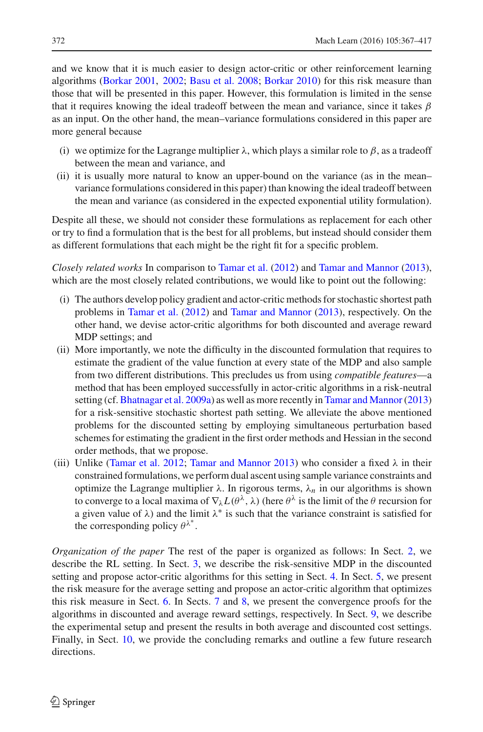and we know that it is much easier to design actor-critic or other reinforcement learning algorithms (Borkar 2001, 2002; Basu et al. 2008; Borkar 2010) for this risk measure than those that will be presented in this paper. However, this formulation is limited in the sense that it requires knowing the ideal tradeoff between the mean and variance, since it takes $\beta$ as an input. On the other hand, the mean–variance formulations considered in this paper are more general because

- (i) we optimize for the Lagrange multiplier $\lambda$, which plays a similar role to $\beta$, as a tradeoff between the mean and variance, and
- (ii) it is usually more natural to know an upper-bound on the variance (as in the mean–variance formulations considered in this paper) than knowing the ideal tradeoff between the mean and variance (as considered in the expected exponential utility formulation).

Despite all these, we should not consider these formulations as replacement for each other or try to find a formulation that is the best for all problems, but instead should consider them as different formulations that each might be the right fit for a specific problem.

*Closely related works* In comparison to Tamar et al. (2012) and Tamar and Mannor (2013), which are the most closely related contributions, we would like to point out the following:

- (i) The authors develop policy gradient and actor-critic methods for stochastic shortest path problems in Tamar et al. (2012) and Tamar and Mannor (2013), respectively. On the other hand, we devise actor-critic algorithms for both discounted and average reward MDP settings; and
- (ii) More importantly, we note the difficulty in the discounted formulation that requires to estimate the gradient of the value function at every state of the MDP and also sample from two different distributions. This precludes us from using *compatible features*—a method that has been employed successfully in actor-critic algorithms in a risk-neutral setting (cf. Bhatnagar et al. 2009a) as well as more recently in Tamar and Mannor (2013) for a risk-sensitive stochastic shortest path setting. We alleviate the above mentioned problems for the discounted setting by employing simultaneous perturbation based schemes for estimating the gradient in the first order methods and Hessian in the second order methods, that we propose.
- (iii) Unlike (Tamar et al. 2012; Tamar and Mannor 2013) who consider a fixed $\lambda$ in their constrained formulations, we perform dual ascent using sample variance constraints and optimize the Lagrange multiplier $\lambda$. In rigorous terms, $\lambda_n$ in our algorithms is shown to converge to a local maxima of $\nabla_\lambda L(\theta^\lambda, \lambda)$ (here $\theta^\lambda$ is the limit of the $\theta$ recursion for a given value of $\lambda$) and the limit $\lambda^*$ is such that the variance constraint is satisfied for the corresponding policy $\theta^{\lambda^*}$.

*Organization of the paper* The rest of the paper is organized as follows: In Sect. 2, we describe the RL setting. In Sect. 3, we describe the risk-sensitive MDP in the discounted setting and propose actor-critic algorithms for this setting in Sect. 4. In Sect. 5, we present the risk measure for the average setting and propose an actor-critic algorithm that optimizes this risk measure in Sect. 6. In Sects. 7 and 8, we present the convergence proofs for the algorithms in discounted and average reward settings, respectively. In Sect. 9, we describe the experimental setup and present the results in both average and discounted cost settings. Finally, in Sect. 10, we provide the concluding remarks and outline a few future research directions.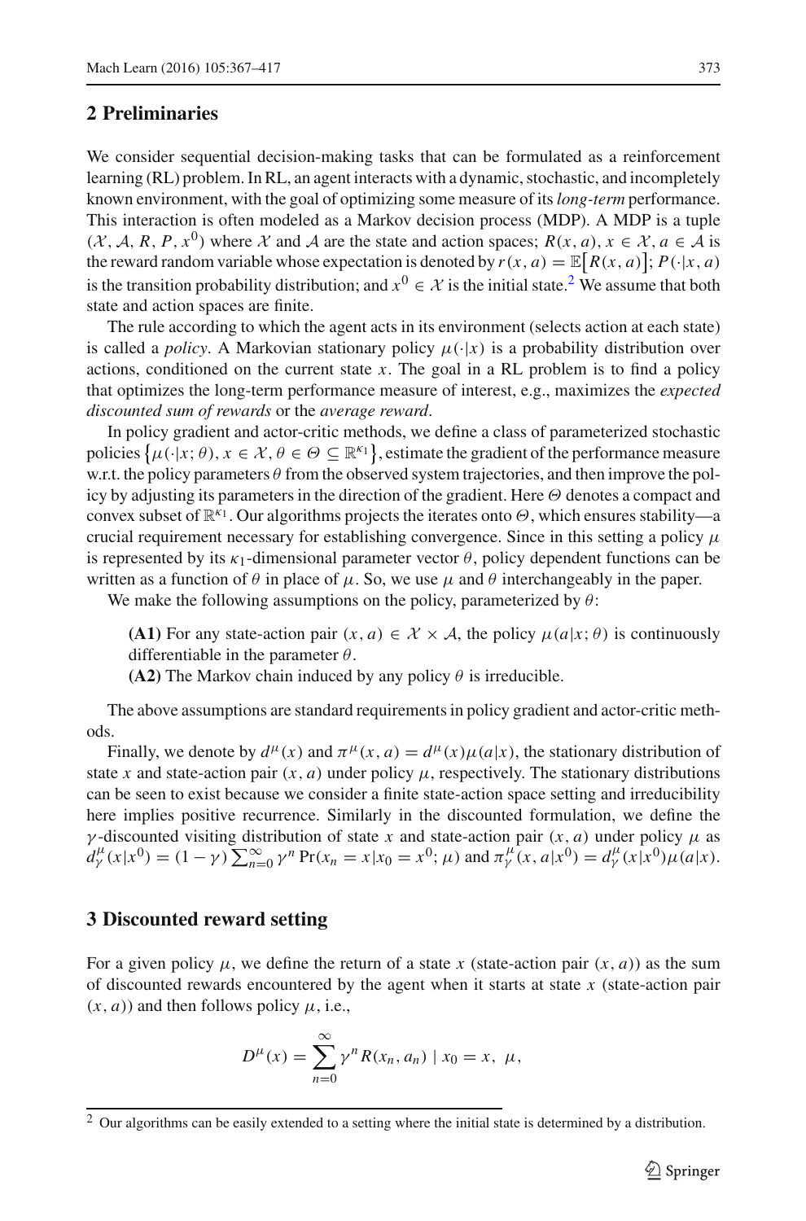## 2 Preliminaries

We consider sequential decision-making tasks that can be formulated as a reinforcement learning (RL) problem. In RL, an agent interacts with a dynamic, stochastic, and incompletely known environment, with the goal of optimizing some measure of its *long-term* performance. This interaction is often modeled as a Markov decision process (MDP). A MDP is a tuple $(\mathcal{X}, \mathcal{A}, R, P, x^0)$ where $\mathcal{X}$ and $\mathcal{A}$ are the state and action spaces; $R(x, a)$, $x \in \mathcal{X}$, $a \in \mathcal{A}$ is the reward random variable whose expectation is denoted by $r(x, a) = \mathbb{E}\big[R(x, a)\big]$; $P(\cdot|x, a)$ is the transition probability distribution; and $x^0 \in \mathcal{X}$ is the initial state.[2] We assume that both state and action spaces are finite.

The rule according to which the agent acts in its environment (selects action at each state) is called a *policy*. A Markovian stationary policy $\mu(\cdot|x)$ is a probability distribution over actions, conditioned on the current state $x$. The goal in a RL problem is to find a policy that optimizes the long-term performance measure of interest, e.g., maximizes the *expected discounted sum of rewards* or the *average reward*.

In policy gradient and actor-critic methods, we define a class of parameterized stochastic policies $\big\{\mu(\cdot|x; \theta), x \in \mathcal{X}, \theta \in \Theta \subseteq \mathbb{R}^{\kappa_1}\big\}$, estimate the gradient of the performance measure w.r.t. the policy parameters $\theta$ from the observed system trajectories, and then improve the policy by adjusting its parameters in the direction of the gradient. Here $\Theta$ denotes a compact and convex subset of $\mathbb{R}^{\kappa_1}$. Our algorithms projects the iterates onto $\Theta$, which ensures stability—a crucial requirement necessary for establishing convergence. Since in this setting a policy $\mu$ is represented by its $\kappa_1$-dimensional parameter vector $\theta$, policy dependent functions can be written as a function of $\theta$ in place of $\mu$. So, we use $\mu$ and $\theta$ interchangeably in the paper.

We make the following assumptions on the policy, parameterized by $\theta$:

> **(A1)** For any state-action pair $(x, a) \in \mathcal{X} \times \mathcal{A}$, the policy $\mu(a|x; \theta)$ is continuously differentiable in the parameter $\theta$.
>
> **(A2)** The Markov chain induced by any policy $\theta$ is irreducible.

The above assumptions are standard requirements in policy gradient and actor-critic methods.

Finally, we denote by $d^\mu(x)$ and $\pi^\mu(x, a) = d^\mu(x)\mu(a|x)$, the stationary distribution of state $x$ and state-action pair $(x, a)$ under policy $\mu$, respectively. The stationary distributions can be seen to exist because we consider a finite state-action space setting and irreducibility here implies positive recurrence. Similarly in the discounted formulation, we define the $\gamma$-discounted visiting distribution of state $x$ and state-action pair $(x, a)$ under policy $\mu$ as $d^\mu_\gamma(x|x^0) = (1-\gamma)\sum_{n=0}^{\infty}\gamma^n \Pr(x_n = x|x_0 = x^0; \mu)$ and $\pi^\mu_\gamma(x, a|x^0) = d^\mu_\gamma(x|x^0)\mu(a|x)$.

## 3 Discounted reward setting

For a given policy $\mu$, we define the return of a state $x$ (state-action pair $(x, a)$) as the sum of discounted rewards encountered by the agent when it starts at state $x$ (state-action pair $(x, a)$) and then follows policy $\mu$, i.e.,

$$D^\mu(x) = \sum_{n=0}^{\infty}\gamma^n R(x_n, a_n) \mid x_0 = x,\ \mu,$$

[2] Our algorithms can be easily extended to a setting where the initial state is determined by a distribution.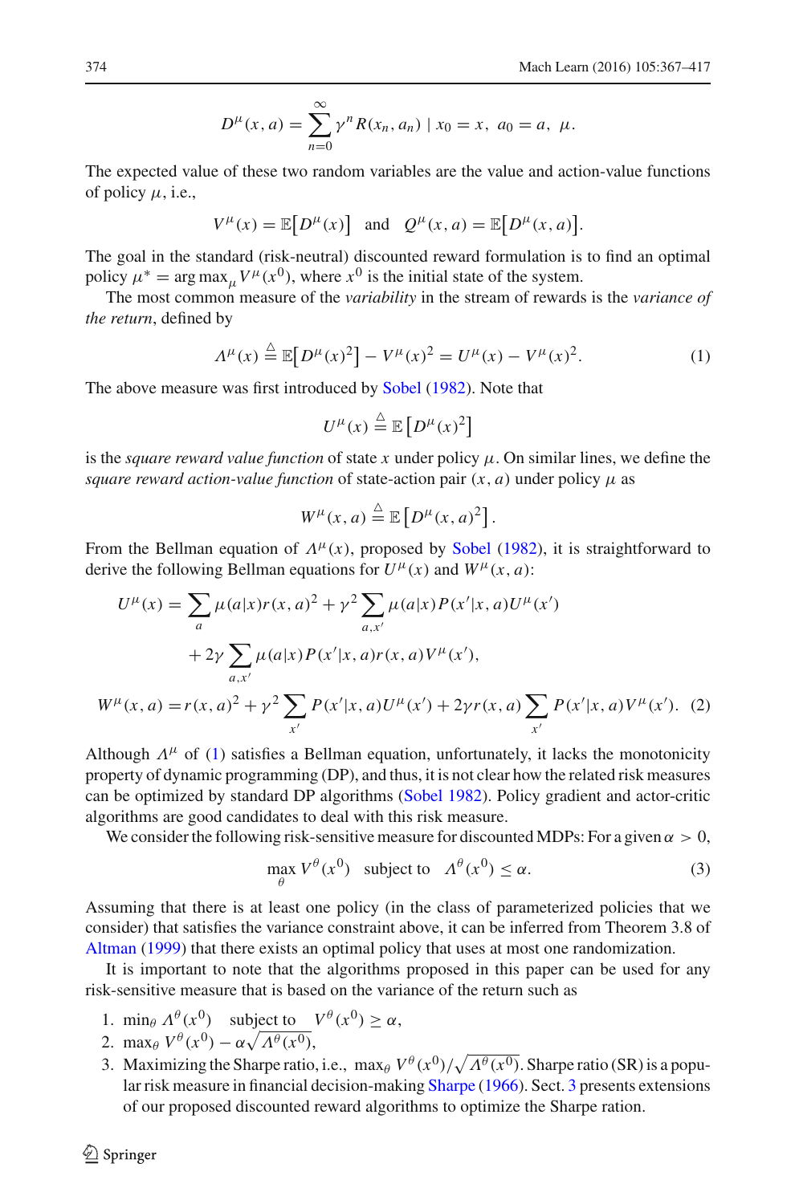$$D^\mu(x,a) = \sum_{n=0}^{\infty} \gamma^n R(x_n, a_n) \mid x_0 = x,\ a_0 = a,\ \mu.$$

The expected value of these two random variables are the value and action-value functions of policy $\mu$, i.e.,

$$V^\mu(x) = \mathbb{E}\big[D^\mu(x)\big] \quad \text{and} \quad Q^\mu(x,a) = \mathbb{E}\big[D^\mu(x,a)\big].$$

The goal in the standard (risk-neutral) discounted reward formulation is to find an optimal policy $\mu^* = \arg\max_\mu V^\mu(x^0)$, where $x^0$ is the initial state of the system.

The most common measure of the *variability* in the stream of rewards is the *variance of the return*, defined by

$$\Lambda^\mu(x) \triangleq \mathbb{E}\big[D^\mu(x)^2\big] - V^\mu(x)^2 = U^\mu(x) - V^\mu(x)^2. \tag{1}$$

The above measure was first introduced by Sobel (1982). Note that

$$U^\mu(x) \triangleq \mathbb{E}\left[D^\mu(x)^2\right]$$

is the *square reward value function* of state $x$ under policy $\mu$. On similar lines, we define the *square reward action-value function* of state-action pair $(x,a)$ under policy $\mu$ as

$$W^\mu(x,a) \triangleq \mathbb{E}\left[D^\mu(x,a)^2\right].$$

From the Bellman equation of $\Lambda^\mu(x)$, proposed by Sobel (1982), it is straightforward to derive the following Bellman equations for $U^\mu(x)$ and $W^\mu(x,a)$:

$$\begin{aligned}
U^\mu(x) = &\sum_a \mu(a|x) r(x,a)^2 + \gamma^2 \sum_{a,x'} \mu(a|x) P(x'|x,a) U^\mu(x') \\
&+ 2\gamma \sum_{a,x'} \mu(a|x) P(x'|x,a) r(x,a) V^\mu(x'), \\
W^\mu(x,a) = &\, r(x,a)^2 + \gamma^2 \sum_{x'} P(x'|x,a) U^\mu(x') + 2\gamma r(x,a) \sum_{x'} P(x'|x,a) V^\mu(x'). 
\end{aligned} \tag{2}$$

Although $\Lambda^\mu$ of (1) satisfies a Bellman equation, unfortunately, it lacks the monotonicity property of dynamic programming (DP), and thus, it is not clear how the related risk measures can be optimized by standard DP algorithms (Sobel 1982). Policy gradient and actor-critic algorithms are good candidates to deal with this risk measure.

We consider the following risk-sensitive measure for discounted MDPs: For a given $\alpha > 0$,

$$\max_\theta V^\theta(x^0) \quad \text{subject to} \quad \Lambda^\theta(x^0) \le \alpha. \tag{3}$$

Assuming that there is at least one policy (in the class of parameterized policies that we consider) that satisfies the variance constraint above, it can be inferred from Theorem 3.8 of Altman (1999) that there exists an optimal policy that uses at most one randomization.

It is important to note that the algorithms proposed in this paper can be used for any risk-sensitive measure that is based on the variance of the return such as

1. $\min_\theta \Lambda^\theta(x^0) \quad \text{subject to} \quad V^\theta(x^0) \ge \alpha$,
2. $\max_\theta V^\theta(x^0) - \alpha\sqrt{\Lambda^\theta(x^0)}$,
3. Maximizing the Sharpe ratio, i.e., $\max_\theta V^\theta(x^0)/\sqrt{\Lambda^\theta(x^0)}$. Sharpe ratio (SR) is a popular risk measure in financial decision-making Sharpe (1966). Sect. 3 presents extensions of our proposed discounted reward algorithms to optimize the Sharpe ration.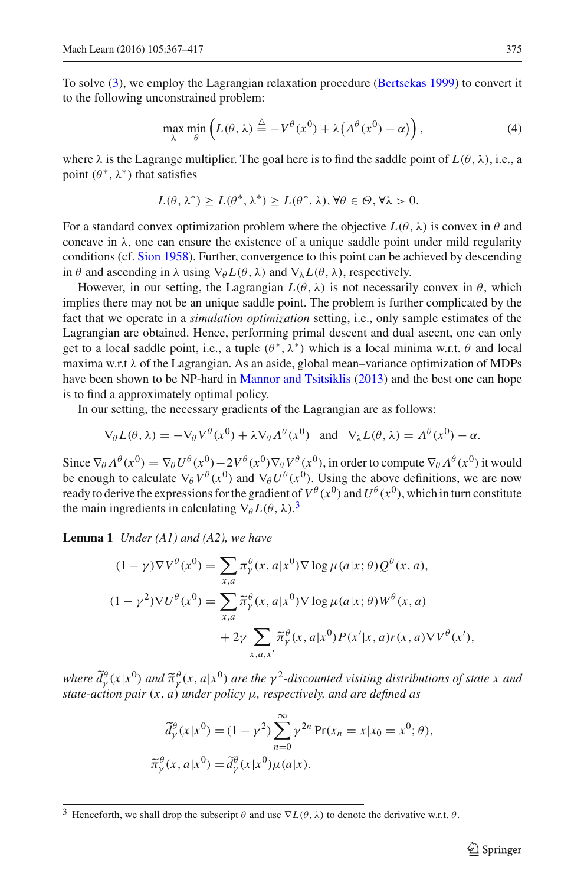To solve (3), we employ the Lagrangian relaxation procedure (Bertsekas 1999) to convert it to the following unconstrained problem:

$$\max_{\lambda} \min_{\theta} \left( L(\theta, \lambda) \stackrel{\triangle}{=} -V^{\theta}(x^0) + \lambda\big(\Lambda^{\theta}(x^0) - \alpha\big) \right), \tag{4}$$

where $\lambda$ is the Lagrange multiplier. The goal here is to find the saddle point of $L(\theta, \lambda)$, i.e., a point $(\theta^*, \lambda^*)$ that satisfies

$$L(\theta, \lambda^*) \geq L(\theta^*, \lambda^*) \geq L(\theta^*, \lambda), \forall \theta \in \Theta, \forall \lambda > 0.$$

For a standard convex optimization problem where the objective $L(\theta, \lambda)$ is convex in $\theta$ and concave in $\lambda$, one can ensure the existence of a unique saddle point under mild regularity conditions (cf. Sion 1958). Further, convergence to this point can be achieved by descending in $\theta$ and ascending in $\lambda$ using $\nabla_\theta L(\theta, \lambda)$ and $\nabla_\lambda L(\theta, \lambda)$, respectively.

However, in our setting, the Lagrangian $L(\theta, \lambda)$ is not necessarily convex in $\theta$, which implies there may not be an unique saddle point. The problem is further complicated by the fact that we operate in a *simulation optimization* setting, i.e., only sample estimates of the Lagrangian are obtained. Hence, performing primal descent and dual ascent, one can only get to a local saddle point, i.e., a tuple $(\theta^*, \lambda^*)$ which is a local minima w.r.t. $\theta$ and local maxima w.r.t $\lambda$ of the Lagrangian. As an aside, global mean–variance optimization of MDPs have been shown to be NP-hard in Mannor and Tsitsiklis (2013) and the best one can hope is to find a approximately optimal policy.

In our setting, the necessary gradients of the Lagrangian are as follows:

$$\nabla_\theta L(\theta, \lambda) = -\nabla_\theta V^{\theta}(x^0) + \lambda \nabla_\theta \Lambda^{\theta}(x^0) \quad \text{and} \quad \nabla_\lambda L(\theta, \lambda) = \Lambda^{\theta}(x^0) - \alpha.$$

Since $\nabla_\theta \Lambda^{\theta}(x^0) = \nabla_\theta U^{\theta}(x^0) - 2V^{\theta}(x^0)\nabla_\theta V^{\theta}(x^0)$, in order to compute $\nabla_\theta \Lambda^{\theta}(x^0)$ it would be enough to calculate $\nabla_\theta V^{\theta}(x^0)$ and $\nabla_\theta U^{\theta}(x^0)$. Using the above definitions, we are now ready to derive the expressions for the gradient of $V^{\theta}(x^0)$ and $U^{\theta}(x^0)$, which in turn constitute the main ingredients in calculating $\nabla_\theta L(\theta, \lambda)$.[3]

**Lemma 1** *Under (A1) and (A2), we have*

$$(1-\gamma)\nabla V^{\theta}(x^0) = \sum_{x,a} \pi_\gamma^{\theta}(x, a|x^0) \nabla \log \mu(a|x;\theta) Q^{\theta}(x, a),$$

$$(1-\gamma^2)\nabla U^{\theta}(x^0) = \sum_{x,a} \widetilde{\pi}_\gamma^{\theta}(x, a|x^0) \nabla \log \mu(a|x;\theta) W^{\theta}(x, a)$$
$$+ 2\gamma \sum_{x,a,x'} \widetilde{\pi}_\gamma^{\theta}(x, a|x^0) P(x'|x, a) r(x, a) \nabla V^{\theta}(x'),$$

*where $\widetilde{d}_\gamma^{\theta}(x|x^0)$ and $\widetilde{\pi}_\gamma^{\theta}(x, a|x^0)$ are the $\gamma^2$-discounted visiting distributions of state $x$ and state-action pair $(x, a)$ under policy $\mu$, respectively, and are defined as*

$$\widetilde{d}_\gamma^{\theta}(x|x^0) = (1-\gamma^2)\sum_{n=0}^{\infty} \gamma^{2n} \Pr(x_n = x | x_0 = x^0; \theta),$$
$$\widetilde{\pi}_\gamma^{\theta}(x, a|x^0) = \widetilde{d}_\gamma^{\theta}(x|x^0)\mu(a|x).$$

[3] Henceforth, we shall drop the subscript $\theta$ and use $\nabla L(\theta, \lambda)$ to denote the derivative w.r.t. $\theta$.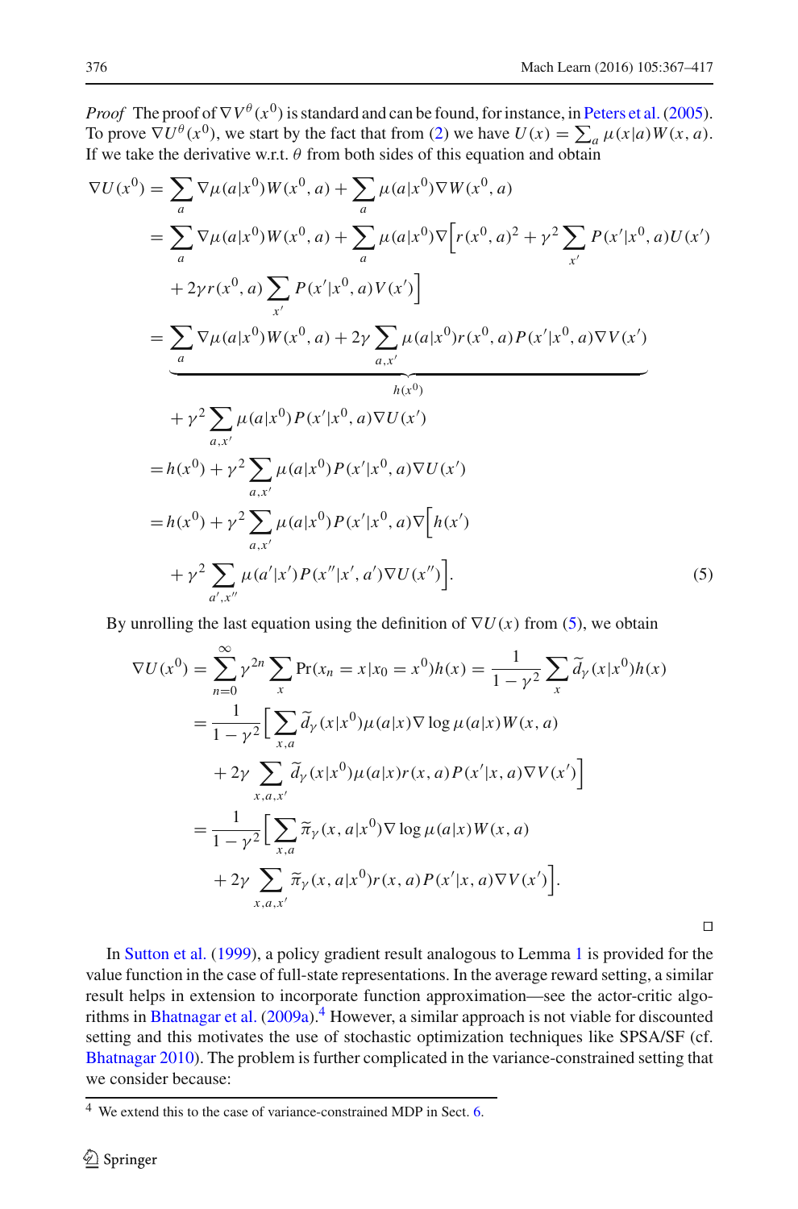*Proof* The proof of $\nabla V^\theta(x^0)$ is standard and can be found, for instance, in Peters et al. (2005). To prove $\nabla U^\theta(x^0)$, we start by the fact that from (2) we have $U(x) = \sum_a \mu(x|a)W(x,a)$. If we take the derivative w.r.t. $\theta$ from both sides of this equation and obtain

$$
\begin{aligned}
\nabla U(x^0) &= \sum_a \nabla\mu(a|x^0)W(x^0,a) + \sum_a \mu(a|x^0)\nabla W(x^0,a) \\
&= \sum_a \nabla\mu(a|x^0)W(x^0,a) + \sum_a \mu(a|x^0)\nabla\Big[r(x^0,a)^2 + \gamma^2 \sum_{x'} P(x'|x^0,a)U(x') \\
&\quad + 2\gamma r(x^0,a)\sum_{x'} P(x'|x^0,a)V(x')\Big] \\
&= \underbrace{\sum_a \nabla\mu(a|x^0)W(x^0,a) + 2\gamma \sum_{a,x'} \mu(a|x^0)r(x^0,a)P(x'|x^0,a)\nabla V(x')}_{h(x^0)} \\
&\quad + \gamma^2 \sum_{a,x'} \mu(a|x^0)P(x'|x^0,a)\nabla U(x') \\
&= h(x^0) + \gamma^2 \sum_{a,x'} \mu(a|x^0)P(x'|x^0,a)\nabla U(x') \\
&= h(x^0) + \gamma^2 \sum_{a,x'} \mu(a|x^0)P(x'|x^0,a)\nabla\Big[h(x') \\
&\quad + \gamma^2 \sum_{a',x''} \mu(a'|x')P(x''|x',a')\nabla U(x'')\Big].
\end{aligned} \tag{5}
$$

By unrolling the last equation using the definition of $\nabla U(x)$ from (5), we obtain

$$
\begin{aligned}
\nabla U(x^0) &= \sum_{n=0}^{\infty} \gamma^{2n} \sum_x \Pr(x_n = x | x_0 = x^0) h(x) = \frac{1}{1-\gamma^2} \sum_x \widetilde{d}_\gamma(x|x^0)h(x) \\
&= \frac{1}{1-\gamma^2}\Big[\sum_{x,a} \widetilde{d}_\gamma(x|x^0)\mu(a|x)\nabla\log\mu(a|x)W(x,a) \\
&\quad + 2\gamma \sum_{x,a,x'} \widetilde{d}_\gamma(x|x^0)\mu(a|x)r(x,a)P(x'|x,a)\nabla V(x')\Big] \\
&= \frac{1}{1-\gamma^2}\Big[\sum_{x,a} \widetilde{\pi}_\gamma(x,a|x^0)\nabla\log\mu(a|x)W(x,a) \\
&\quad + 2\gamma \sum_{x,a,x'} \widetilde{\pi}_\gamma(x,a|x^0)r(x,a)P(x'|x,a)\nabla V(x')\Big].
\end{aligned}
$$

□

In Sutton et al. (1999), a policy gradient result analogous to Lemma 1 is provided for the value function in the case of full-state representations. In the average reward setting, a similar result helps in extension to incorporate function approximation—see the actor-critic algorithms in Bhatnagar et al. (2009a).[4] However, a similar approach is not viable for discounted setting and this motivates the use of stochastic optimization techniques like SPSA/SF (cf. Bhatnagar 2010). The problem is further complicated in the variance-constrained setting that we consider because:

[4] We extend this to the case of variance-constrained MDP in Sect. 6.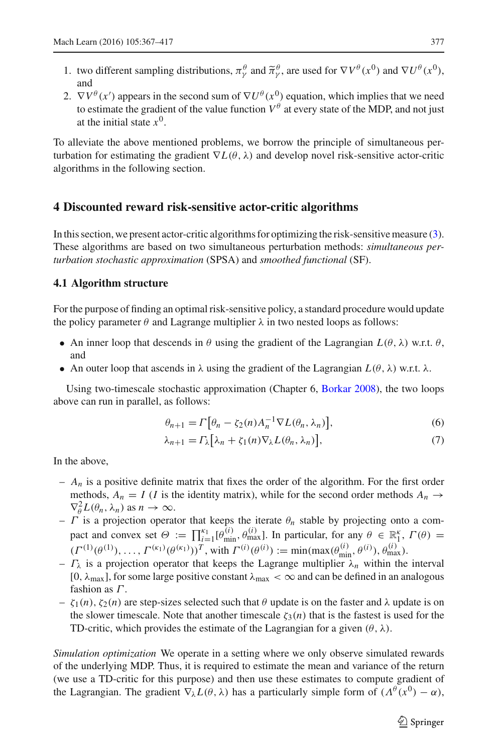1. two different sampling distributions, $\pi_\gamma^\theta$ and $\widetilde{\pi}_\gamma^\theta$, are used for $\nabla V^\theta(x^0)$ and $\nabla U^\theta(x^0)$, and
2. $\nabla V^\theta(x')$ appears in the second sum of $\nabla U^\theta(x^0)$ equation, which implies that we need to estimate the gradient of the value function $V^\theta$ at every state of the MDP, and not just at the initial state $x^0$.

To alleviate the above mentioned problems, we borrow the principle of simultaneous perturbation for estimating the gradient $\nabla L(\theta, \lambda)$ and develop novel risk-sensitive actor-critic algorithms in the following section.

## 4 Discounted reward risk-sensitive actor-critic algorithms

In this section, we present actor-critic algorithms for optimizing the risk-sensitive measure (3). These algorithms are based on two simultaneous perturbation methods: *simultaneous perturbation stochastic approximation* (SPSA) and *smoothed functional* (SF).

### 4.1 Algorithm structure

For the purpose of finding an optimal risk-sensitive policy, a standard procedure would update the policy parameter $\theta$ and Lagrange multiplier $\lambda$ in two nested loops as follows:

- An inner loop that descends in $\theta$ using the gradient of the Lagrangian $L(\theta, \lambda)$ w.r.t. $\theta$, and
- An outer loop that ascends in $\lambda$ using the gradient of the Lagrangian $L(\theta, \lambda)$ w.r.t. $\lambda$.

Using two-timescale stochastic approximation (Chapter 6, Borkar 2008), the two loops above can run in parallel, as follows:

$$\theta_{n+1} = \Gamma\big[\theta_n - \zeta_2(n) A_n^{-1} \nabla L(\theta_n, \lambda_n)\big], \tag{6}$$

$$\lambda_{n+1} = \Gamma_\lambda\big[\lambda_n + \zeta_1(n) \nabla_\lambda L(\theta_n, \lambda_n)\big], \tag{7}$$

In the above,

- $A_n$ is a positive definite matrix that fixes the order of the algorithm. For the first order methods, $A_n = I$ ($I$ is the identity matrix), while for the second order methods $A_n \to \nabla_\theta^2 L(\theta_n, \lambda_n)$ as $n \to \infty$.
- $\Gamma$ is a projection operator that keeps the iterate $\theta_n$ stable by projecting onto a compact and convex set $\Theta := \prod_{i=1}^{\kappa_1} [\theta_{\min}^{(i)}, \theta_{\max}^{(i)}]$. In particular, for any $\theta \in \mathbb{R}_1^\kappa$, $\Gamma(\theta) = (\Gamma^{(1)}(\theta^{(1)}), \ldots, \Gamma^{(\kappa_1)}(\theta^{(\kappa_1)}))^T$, with $\Gamma^{(i)}(\theta^{(i)}) := \min(\max(\theta_{\min}^{(i)}, \theta^{(i)}), \theta_{\max}^{(i)})$.
- $\Gamma_\lambda$ is a projection operator that keeps the Lagrange multiplier $\lambda_n$ within the interval $[0, \lambda_{\max}]$, for some large positive constant $\lambda_{\max} < \infty$ and can be defined in an analogous fashion as $\Gamma$.
- $\zeta_1(n), \zeta_2(n)$ are step-sizes selected such that $\theta$ update is on the faster and $\lambda$ update is on the slower timescale. Note that another timescale $\zeta_3(n)$ that is the fastest is used for the TD-critic, which provides the estimate of the Lagrangian for a given $(\theta, \lambda)$.

*Simulation optimization* We operate in a setting where we only observe simulated rewards of the underlying MDP. Thus, it is required to estimate the mean and variance of the return (we use a TD-critic for this purpose) and then use these estimates to compute gradient of the Lagrangian. The gradient $\nabla_\lambda L(\theta, \lambda)$ has a particularly simple form of $(\Lambda^\theta(x^0) - \alpha)$,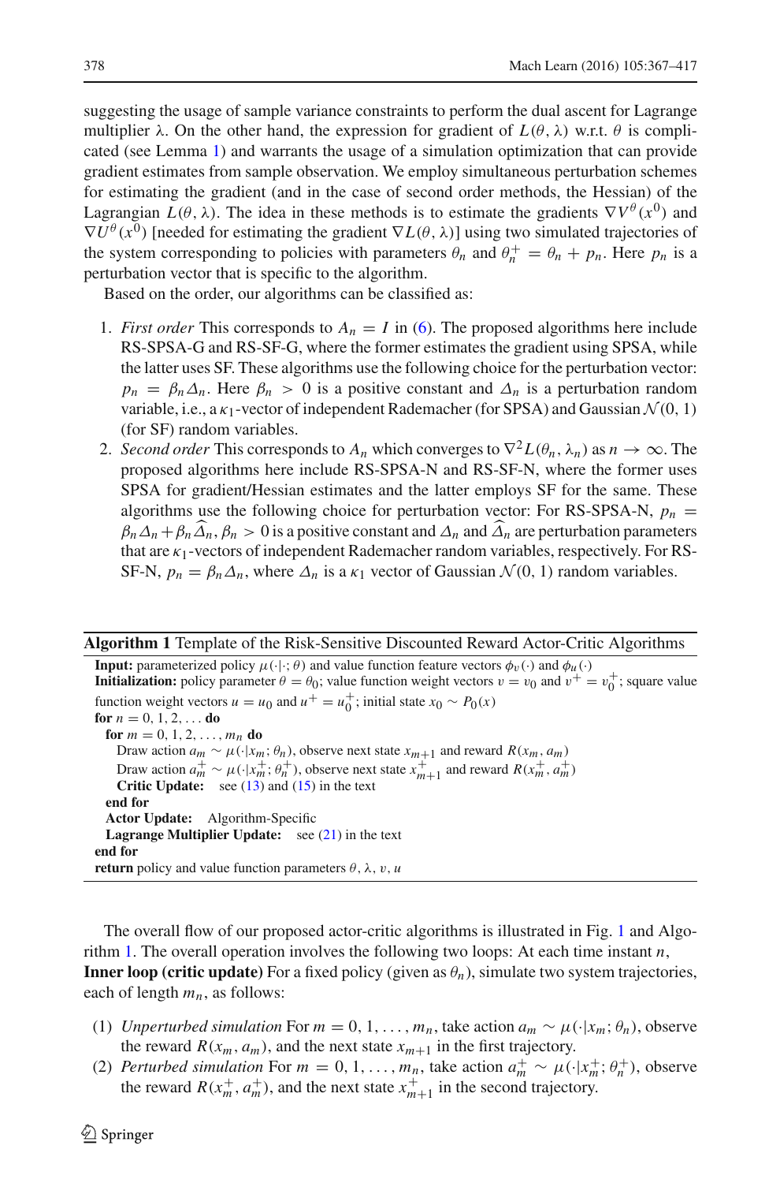suggesting the usage of sample variance constraints to perform the dual ascent for Lagrange multiplier $\lambda$. On the other hand, the expression for gradient of $L(\theta, \lambda)$ w.r.t. $\theta$ is complicated (see Lemma 1) and warrants the usage of a simulation optimization that can provide gradient estimates from sample observation. We employ simultaneous perturbation schemes for estimating the gradient (and in the case of second order methods, the Hessian) of the Lagrangian $L(\theta, \lambda)$. The idea in these methods is to estimate the gradients $\nabla V^{\theta}(x^0)$ and $\nabla U^{\theta}(x^0)$ [needed for estimating the gradient $\nabla L(\theta, \lambda)$] using two simulated trajectories of the system corresponding to policies with parameters $\theta_n$ and $\theta_n^+ = \theta_n + p_n$. Here $p_n$ is a perturbation vector that is specific to the algorithm.

Based on the order, our algorithms can be classified as:

1. *First order* This corresponds to $A_n = I$ in (6). The proposed algorithms here include RS-SPSA-G and RS-SF-G, where the former estimates the gradient using SPSA, while the latter uses SF. These algorithms use the following choice for the perturbation vector: $p_n = \beta_n \Delta_n$. Here $\beta_n > 0$ is a positive constant and $\Delta_n$ is a perturbation random variable, i.e., a $\kappa_1$-vector of independent Rademacher (for SPSA) and Gaussian $\mathcal{N}(0, 1)$ (for SF) random variables.
2. *Second order* This corresponds to $A_n$ which converges to $\nabla^2 L(\theta_n, \lambda_n)$ as $n \to \infty$. The proposed algorithms here include RS-SPSA-N and RS-SF-N, where the former uses SPSA for gradient/Hessian estimates and the latter employs SF for the same. These algorithms use the following choice for perturbation vector: For RS-SPSA-N, $p_n = \beta_n \Delta_n + \beta_n \widehat{\Delta}_n$, $\beta_n > 0$ is a positive constant and $\Delta_n$ and $\widehat{\Delta}_n$ are perturbation parameters that are $\kappa_1$-vectors of independent Rademacher random variables, respectively. For RS-SF-N, $p_n = \beta_n \Delta_n$, where $\Delta_n$ is a $\kappa_1$ vector of Gaussian $\mathcal{N}(0, 1)$ random variables.

**Algorithm 1** Template of the Risk-Sensitive Discounted Reward Actor-Critic Algorithms

**Input:** parameterized policy $\mu(\cdot|\cdot; \theta)$ and value function feature vectors $\phi_v(\cdot)$ and $\phi_u(\cdot)$
**Initialization:** policy parameter $\theta = \theta_0$; value function weight vectors $v = v_0$ and $v^+ = v_0^+$; square value function weight vectors $u = u_0$ and $u^+ = u_0^+$; initial state $x_0 \sim P_0(x)$
**for** $n = 0, 1, 2, \ldots$ **do**
  **for** $m = 0, 1, 2, \ldots, m_n$ **do**
    Draw action $a_m \sim \mu(\cdot|x_m; \theta_n)$, observe next state $x_{m+1}$ and reward $R(x_m, a_m)$
    Draw action $a_m^+ \sim \mu(\cdot|x_m^+; \theta_n^+)$, observe next state $x_{m+1}^+$ and reward $R(x_m^+, a_m^+)$
    **Critic Update:** see (13) and (15) in the text
  **end for**
  **Actor Update:** Algorithm-Specific
  **Lagrange Multiplier Update:** see (21) in the text
**end for**
**return** policy and value function parameters $\theta, \lambda, v, u$

The overall flow of our proposed actor-critic algorithms is illustrated in Fig. 1 and Algorithm 1. The overall operation involves the following two loops: At each time instant $n$,

**Inner loop (critic update)** For a fixed policy (given as $\theta_n$), simulate two system trajectories, each of length $m_n$, as follows:

(1) *Unperturbed simulation* For $m = 0, 1, \ldots, m_n$, take action $a_m \sim \mu(\cdot|x_m; \theta_n)$, observe the reward $R(x_m, a_m)$, and the next state $x_{m+1}$ in the first trajectory.
(2) *Perturbed simulation* For $m = 0, 1, \ldots, m_n$, take action $a_m^+ \sim \mu(\cdot|x_m^+; \theta_n^+)$, observe the reward $R(x_m^+, a_m^+)$, and the next state $x_{m+1}^+$ in the second trajectory.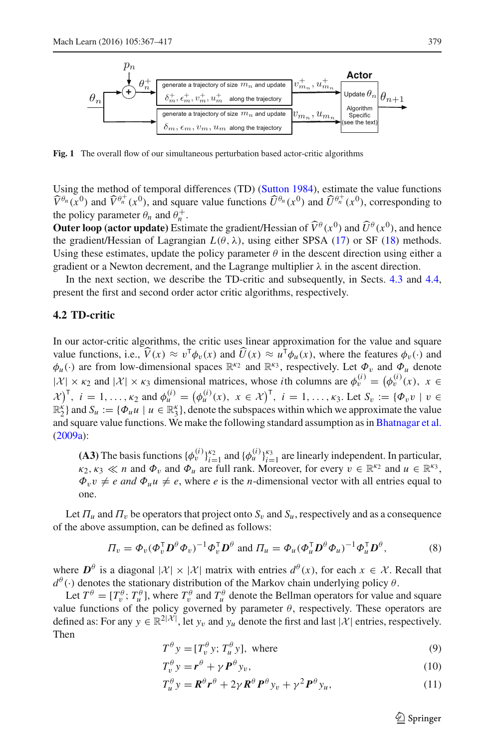Fig. 1 The overall flow of our simultaneous perturbation based actor-critic algorithms

Using the method of temporal differences (TD) (Sutton 1984), estimate the value functions $\widehat{V}^{\theta_n}(x^0)$ and $\widehat{V}^{\theta_n^+}(x^0)$, and square value functions $\widehat{U}^{\theta_n}(x^0)$ and $\widehat{U}^{\theta_n^+}(x^0)$, corresponding to the policy parameter $\theta_n$ and $\theta_n^+$.

**Outer loop (actor update)** Estimate the gradient/Hessian of $\widehat{V}^{\theta}(x^0)$ and $\widehat{U}^{\theta}(x^0)$, and hence the gradient/Hessian of Lagrangian $L(\theta, \lambda)$, using either SPSA (17) or SF (18) methods. Using these estimates, update the policy parameter $\theta$ in the descent direction using either a gradient or a Newton decrement, and the Lagrange multiplier $\lambda$ in the ascent direction.

In the next section, we describe the TD-critic and subsequently, in Sects. 4.3 and 4.4, present the first and second order actor critic algorithms, respectively.

### 4.2 TD-critic

In our actor-critic algorithms, the critic uses linear approximation for the value and square value functions, i.e., $\widehat{V}(x) \approx v^{\mathsf{T}}\phi_v(x)$ and $\widehat{U}(x) \approx u^{\mathsf{T}}\phi_u(x)$, where the features $\phi_v(\cdot)$ and $\phi_u(\cdot)$ are from low-dimensional spaces $\mathbb{R}^{\kappa_2}$ and $\mathbb{R}^{\kappa_3}$, respectively. Let $\Phi_v$ and $\Phi_u$ denote $|\mathcal{X}| \times \kappa_2$ and $|\mathcal{X}| \times \kappa_3$ dimensional matrices, whose $i$th columns are $\phi_v^{(i)} = \big(\phi_v^{(i)}(x),\ x \in \mathcal{X}\big)^{\mathsf{T}},\ i = 1, \ldots, \kappa_2$ and $\phi_u^{(i)} = \big(\phi_u^{(i)}(x),\ x \in \mathcal{X}\big)^{\mathsf{T}},\ i = 1, \ldots, \kappa_3$. Let $S_v := \{\Phi_v v \mid v \in \mathbb{R}_2^{\kappa}\}$ and $S_u := \{\Phi_u u \mid u \in \mathbb{R}_3^{\kappa}\}$, denote the subspaces within which we approximate the value and square value functions. We make the following standard assumption as in Bhatnagar et al. (2009a):

> **(A3)** The basis functions $\{\phi_v^{(i)}\}_{i=1}^{\kappa_2}$ and $\{\phi_u^{(i)}\}_{i=1}^{\kappa_3}$ are linearly independent. In particular, $\kappa_2, \kappa_3 \ll n$ and $\Phi_v$ and $\Phi_u$ are full rank. Moreover, for every $v \in \mathbb{R}^{\kappa_2}$ and $u \in \mathbb{R}^{\kappa_3}$, $\Phi_v v \neq e$ *and* $\Phi_u u \neq e$, where $e$ is the $n$-dimensional vector with all entries equal to one.

Let $\Pi_u$ and $\Pi_v$ be operators that project onto $S_v$ and $S_u$, respectively and as a consequence of the above assumption, can be defined as follows:

$$\Pi_v = \Phi_v(\Phi_v^{\mathsf{T}} \boldsymbol{D}^{\theta} \Phi_v)^{-1} \Phi_v^{\mathsf{T}} \boldsymbol{D}^{\theta} \text{ and } \Pi_u = \Phi_u(\Phi_u^{\mathsf{T}} \boldsymbol{D}^{\theta} \Phi_u)^{-1} \Phi_u^{\mathsf{T}} \boldsymbol{D}^{\theta}, \tag{8}$$

where $\boldsymbol{D}^{\theta}$ is a diagonal $|\mathcal{X}| \times |\mathcal{X}|$ matrix with entries $d^{\theta}(x)$, for each $x \in \mathcal{X}$. Recall that $d^{\theta}(\cdot)$ denotes the stationary distribution of the Markov chain underlying policy $\theta$.

Let $T^{\theta} = [T_v^{\theta}; T_u^{\theta}]$, where $T_v^{\theta}$ and $T_u^{\theta}$ denote the Bellman operators for value and square value functions of the policy governed by parameter $\theta$, respectively. These operators are defined as: For any $y \in \mathbb{R}^{2|\mathcal{X}|}$, let $y_v$ and $y_u$ denote the first and last $|\mathcal{X}|$ entries, respectively. Then

$$T^{\theta} y = [T_v^{\theta} y;\ T_u^{\theta} y], \text{ where} \tag{9}$$

$$T_v^{\theta} y = \boldsymbol{r}^{\theta} + \gamma \boldsymbol{P}^{\theta} y_v, \tag{10}$$

$$T_u^{\theta} y = \boldsymbol{R}^{\theta} \boldsymbol{r}^{\theta} + 2\gamma \boldsymbol{R}^{\theta} \boldsymbol{P}^{\theta} y_v + \gamma^2 \boldsymbol{P}^{\theta} y_u, \tag{11}$$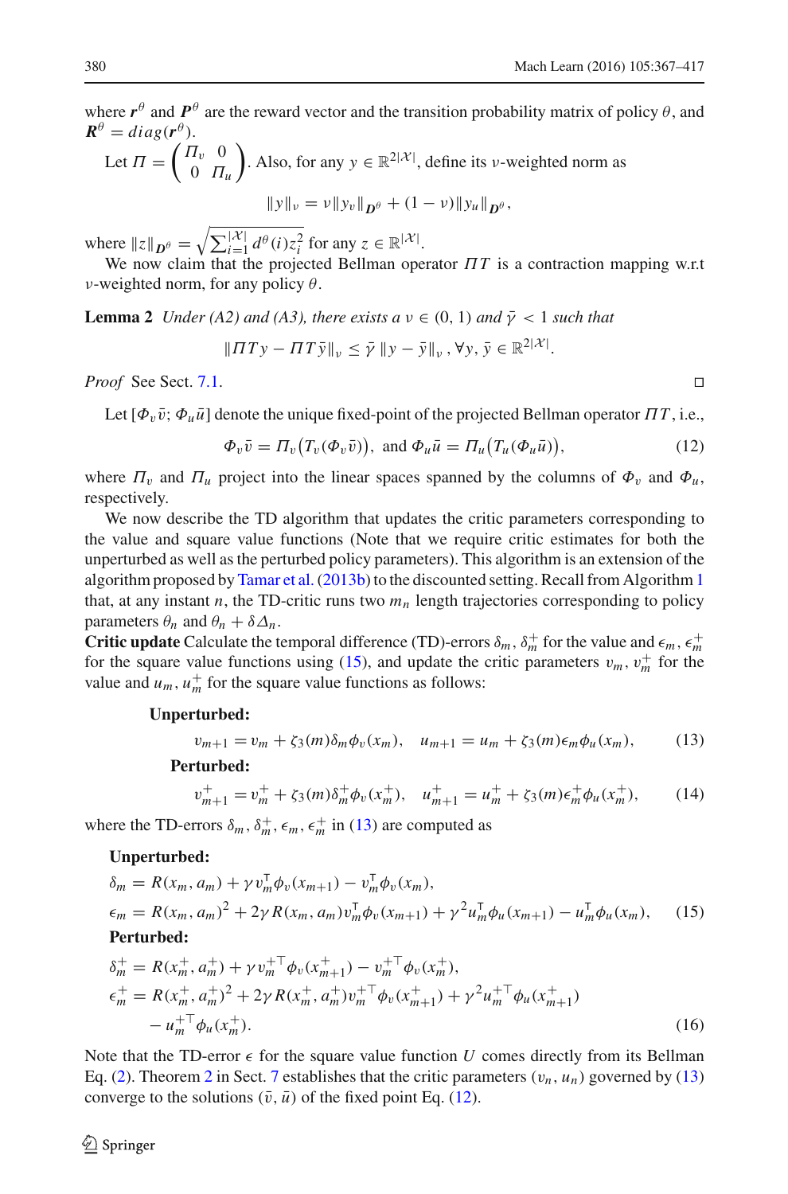where $\boldsymbol{r}^\theta$ and $\boldsymbol{P}^\theta$ are the reward vector and the transition probability matrix of policy $\theta$, and $\boldsymbol{R}^\theta = diag(\boldsymbol{r}^\theta)$.

Let $\Pi = \begin{pmatrix} \Pi_v & 0 \\ 0 & \Pi_u \end{pmatrix}$. Also, for any $y \in \mathbb{R}^{2|\mathcal{X}|}$, define its $\nu$-weighted norm as

$$\|y\|_\nu = \nu \|y_v\|_{\boldsymbol{D}^\theta} + (1-\nu)\|y_u\|_{\boldsymbol{D}^\theta},$$

where $\|z\|_{\boldsymbol{D}^\theta} = \sqrt{\sum_{i=1}^{|\mathcal{X}|} d^\theta(i) z_i^2}$ for any $z \in \mathbb{R}^{|\mathcal{X}|}$.

We now claim that the projected Bellman operator $\Pi T$ is a contraction mapping w.r.t $\nu$-weighted norm, for any policy $\theta$.

**Lemma 2** *Under (A2) and (A3), there exists a $\nu \in (0,1)$ and $\bar{\gamma} < 1$ such that*

$$\|\Pi T y - \Pi T \bar{y}\|_\nu \le \bar{\gamma}\, \|y - \bar{y}\|_\nu\,, \forall y, \bar{y} \in \mathbb{R}^{2|\mathcal{X}|}.$$

*Proof* See Sect. 7.1. □

Let $[\Phi_v \bar{v}; \Phi_u \bar{u}]$ denote the unique fixed-point of the projected Bellman operator $\Pi T$, i.e.,

$$\Phi_v \bar{v} = \Pi_v\big(T_v(\Phi_v \bar{v})\big), \text{ and } \Phi_u \bar{u} = \Pi_u\big(T_u(\Phi_u \bar{u})\big), \tag{12}$$

where $\Pi_v$ and $\Pi_u$ project into the linear spaces spanned by the columns of $\Phi_v$ and $\Phi_u$, respectively.

We now describe the TD algorithm that updates the critic parameters corresponding to the value and square value functions (Note that we require critic estimates for both the unperturbed as well as the perturbed policy parameters). This algorithm is an extension of the algorithm proposed by Tamar et al. (2013b) to the discounted setting. Recall from Algorithm 1 that, at any instant $n$, the TD-critic runs two $m_n$ length trajectories corresponding to policy parameters $\theta_n$ and $\theta_n + \delta\Delta_n$.

**Critic update** Calculate the temporal difference (TD)-errors $\delta_m, \delta_m^+$ for the value and $\epsilon_m, \epsilon_m^+$ for the square value functions using (15), and update the critic parameters $v_m, v_m^+$ for the value and $u_m, u_m^+$ for the square value functions as follows:

**Unperturbed:**

$$v_{m+1} = v_m + \zeta_3(m)\delta_m \phi_v(x_m), \quad u_{m+1} = u_m + \zeta_3(m)\epsilon_m \phi_u(x_m), \tag{13}$$

**Perturbed:**

$$v_{m+1}^+ = v_m^+ + \zeta_3(m)\delta_m^+ \phi_v(x_m^+), \quad u_{m+1}^+ = u_m^+ + \zeta_3(m)\epsilon_m^+ \phi_u(x_m^+), \tag{14}$$

where the TD-errors $\delta_m, \delta_m^+, \epsilon_m, \epsilon_m^+$ in (13) are computed as

**Unperturbed:**

$$\delta_m = R(x_m, a_m) + \gamma v_m^\top \phi_v(x_{m+1}) - v_m^\top \phi_v(x_m),$$
$$\epsilon_m = R(x_m, a_m)^2 + 2\gamma R(x_m, a_m) v_m^\top \phi_v(x_{m+1}) + \gamma^2 u_m^\top \phi_u(x_{m+1}) - u_m^\top \phi_u(x_m), \tag{15}$$

**Perturbed:**

$$\delta_m^+ = R(x_m^+, a_m^+) + \gamma v_m^{+\top} \phi_v(x_{m+1}^+) - v_m^{+\top} \phi_v(x_m^+),$$
$$\epsilon_m^+ = R(x_m^+, a_m^+)^2 + 2\gamma R(x_m^+, a_m^+) v_m^{+\top} \phi_v(x_{m+1}^+) + \gamma^2 u_m^{+\top} \phi_u(x_{m+1}^+) - u_m^{+\top} \phi_u(x_m^+). \tag{16}$$

Note that the TD-error $\epsilon$ for the square value function $U$ comes directly from its Bellman Eq. (2). Theorem 2 in Sect. 7 establishes that the critic parameters $(v_n, u_n)$ governed by (13) converge to the solutions $(\bar{v}, \bar{u})$ of the fixed point Eq. (12).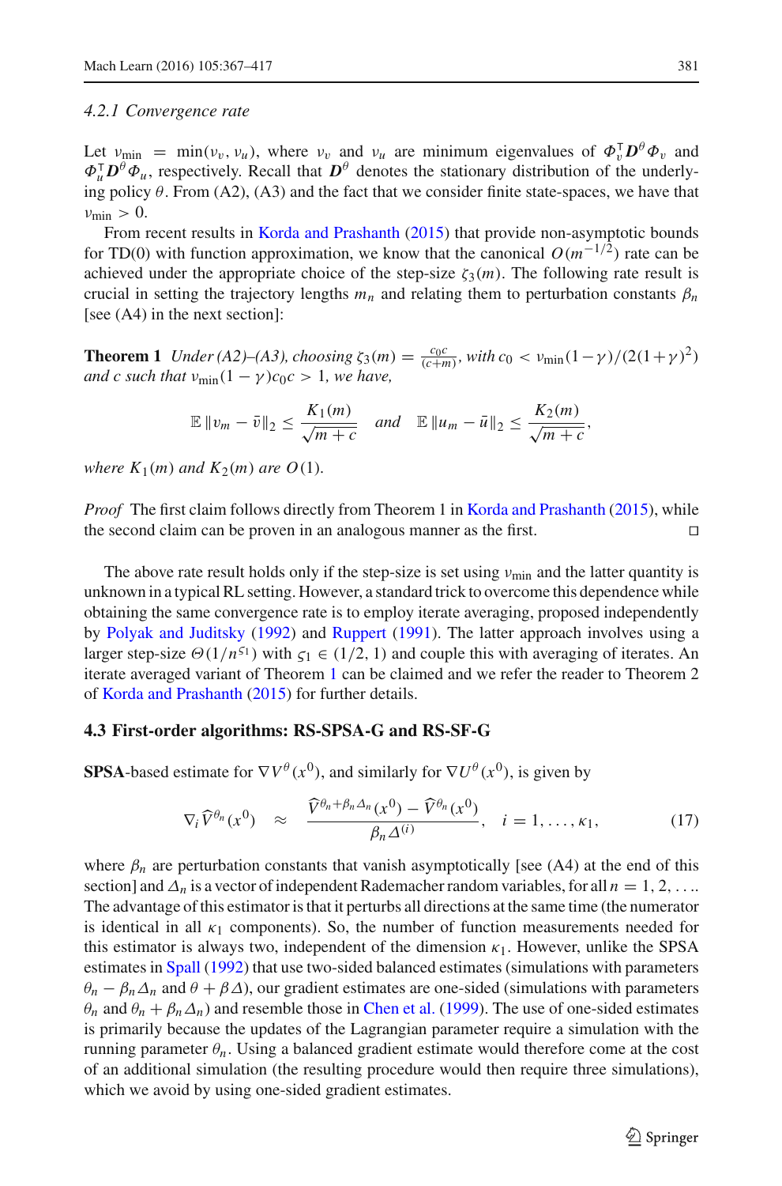#### 4.2.1 Convergence rate

Let $\nu_{\min} = \min(\nu_v, \nu_u)$, where $\nu_v$ and $\nu_u$ are minimum eigenvalues of $\Phi_v^\top \boldsymbol{D}^\theta \Phi_v$ and $\Phi_u^\top \boldsymbol{D}^\theta \Phi_u$, respectively. Recall that $\boldsymbol{D}^\theta$ denotes the stationary distribution of the underlying policy $\theta$. From (A2), (A3) and the fact that we consider finite state-spaces, we have that $\nu_{\min} > 0$.

From recent results in Korda and Prashanth (2015) that provide non-asymptotic bounds for TD(0) with function approximation, we know that the canonical $O(m^{-1/2})$ rate can be achieved under the appropriate choice of the step-size $\zeta_3(m)$. The following rate result is crucial in setting the trajectory lengths $m_n$ and relating them to perturbation constants $\beta_n$ [see (A4) in the next section]:

**Theorem 1** *Under (A2)–(A3), choosing* $\zeta_3(m) = \frac{c_0 c}{(c+m)}$, *with* $c_0 < \nu_{\min}(1-\gamma)/(2(1+\gamma)^2)$ *and* $c$ *such that* $\nu_{\min}(1-\gamma)c_0 c > 1$, *we have,*

$$\mathbb{E}\left\|v_m - \bar{v}\right\|_2 \leq \frac{K_1(m)}{\sqrt{m+c}} \quad \text{and} \quad \mathbb{E}\left\|u_m - \bar{u}\right\|_2 \leq \frac{K_2(m)}{\sqrt{m+c}},$$

*where* $K_1(m)$ *and* $K_2(m)$ *are* $O(1)$.

*Proof* The first claim follows directly from Theorem 1 in Korda and Prashanth (2015), while the second claim can be proven in an analogous manner as the first. □

The above rate result holds only if the step-size is set using $\nu_{\min}$ and the latter quantity is unknown in a typical RL setting. However, a standard trick to overcome this dependence while obtaining the same convergence rate is to employ iterate averaging, proposed independently by Polyak and Juditsky (1992) and Ruppert (1991). The latter approach involves using a larger step-size $\Theta(1/n^{\varsigma_1})$ with $\varsigma_1 \in (1/2, 1)$ and couple this with averaging of iterates. An iterate averaged variant of Theorem 1 can be claimed and we refer the reader to Theorem 2 of Korda and Prashanth (2015) for further details.

### 4.3 First-order algorithms: RS-SPSA-G and RS-SF-G

**SPSA**-based estimate for $\nabla V^\theta(x^0)$, and similarly for $\nabla U^\theta(x^0)$, is given by

$$\nabla_i \widehat{V}^{\theta_n}(x^0) \quad \approx \quad \frac{\widehat{V}^{\theta_n + \beta_n \Delta_n}(x^0) - \widehat{V}^{\theta_n}(x^0)}{\beta_n \Delta^{(i)}}, \quad i = 1, \ldots, \kappa_1, \tag{17}$$

where $\beta_n$ are perturbation constants that vanish asymptotically [see (A4) at the end of this section] and $\Delta_n$ is a vector of independent Rademacher random variables, for all $n = 1, 2, \ldots$. The advantage of this estimator is that it perturbs all directions at the same time (the numerator is identical in all $\kappa_1$ components). So, the number of function measurements needed for this estimator is always two, independent of the dimension $\kappa_1$. However, unlike the SPSA estimates in Spall (1992) that use two-sided balanced estimates (simulations with parameters $\theta_n - \beta_n \Delta_n$ and $\theta + \beta\Delta$), our gradient estimates are one-sided (simulations with parameters $\theta_n$ and $\theta_n + \beta_n \Delta_n$) and resemble those in Chen et al. (1999). The use of one-sided estimates is primarily because the updates of the Lagrangian parameter require a simulation with the running parameter $\theta_n$. Using a balanced gradient estimate would therefore come at the cost of an additional simulation (the resulting procedure would then require three simulations), which we avoid by using one-sided gradient estimates.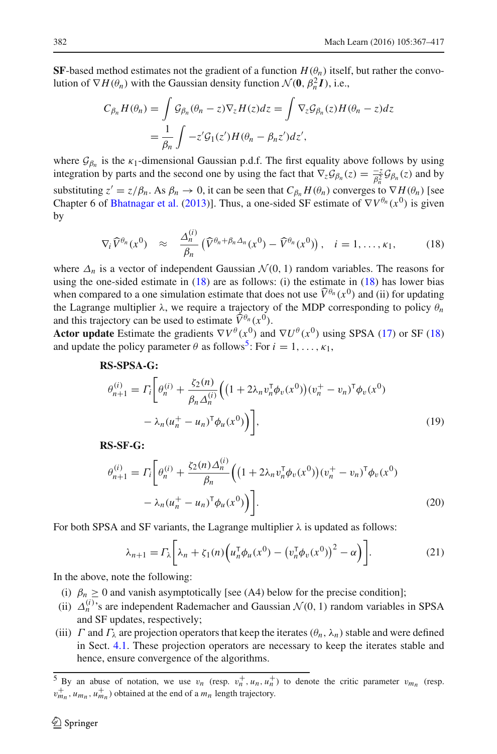**SF**-based method estimates not the gradient of a function $H(\theta_n)$ itself, but rather the convolution of $\nabla H(\theta_n)$ with the Gaussian density function $\mathcal{N}(\mathbf{0}, \beta_n^2 \boldsymbol{I})$, i.e.,

$$
\begin{aligned}
C_{\beta_n} H(\theta_n) &= \int \mathcal{G}_{\beta_n}(\theta_n - z) \nabla_z H(z) dz = \int \nabla_z \mathcal{G}_{\beta_n}(z) H(\theta_n - z) dz \\
&= \frac{1}{\beta_n} \int -z' \mathcal{G}_1(z') H(\theta_n - \beta_n z') dz',
\end{aligned}
$$

where $\mathcal{G}_{\beta_n}$ is the $\kappa_1$-dimensional Gaussian p.d.f. The first equality above follows by using integration by parts and the second one by using the fact that $\nabla_z \mathcal{G}_{\beta_n}(z) = \frac{-z}{\beta_n^2} \mathcal{G}_{\beta_n}(z)$ and by substituting $z' = z/\beta_n$. As $\beta_n \to 0$, it can be seen that $C_{\beta_n} H(\theta_n)$ converges to $\nabla H(\theta_n)$ [see Chapter 6 of Bhatnagar et al. (2013)]. Thus, a one-sided SF estimate of $\nabla V^{\theta_n}(x^0)$ is given by

$$
\nabla_i \widehat{V}^{\theta_n}(x^0) \quad \approx \quad \frac{\Delta_n^{(i)}}{\beta_n} \left( \widehat{V}^{\theta_n + \beta_n \Delta_n}(x^0) - \widehat{V}^{\theta_n}(x^0) \right), \quad i = 1, \ldots, \kappa_1, \tag{18}
$$

where $\Delta_n$ is a vector of independent Gaussian $\mathcal{N}(0, 1)$ random variables. The reasons for using the one-sided estimate in (18) are as follows: (i) the estimate in (18) has lower bias when compared to a one simulation estimate that does not use $\widehat{V}^{\theta_n}(x^0)$ and (ii) for updating the Lagrange multiplier $\lambda$, we require a trajectory of the MDP corresponding to policy $\theta_n$ and this trajectory can be used to estimate $\widehat{V}^{\theta_n}(x^0)$.

**Actor update** Estimate the gradients $\nabla V^{\theta}(x^0)$ and $\nabla U^{\theta}(x^0)$ using SPSA (17) or SF (18) and update the policy parameter $\theta$ as follows[5]: For $i = 1, \ldots, \kappa_1$,

**RS-SPSA-G:**

$$
\begin{aligned}
\theta_{n+1}^{(i)} = \Gamma_i \Bigg[ \theta_n^{(i)} + \frac{\zeta_2(n)}{\beta_n \Delta_n^{(i)}} \Big( \big(1 + 2\lambda_n v_n^{\mathsf{T}} \phi_v(x^0)\big) (v_n^+ - v_n)^{\mathsf{T}} \phi_v(x^0) \\
- \lambda_n (u_n^+ - u_n)^{\mathsf{T}} \phi_u(x^0) \Big) \Bigg],
\end{aligned} \tag{19}
$$

**RS-SF-G:**

$$
\begin{aligned}
\theta_{n+1}^{(i)} = \Gamma_i \Bigg[ \theta_n^{(i)} + \frac{\zeta_2(n) \Delta_n^{(i)}}{\beta_n} \Big( \big(1 + 2\lambda_n v_n^{\mathsf{T}} \phi_v(x^0)\big) (v_n^+ - v_n)^{\mathsf{T}} \phi_v(x^0) \\
- \lambda_n (u_n^+ - u_n)^{\mathsf{T}} \phi_u(x^0) \Big) \Bigg].
\end{aligned} \tag{20}
$$

For both SPSA and SF variants, the Lagrange multiplier $\lambda$ is updated as follows:

$$
\lambda_{n+1} = \Gamma_\lambda \Bigg[ \lambda_n + \zeta_1(n) \Big( u_n^{\mathsf{T}} \phi_u(x^0) - \big(v_n^{\mathsf{T}} \phi_v(x^0)\big)^2 - \alpha \Big) \Bigg]. \tag{21}
$$

In the above, note the following:

(i) $\beta_n \geq 0$ and vanish asymptotically [see (A4) below for the precise condition];

(ii) $\Delta_n^{(i)}$'s are independent Rademacher and Gaussian $\mathcal{N}(0, 1)$ random variables in SPSA and SF updates, respectively;

(iii) $\Gamma$ and $\Gamma_\lambda$ are projection operators that keep the iterates $(\theta_n, \lambda_n)$ stable and were defined in Sect. 4.1. These projection operators are necessary to keep the iterates stable and hence, ensure convergence of the algorithms.

---

[5] By an abuse of notation, we use $v_n$ (resp. $v_n^+, u_n, u_n^+$) to denote the critic parameter $v_{m_n}$ (resp. $v_{m_n}^+, u_{m_n}, u_{m_n}^+$) obtained at the end of a $m_n$ length trajectory.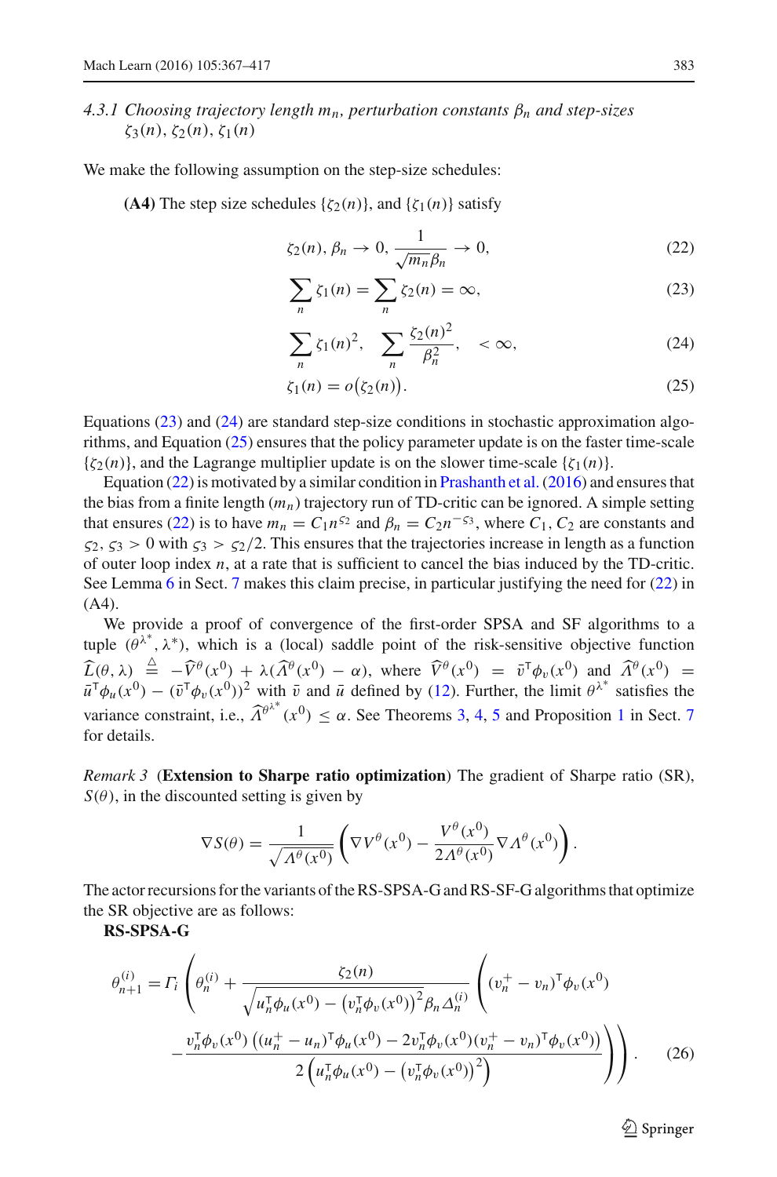#### 4.3.1 Choosing trajectory length $m_n$, perturbation constants $\beta_n$ and step-sizes $\zeta_3(n), \zeta_2(n), \zeta_1(n)$

We make the following assumption on the step-size schedules:

**(A4)** The step size schedules $\{\zeta_2(n)\}$, and $\{\zeta_1(n)\}$ satisfy

$$\zeta_2(n), \beta_n \to 0, \frac{1}{\sqrt{m_n}\beta_n} \to 0, \tag{22}$$

$$\sum_n \zeta_1(n) = \sum_n \zeta_2(n) = \infty, \tag{23}$$

$$\sum_n \zeta_1(n)^2, \quad \sum_n \frac{\zeta_2(n)^2}{\beta_n^2}, \quad < \infty, \tag{24}$$

$$\zeta_1(n) = o\big(\zeta_2(n)\big). \tag{25}$$

Equations (23) and (24) are standard step-size conditions in stochastic approximation algorithms, and Equation (25) ensures that the policy parameter update is on the faster time-scale $\{\zeta_2(n)\}$, and the Lagrange multiplier update is on the slower time-scale $\{\zeta_1(n)\}$.

Equation (22) is motivated by a similar condition in Prashanth et al. (2016) and ensures that the bias from a finite length $(m_n)$ trajectory run of TD-critic can be ignored. A simple setting that ensures (22) is to have $m_n = C_1 n^{\varsigma_2}$ and $\beta_n = C_2 n^{-\varsigma_3}$, where $C_1, C_2$ are constants and $\varsigma_2, \varsigma_3 > 0$ with $\varsigma_3 > \varsigma_2/2$. This ensures that the trajectories increase in length as a function of outer loop index $n$, at a rate that is sufficient to cancel the bias induced by the TD-critic. See Lemma 6 in Sect. 7 makes this claim precise, in particular justifying the need for (22) in (A4).

We provide a proof of convergence of the first-order SPSA and SF algorithms to a tuple $(\theta^{\lambda^*}, \lambda^*)$, which is a (local) saddle point of the risk-sensitive objective function $\widehat{L}(\theta, \lambda) \triangleq -\widehat{V}^\theta(x^0) + \lambda(\widehat{\Lambda}^\theta(x^0) - \alpha)$, where $\widehat{V}^\theta(x^0) = \bar{v}^\mathsf{T}\phi_v(x^0)$ and $\widehat{\Lambda}^\theta(x^0) = \bar{u}^\mathsf{T}\phi_u(x^0) - (\bar{v}^\mathsf{T}\phi_v(x^0))^2$ with $\bar{v}$ and $\bar{u}$ defined by (12). Further, the limit $\theta^{\lambda^*}$ satisfies the variance constraint, i.e., $\widehat{\Lambda}^{\theta^{\lambda^*}}(x^0) \le \alpha$. See Theorems 3, 4, 5 and Proposition 1 in Sect. 7 for details.

*Remark 3* (**Extension to Sharpe ratio optimization**) The gradient of Sharpe ratio (SR), $S(\theta)$, in the discounted setting is given by

$$\nabla S(\theta) = \frac{1}{\sqrt{\Lambda^\theta(x^0)}}\left(\nabla V^\theta(x^0) - \frac{V^\theta(x^0)}{2\Lambda^\theta(x^0)}\nabla \Lambda^\theta(x^0)\right).$$

The actor recursions for the variants of the RS-SPSA-G and RS-SF-G algorithms that optimize the SR objective are as follows:

**RS-SPSA-G**

$$\theta_{n+1}^{(i)} = \Gamma_i\left(\theta_n^{(i)} + \frac{\zeta_2(n)}{\sqrt{u_n^\mathsf{T}\phi_u(x^0) - \big(v_n^\mathsf{T}\phi_v(x^0)\big)^2}\,\beta_n\Delta_n^{(i)}}\left((v_n^+ - v_n)^\mathsf{T}\phi_v(x^0) - \frac{v_n^\mathsf{T}\phi_v(x^0)\left((u_n^+ - u_n)^\mathsf{T}\phi_u(x^0) - 2v_n^\mathsf{T}\phi_v(x^0)(v_n^+ - v_n)^\mathsf{T}\phi_v(x^0)\right)}{2\left(u_n^\mathsf{T}\phi_u(x^0) - \big(v_n^\mathsf{T}\phi_v(x^0)\big)^2\right)}\right)\right). \tag{26}$$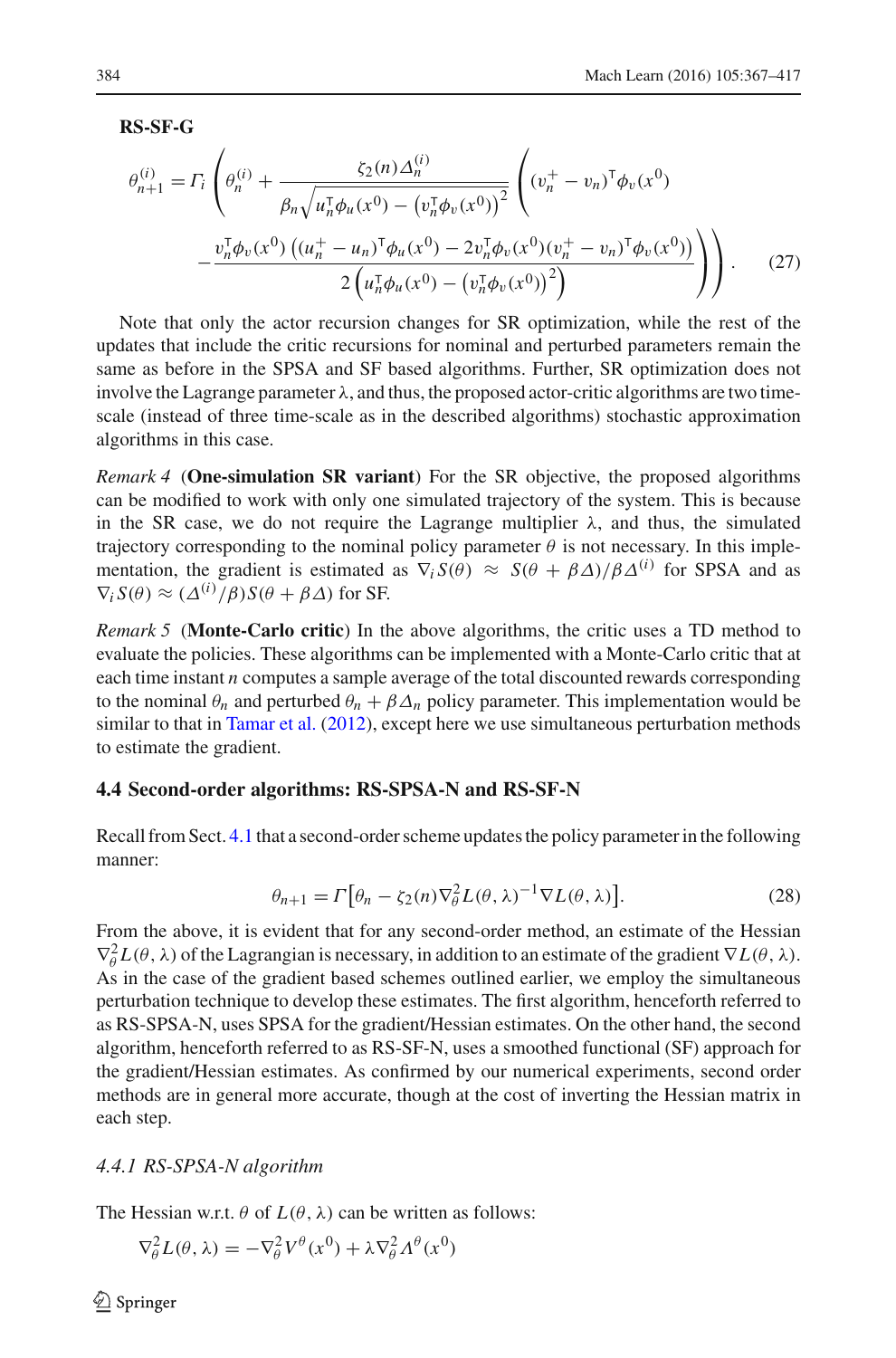**RS-SF-G**

$$\theta_{n+1}^{(i)} = \Gamma_i \left( \theta_n^{(i)} + \frac{\zeta_2(n) \Delta_n^{(i)}}{\beta_n \sqrt{u_n^\top \phi_u(x^0) - \left(v_n^\top \phi_v(x^0)\right)^2}} \left( (v_n^+ - v_n)^\top \phi_v(x^0) - \frac{v_n^\top \phi_v(x^0) \left( (u_n^+ - u_n)^\top \phi_u(x^0) - 2 v_n^\top \phi_v(x^0) (v_n^+ - v_n)^\top \phi_v(x^0) \right)}{2 \left( u_n^\top \phi_u(x^0) - \left(v_n^\top \phi_v(x^0)\right)^2 \right)} \right) \right). \tag{27}$$

Note that only the actor recursion changes for SR optimization, while the rest of the updates that include the critic recursions for nominal and perturbed parameters remain the same as before in the SPSA and SF based algorithms. Further, SR optimization does not involve the Lagrange parameter $\lambda$, and thus, the proposed actor-critic algorithms are two time-scale (instead of three time-scale as in the described algorithms) stochastic approximation algorithms in this case.

*Remark 4* (**One-simulation SR variant**) For the SR objective, the proposed algorithms can be modified to work with only one simulated trajectory of the system. This is because in the SR case, we do not require the Lagrange multiplier $\lambda$, and thus, the simulated trajectory corresponding to the nominal policy parameter $\theta$ is not necessary. In this implementation, the gradient is estimated as $\nabla_i S(\theta) \approx S(\theta + \beta\Delta)/\beta\Delta^{(i)}$ for SPSA and as $\nabla_i S(\theta) \approx (\Delta^{(i)}/\beta) S(\theta + \beta\Delta)$ for SF.

*Remark 5* (**Monte-Carlo critic**) In the above algorithms, the critic uses a TD method to evaluate the policies. These algorithms can be implemented with a Monte-Carlo critic that at each time instant $n$ computes a sample average of the total discounted rewards corresponding to the nominal $\theta_n$ and perturbed $\theta_n + \beta\Delta_n$ policy parameter. This implementation would be similar to that in Tamar et al. (2012), except here we use simultaneous perturbation methods to estimate the gradient.

### 4.4 Second-order algorithms: RS-SPSA-N and RS-SF-N

Recall from Sect. 4.1 that a second-order scheme updates the policy parameter in the following manner:

$$\theta_{n+1} = \Gamma\big[\theta_n - \zeta_2(n) \nabla_\theta^2 L(\theta, \lambda)^{-1} \nabla L(\theta, \lambda)\big]. \tag{28}$$

From the above, it is evident that for any second-order method, an estimate of the Hessian $\nabla_\theta^2 L(\theta, \lambda)$ of the Lagrangian is necessary, in addition to an estimate of the gradient $\nabla L(\theta, \lambda)$. As in the case of the gradient based schemes outlined earlier, we employ the simultaneous perturbation technique to develop these estimates. The first algorithm, henceforth referred to as RS-SPSA-N, uses SPSA for the gradient/Hessian estimates. On the other hand, the second algorithm, henceforth referred to as RS-SF-N, uses a smoothed functional (SF) approach for the gradient/Hessian estimates. As confirmed by our numerical experiments, second order methods are in general more accurate, though at the cost of inverting the Hessian matrix in each step.

#### *4.4.1 RS-SPSA-N algorithm*

The Hessian w.r.t. $\theta$ of $L(\theta, \lambda)$ can be written as follows:

$$\nabla_\theta^2 L(\theta, \lambda) = -\nabla_\theta^2 V^\theta(x^0) + \lambda \nabla_\theta^2 \Lambda^\theta(x^0)$$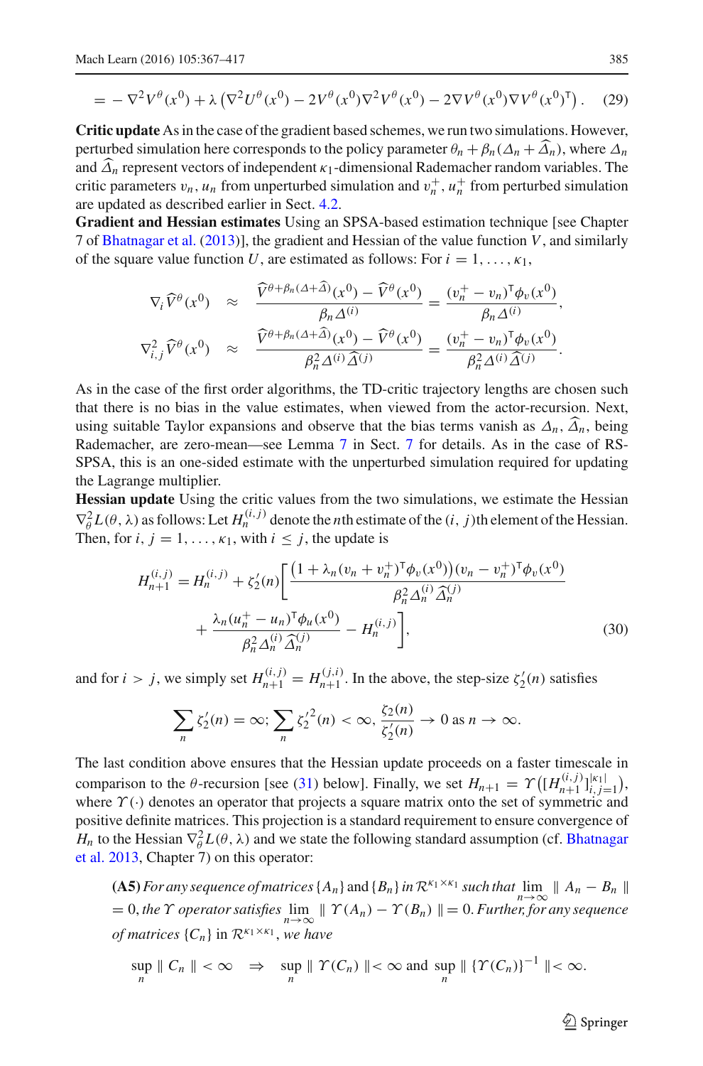$$= -\nabla^2 V^\theta(x^0) + \lambda\left(\nabla^2 U^\theta(x^0) - 2V^\theta(x^0)\nabla^2 V^\theta(x^0) - 2\nabla V^\theta(x^0)\nabla V^\theta(x^0)^\mathsf{T}\right). \quad (29)$$

**Critic update** As in the case of the gradient based schemes, we run two simulations. However, perturbed simulation here corresponds to the policy parameter $\theta_n + \beta_n(\Delta_n + \widehat{\Delta}_n)$, where $\Delta_n$ and $\widehat{\Delta}_n$ represent vectors of independent $\kappa_1$-dimensional Rademacher random variables. The critic parameters $v_n, u_n$ from unperturbed simulation and $v_n^+, u_n^+$ from perturbed simulation are updated as described earlier in Sect. 4.2.

**Gradient and Hessian estimates** Using an SPSA-based estimation technique [see Chapter 7 of Bhatnagar et al. (2013)], the gradient and Hessian of the value function $V$, and similarly of the square value function $U$, are estimated as follows: For $i = 1, \ldots, \kappa_1$,

$$\nabla_i \widehat{V}^\theta(x^0) \approx \frac{\widehat{V}^{\theta+\beta_n(\Delta+\widehat{\Delta})}(x^0) - \widehat{V}^\theta(x^0)}{\beta_n \Delta^{(i)}} = \frac{(v_n^+ - v_n)^\mathsf{T}\phi_v(x^0)}{\beta_n \Delta^{(i)}},$$

$$\nabla^2_{i,j} \widehat{V}^\theta(x^0) \approx \frac{\widehat{V}^{\theta+\beta_n(\Delta+\widehat{\Delta})}(x^0) - \widehat{V}^\theta(x^0)}{\beta_n^2 \Delta^{(i)}\widehat{\Delta}^{(j)}} = \frac{(v_n^+ - v_n)^\mathsf{T}\phi_v(x^0)}{\beta_n^2 \Delta^{(i)}\widehat{\Delta}^{(j)}}.$$

As in the case of the first order algorithms, the TD-critic trajectory lengths are chosen such that there is no bias in the value estimates, when viewed from the actor-recursion. Next, using suitable Taylor expansions and observe that the bias terms vanish as $\Delta_n, \widehat{\Delta}_n$, being Rademacher, are zero-mean—see Lemma 7 in Sect. 7 for details. As in the case of RS-SPSA, this is an one-sided estimate with the unperturbed simulation required for updating the Lagrange multiplier.

**Hessian update** Using the critic values from the two simulations, we estimate the Hessian $\nabla^2_\theta L(\theta, \lambda)$ as follows: Let $H_n^{(i,j)}$ denote the $n$th estimate of the $(i, j)$th element of the Hessian. Then, for $i, j = 1, \ldots, \kappa_1$, with $i \leq j$, the update is

$$H_{n+1}^{(i,j)} = H_n^{(i,j)} + \zeta_2'(n)\left[\frac{\left(1 + \lambda_n(v_n + v_n^+)^\mathsf{T}\phi_v(x^0)\right)(v_n - v_n^+)^\mathsf{T}\phi_v(x^0)}{\beta_n^2 \Delta_n^{(i)}\widehat{\Delta}_n^{(j)}} + \frac{\lambda_n(u_n^+ - u_n)^\mathsf{T}\phi_u(x^0)}{\beta_n^2 \Delta_n^{(i)}\widehat{\Delta}_n^{(j)}} - H_n^{(i,j)}\right], \quad (30)$$

and for $i > j$, we simply set $H_{n+1}^{(i,j)} = H_{n+1}^{(j,i)}$. In the above, the step-size $\zeta_2'(n)$ satisfies

$$\sum_n \zeta_2'(n) = \infty; \sum_n \zeta_2'^2(n) < \infty, \frac{\zeta_2(n)}{\zeta_2'(n)} \to 0 \text{ as } n \to \infty.$$

The last condition above ensures that the Hessian update proceeds on a faster timescale in comparison to the $\theta$-recursion [see (31) below]. Finally, we set $H_{n+1} = \Upsilon\left([H_{n+1}^{(i,j)}]_{i,j=1}^{|\kappa_1|}\right)$, where $\Upsilon(\cdot)$ denotes an operator that projects a square matrix onto the set of symmetric and positive definite matrices. This projection is a standard requirement to ensure convergence of $H_n$ to the Hessian $\nabla^2_\theta L(\theta, \lambda)$ and we state the following standard assumption (cf. Bhatnagar et al. 2013, Chapter 7) on this operator:

**(A5)** *For any sequence of matrices* $\{A_n\}$ and $\{B_n\}$ *in* $\mathcal{R}^{\kappa_1 \times \kappa_1}$ *such that* $\lim_{n\to\infty} \| A_n - B_n \| = 0$, *the* $\Upsilon$ *operator satisfies* $\lim_{n\to\infty} \| \Upsilon(A_n) - \Upsilon(B_n) \| = 0$. *Further, for any sequence of matrices* $\{C_n\}$ in $\mathcal{R}^{\kappa_1 \times \kappa_1}$, *we have*

$$\sup_n \| C_n \| < \infty \quad \Rightarrow \quad \sup_n \| \Upsilon(C_n) \| < \infty \text{ and } \sup_n \| \{\Upsilon(C_n)\}^{-1} \| < \infty.$$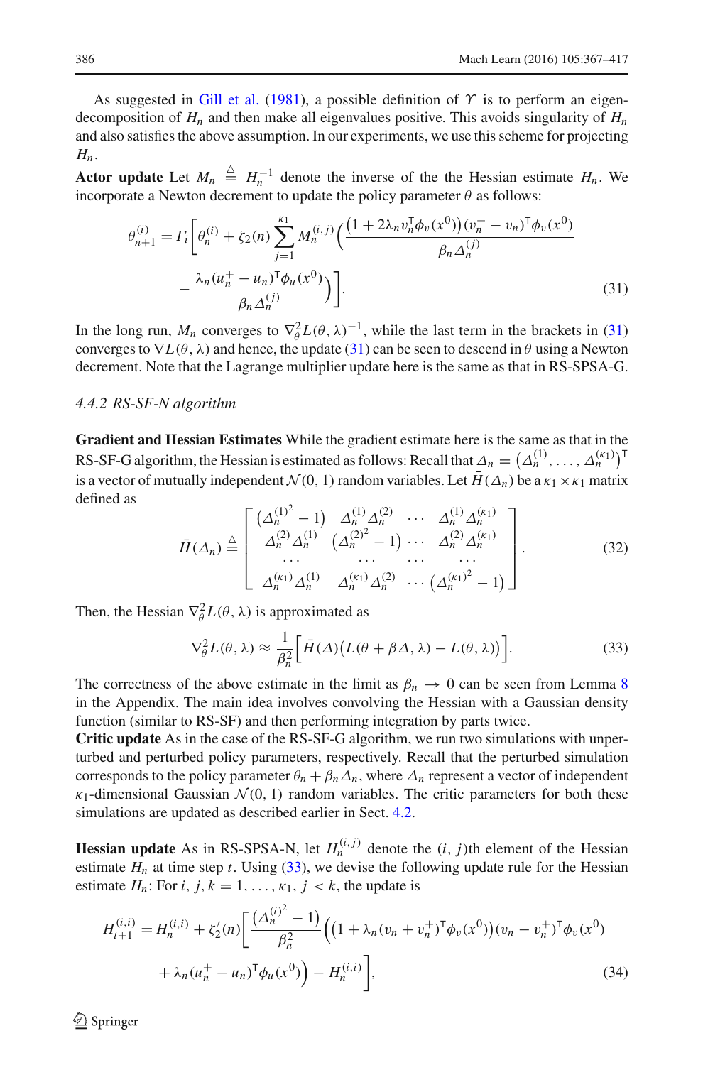As suggested in Gill et al. (1981), a possible definition of $\Upsilon$ is to perform an eigen-decomposition of $H_n$ and then make all eigenvalues positive. This avoids singularity of $H_n$ and also satisfies the above assumption. In our experiments, we use this scheme for projecting $H_n$.

**Actor update** Let $M_n \triangleq H_n^{-1}$ denote the inverse of the the Hessian estimate $H_n$. We incorporate a Newton decrement to update the policy parameter $\theta$ as follows:

$$
\begin{aligned}
\theta_{n+1}^{(i)} = \Gamma_i \Bigg[ \theta_n^{(i)} + \zeta_2(n) \sum_{j=1}^{\kappa_1} M_n^{(i,j)} \Bigg( & \frac{\left(1 + 2\lambda_n v_n^\mathsf{T} \phi_v(x^0)\right)(v_n^+ - v_n)^\mathsf{T} \phi_v(x^0)}{\beta_n \Delta_n^{(j)}} \\
& - \frac{\lambda_n (u_n^+ - u_n)^\mathsf{T} \phi_u(x^0)}{\beta_n \Delta_n^{(j)}} \Bigg) \Bigg].
\end{aligned} \tag{31}
$$

In the long run, $M_n$ converges to $\nabla_\theta^2 L(\theta, \lambda)^{-1}$, while the last term in the brackets in (31) converges to $\nabla L(\theta, \lambda)$ and hence, the update (31) can be seen to descend in $\theta$ using a Newton decrement. Note that the Lagrange multiplier update here is the same as that in RS-SPSA-G.

### 4.4.2 RS-SF-N algorithm

**Gradient and Hessian Estimates** While the gradient estimate here is the same as that in the RS-SF-G algorithm, the Hessian is estimated as follows: Recall that $\Delta_n = \left(\Delta_n^{(1)}, \ldots, \Delta_n^{(\kappa_1)}\right)^\mathsf{T}$ is a vector of mutually independent $\mathcal{N}(0, 1)$ random variables. Let $\bar{H}(\Delta_n)$ be a $\kappa_1 \times \kappa_1$ matrix defined as

$$
\bar{H}(\Delta_n) \triangleq \begin{bmatrix} \left(\Delta_n^{(1)^2} - 1\right) & \Delta_n^{(1)} \Delta_n^{(2)} & \cdots & \Delta_n^{(1)} \Delta_n^{(\kappa_1)} \\ \Delta_n^{(2)} \Delta_n^{(1)} & \left(\Delta_n^{(2)^2} - 1\right) & \cdots & \Delta_n^{(2)} \Delta_n^{(\kappa_1)} \\ \cdots & \cdots & \cdots & \cdots \\ \Delta_n^{(\kappa_1)} \Delta_n^{(1)} & \Delta_n^{(\kappa_1)} \Delta_n^{(2)} & \cdots & \left(\Delta_n^{(\kappa_1)^2} - 1\right) \end{bmatrix}. \tag{32}
$$

Then, the Hessian $\nabla_\theta^2 L(\theta, \lambda)$ is approximated as

$$
\nabla_\theta^2 L(\theta, \lambda) \approx \frac{1}{\beta_n^2} \Big[ \bar{H}(\Delta) \big( L(\theta + \beta \Delta, \lambda) - L(\theta, \lambda) \big) \Big]. \tag{33}
$$

The correctness of the above estimate in the limit as $\beta_n \to 0$ can be seen from Lemma 8 in the Appendix. The main idea involves convolving the Hessian with a Gaussian density function (similar to RS-SF) and then performing integration by parts twice.

**Critic update** As in the case of the RS-SF-G algorithm, we run two simulations with unperturbed and perturbed policy parameters, respectively. Recall that the perturbed simulation corresponds to the policy parameter $\theta_n + \beta_n \Delta_n$, where $\Delta_n$ represent a vector of independent $\kappa_1$-dimensional Gaussian $\mathcal{N}(0, 1)$ random variables. The critic parameters for both these simulations are updated as described earlier in Sect. 4.2.

**Hessian update** As in RS-SPSA-N, let $H_n^{(i,j)}$ denote the $(i, j)$th element of the Hessian estimate $H_n$ at time step $t$. Using (33), we devise the following update rule for the Hessian estimate $H_n$: For $i, j, k = 1, \ldots, \kappa_1$, $j < k$, the update is

$$
\begin{aligned}
H_{t+1}^{(i,i)} = H_n^{(i,i)} + \zeta_2'(n) \Bigg[ \frac{\left(\Delta_n^{(i)^2} - 1\right)}{\beta_n^2} \Big( & \left(1 + \lambda_n (v_n + v_n^+)^\mathsf{T} \phi_v(x^0)\right)(v_n - v_n^+)^\mathsf{T} \phi_v(x^0) \\
& + \lambda_n (u_n^+ - u_n)^\mathsf{T} \phi_u(x^0) \Big) - H_n^{(i,i)} \Bigg],
\end{aligned} \tag{34}
$$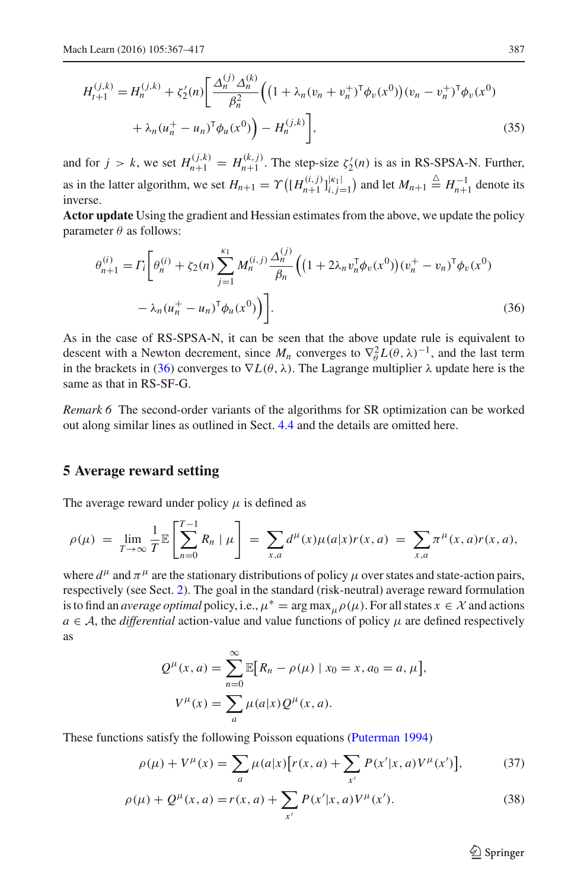$$
H_{t+1}^{(j,k)} = H_n^{(j,k)} + \zeta_2'(n)\Bigg[\frac{\Delta_n^{(j)}\Delta_n^{(k)}}{\beta_n^2}\Big(\big(1+\lambda_n(v_n+v_n^+)^\mathsf{T}\phi_v(x^0)\big)(v_n-v_n^+)^\mathsf{T}\phi_v(x^0)
$$

$$
+\lambda_n(u_n^+-u_n)^\mathsf{T}\phi_u(x^0)\Big) - H_n^{(j,k)}\Bigg], \tag{35}
$$

and for $j > k$, we set $H_{n+1}^{(j,k)} = H_{n+1}^{(k,j)}$. The step-size $\zeta_2'(n)$ is as in RS-SPSA-N. Further, as in the latter algorithm, we set $H_{n+1} = \Upsilon\big([H_{n+1}^{(i,j)}]_{i,j=1}^{|\kappa_1|}\big)$ and let $M_{n+1} \triangleq H_{n+1}^{-1}$ denote its inverse.

**Actor update** Using the gradient and Hessian estimates from the above, we update the policy parameter $\theta$ as follows:

$$
\theta_{n+1}^{(i)} = \Gamma_i\Bigg[\theta_n^{(i)} + \zeta_2(n)\sum_{j=1}^{\kappa_1} M_n^{(i,j)}\frac{\Delta_n^{(j)}}{\beta_n}\Big(\big(1+2\lambda_n v_n^\mathsf{T}\phi_v(x^0)\big)(v_n^+-v_n)^\mathsf{T}\phi_v(x^0)
$$

$$
-\lambda_n(u_n^+-u_n)^\mathsf{T}\phi_u(x^0)\Big)\Bigg]. \tag{36}
$$

As in the case of RS-SPSA-N, it can be seen that the above update rule is equivalent to descent with a Newton decrement, since $M_n$ converges to $\nabla_\theta^2 L(\theta,\lambda)^{-1}$, and the last term in the brackets in (36) converges to $\nabla L(\theta,\lambda)$. The Lagrange multiplier $\lambda$ update here is the same as that in RS-SF-G.

*Remark 6* The second-order variants of the algorithms for SR optimization can be worked out along similar lines as outlined in Sect. 4.4 and the details are omitted here.

## 5 Average reward setting

The average reward under policy $\mu$ is defined as

$$
\rho(\mu) = \lim_{T\to\infty}\frac{1}{T}\mathbb{E}\left[\sum_{n=0}^{T-1} R_n \mid \mu\right] = \sum_{x,a} d^\mu(x)\mu(a|x)r(x,a) = \sum_{x,a}\pi^\mu(x,a)r(x,a),
$$

where $d^\mu$ and $\pi^\mu$ are the stationary distributions of policy $\mu$ over states and state-action pairs, respectively (see Sect. 2). The goal in the standard (risk-neutral) average reward formulation is to find an *average optimal* policy, i.e., $\mu^* = \arg\max_\mu \rho(\mu)$. For all states $x \in \mathcal{X}$ and actions $a \in \mathcal{A}$, the *differential* action-value and value functions of policy $\mu$ are defined respectively as

$$
Q^\mu(x,a) = \sum_{n=0}^{\infty}\mathbb{E}\big[R_n - \rho(\mu) \mid x_0 = x, a_0 = a, \mu\big],
$$

$$
V^\mu(x) = \sum_a \mu(a|x)Q^\mu(x,a).
$$

These functions satisfy the following Poisson equations (Puterman 1994)

$$
\rho(\mu) + V^\mu(x) = \sum_a \mu(a|x)\big[r(x,a) + \sum_{x'} P(x'|x,a)V^\mu(x')\big], \tag{37}
$$

$$
\rho(\mu) + Q^\mu(x,a) = r(x,a) + \sum_{x'} P(x'|x,a)V^\mu(x'). \tag{38}
$$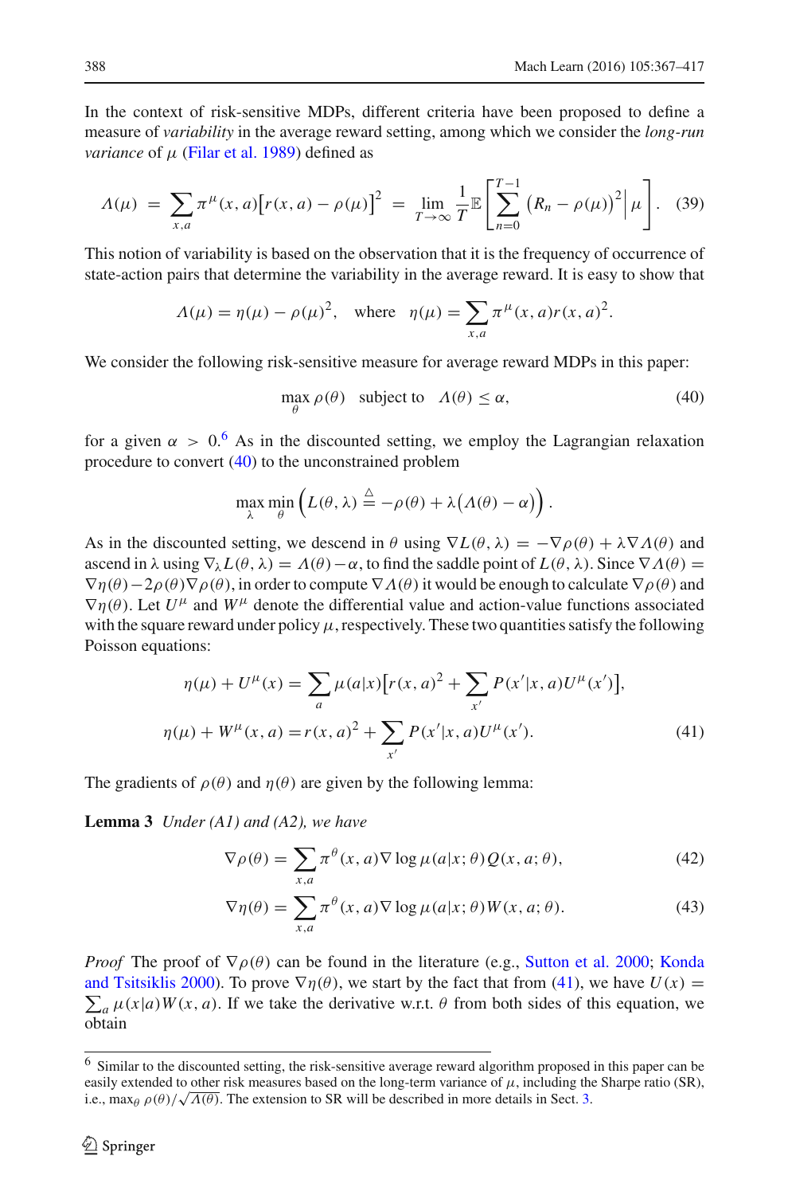In the context of risk-sensitive MDPs, different criteria have been proposed to define a measure of *variability* in the average reward setting, among which we consider the *long-run variance* of $\mu$ (Filar et al. 1989) defined as

$$\Lambda(\mu) = \sum_{x,a} \pi^{\mu}(x,a)\big[r(x,a) - \rho(\mu)\big]^2 = \lim_{T\to\infty} \frac{1}{T}\mathbb{E}\left[\sum_{n=0}^{T-1}\big(R_n - \rho(\mu)\big)^2 \Big| \mu\right]. \quad (39)$$

This notion of variability is based on the observation that it is the frequency of occurrence of state-action pairs that determine the variability in the average reward. It is easy to show that

$$\Lambda(\mu) = \eta(\mu) - \rho(\mu)^2, \quad \text{where} \quad \eta(\mu) = \sum_{x,a} \pi^{\mu}(x,a) r(x,a)^2.$$

We consider the following risk-sensitive measure for average reward MDPs in this paper:

$$\max_{\theta} \rho(\theta) \quad \text{subject to} \quad \Lambda(\theta) \leq \alpha, \quad (40)$$

for a given $\alpha > 0$.[6] As in the discounted setting, we employ the Lagrangian relaxation procedure to convert (40) to the unconstrained problem

$$\max_{\lambda} \min_{\theta} \left( L(\theta,\lambda) \stackrel{\triangle}{=} -\rho(\theta) + \lambda\big(\Lambda(\theta) - \alpha\big)\right).$$

As in the discounted setting, we descend in $\theta$ using $\nabla L(\theta,\lambda) = -\nabla\rho(\theta) + \lambda\nabla\Lambda(\theta)$ and ascend in $\lambda$ using $\nabla_{\lambda} L(\theta,\lambda) = \Lambda(\theta) - \alpha$, to find the saddle point of $L(\theta,\lambda)$. Since $\nabla\Lambda(\theta) = \nabla\eta(\theta) - 2\rho(\theta)\nabla\rho(\theta)$, in order to compute $\nabla\Lambda(\theta)$ it would be enough to calculate $\nabla\rho(\theta)$ and $\nabla\eta(\theta)$. Let $U^{\mu}$ and $W^{\mu}$ denote the differential value and action-value functions associated with the square reward under policy $\mu$, respectively. These two quantities satisfy the following Poisson equations:

$$\eta(\mu) + U^{\mu}(x) = \sum_a \mu(a|x)\Big[r(x,a)^2 + \sum_{x'} P(x'|x,a) U^{\mu}(x')\Big],$$
$$\eta(\mu) + W^{\mu}(x,a) = r(x,a)^2 + \sum_{x'} P(x'|x,a) U^{\mu}(x'). \quad (41)$$

The gradients of $\rho(\theta)$ and $\eta(\theta)$ are given by the following lemma:

**Lemma 3** *Under (A1) and (A2), we have*

$$\nabla\rho(\theta) = \sum_{x,a} \pi^{\theta}(x,a)\nabla\log\mu(a|x;\theta) Q(x,a;\theta), \quad (42)$$

$$\nabla\eta(\theta) = \sum_{x,a} \pi^{\theta}(x,a)\nabla\log\mu(a|x;\theta) W(x,a;\theta). \quad (43)$$

*Proof* The proof of $\nabla\rho(\theta)$ can be found in the literature (e.g., Sutton et al. 2000; Konda and Tsitsiklis 2000). To prove $\nabla\eta(\theta)$, we start by the fact that from (41), we have $U(x) = \sum_a \mu(x|a) W(x,a)$. If we take the derivative w.r.t. $\theta$ from both sides of this equation, we obtain

[6] Similar to the discounted setting, the risk-sensitive average reward algorithm proposed in this paper can be easily extended to other risk measures based on the long-term variance of $\mu$, including the Sharpe ratio (SR), i.e., $\max_{\theta} \rho(\theta)/\sqrt{\Lambda(\theta)}$. The extension to SR will be described in more details in Sect. 3.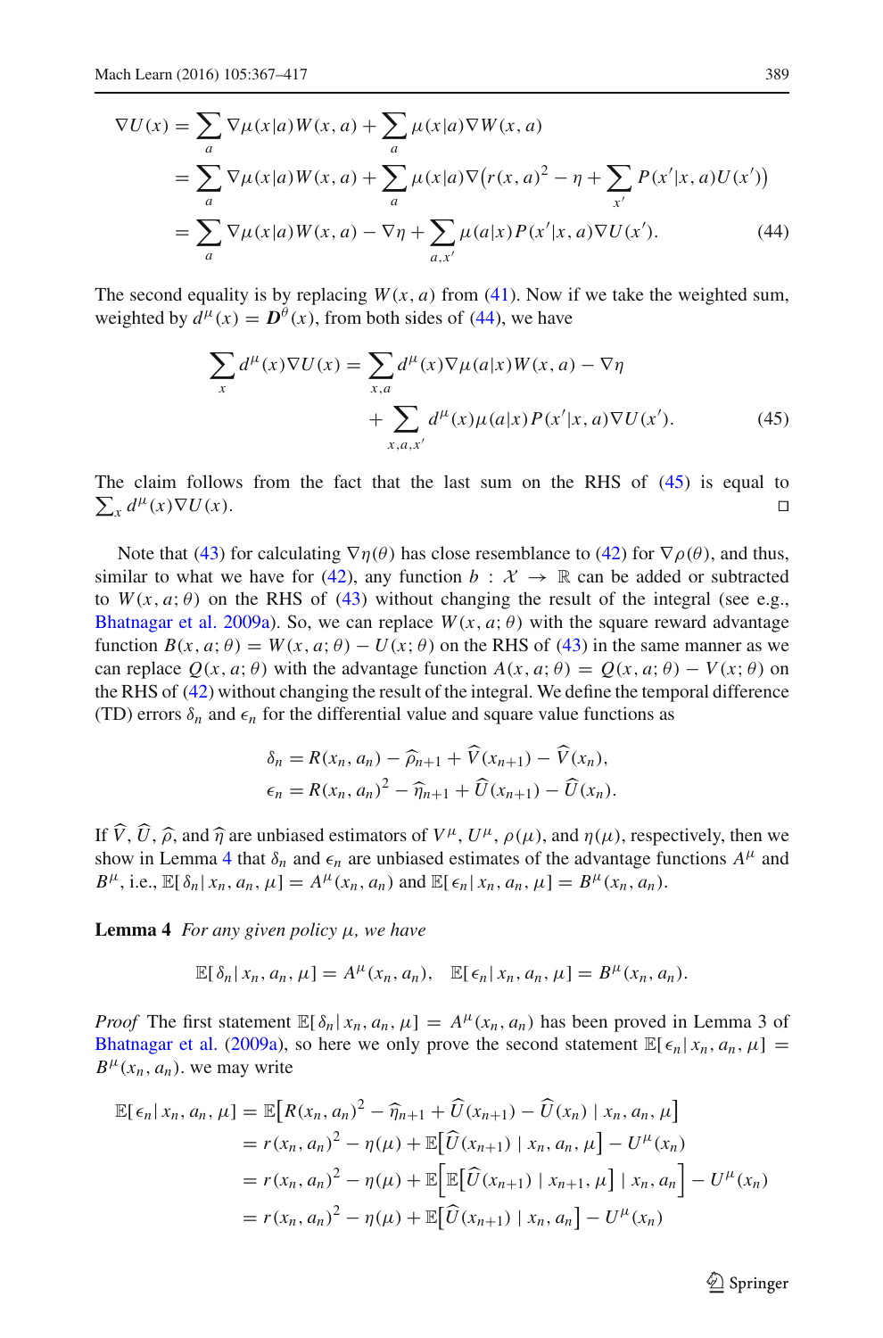$$
\begin{aligned}
\nabla U(x) &= \sum_a \nabla \mu(x|a) W(x,a) + \sum_a \mu(x|a) \nabla W(x,a) \\
&= \sum_a \nabla \mu(x|a) W(x,a) + \sum_a \mu(x|a) \nabla \big( r(x,a)^2 - \eta + \sum_{x'} P(x'|x,a) U(x') \big) \\
&= \sum_a \nabla \mu(x|a) W(x,a) - \nabla \eta + \sum_{a,x'} \mu(a|x) P(x'|x,a) \nabla U(x'). \qquad (44)
\end{aligned}
$$

The second equality is by replacing $W(x,a)$ from (41). Now if we take the weighted sum, weighted by $d^{\mu}(x) = \boldsymbol{D}^{\theta}(x)$, from both sides of (44), we have

$$
\begin{aligned}
\sum_x d^{\mu}(x) \nabla U(x) = &\sum_{x,a} d^{\mu}(x) \nabla \mu(a|x) W(x,a) - \nabla \eta \\
&+ \sum_{x,a,x'} d^{\mu}(x) \mu(a|x) P(x'|x,a) \nabla U(x'). \qquad (45)
\end{aligned}
$$

The claim follows from the fact that the last sum on the RHS of (45) is equal to $\sum_x d^{\mu}(x) \nabla U(x)$. □

Note that (43) for calculating $\nabla \eta(\theta)$ has close resemblance to (42) for $\nabla \rho(\theta)$, and thus, similar to what we have for (42), any function $b : \mathcal{X} \to \mathbb{R}$ can be added or subtracted to $W(x,a;\theta)$ on the RHS of (43) without changing the result of the integral (see e.g., Bhatnagar et al. 2009a). So, we can replace $W(x,a;\theta)$ with the square reward advantage function $B(x,a;\theta) = W(x,a;\theta) - U(x;\theta)$ on the RHS of (43) in the same manner as we can replace $Q(x,a;\theta)$ with the advantage function $A(x,a;\theta) = Q(x,a;\theta) - V(x;\theta)$ on the RHS of (42) without changing the result of the integral. We define the temporal difference (TD) errors $\delta_n$ and $\epsilon_n$ for the differential value and square value functions as

$$
\begin{aligned}
\delta_n &= R(x_n,a_n) - \widehat{\rho}_{n+1} + \widehat{V}(x_{n+1}) - \widehat{V}(x_n), \\
\epsilon_n &= R(x_n,a_n)^2 - \widehat{\eta}_{n+1} + \widehat{U}(x_{n+1}) - \widehat{U}(x_n).
\end{aligned}
$$

If $\widehat{V}$, $\widehat{U}$, $\widehat{\rho}$, and $\widehat{\eta}$ are unbiased estimators of $V^{\mu}$, $U^{\mu}$, $\rho(\mu)$, and $\eta(\mu)$, respectively, then we show in Lemma 4 that $\delta_n$ and $\epsilon_n$ are unbiased estimates of the advantage functions $A^{\mu}$ and $B^{\mu}$, i.e., $\mathbb{E}[\delta_n | x_n, a_n, \mu] = A^{\mu}(x_n,a_n)$ and $\mathbb{E}[\epsilon_n | x_n, a_n, \mu] = B^{\mu}(x_n,a_n)$.

**Lemma 4** *For any given policy* $\mu$*, we have*

$$
\mathbb{E}[\delta_n | x_n, a_n, \mu] = A^{\mu}(x_n,a_n), \quad \mathbb{E}[\epsilon_n | x_n, a_n, \mu] = B^{\mu}(x_n,a_n).
$$

*Proof* The first statement $\mathbb{E}[\delta_n | x_n, a_n, \mu] = A^{\mu}(x_n,a_n)$ has been proved in Lemma 3 of Bhatnagar et al. (2009a), so here we only prove the second statement $\mathbb{E}[\epsilon_n | x_n, a_n, \mu] = B^{\mu}(x_n,a_n)$. we may write

$$
\begin{aligned}
\mathbb{E}[\epsilon_n | x_n, a_n, \mu] &= \mathbb{E}\big[R(x_n,a_n)^2 - \widehat{\eta}_{n+1} + \widehat{U}(x_{n+1}) - \widehat{U}(x_n) \mid x_n, a_n, \mu\big] \\
&= r(x_n,a_n)^2 - \eta(\mu) + \mathbb{E}\big[\widehat{U}(x_{n+1}) \mid x_n, a_n, \mu\big] - U^{\mu}(x_n) \\
&= r(x_n,a_n)^2 - \eta(\mu) + \mathbb{E}\Big[\mathbb{E}\big[\widehat{U}(x_{n+1}) \mid x_{n+1}, \mu\big] \mid x_n, a_n\Big] - U^{\mu}(x_n) \\
&= r(x_n,a_n)^2 - \eta(\mu) + \mathbb{E}\big[\widehat{U}(x_{n+1}) \mid x_n, a_n\big] - U^{\mu}(x_n)
\end{aligned}
$$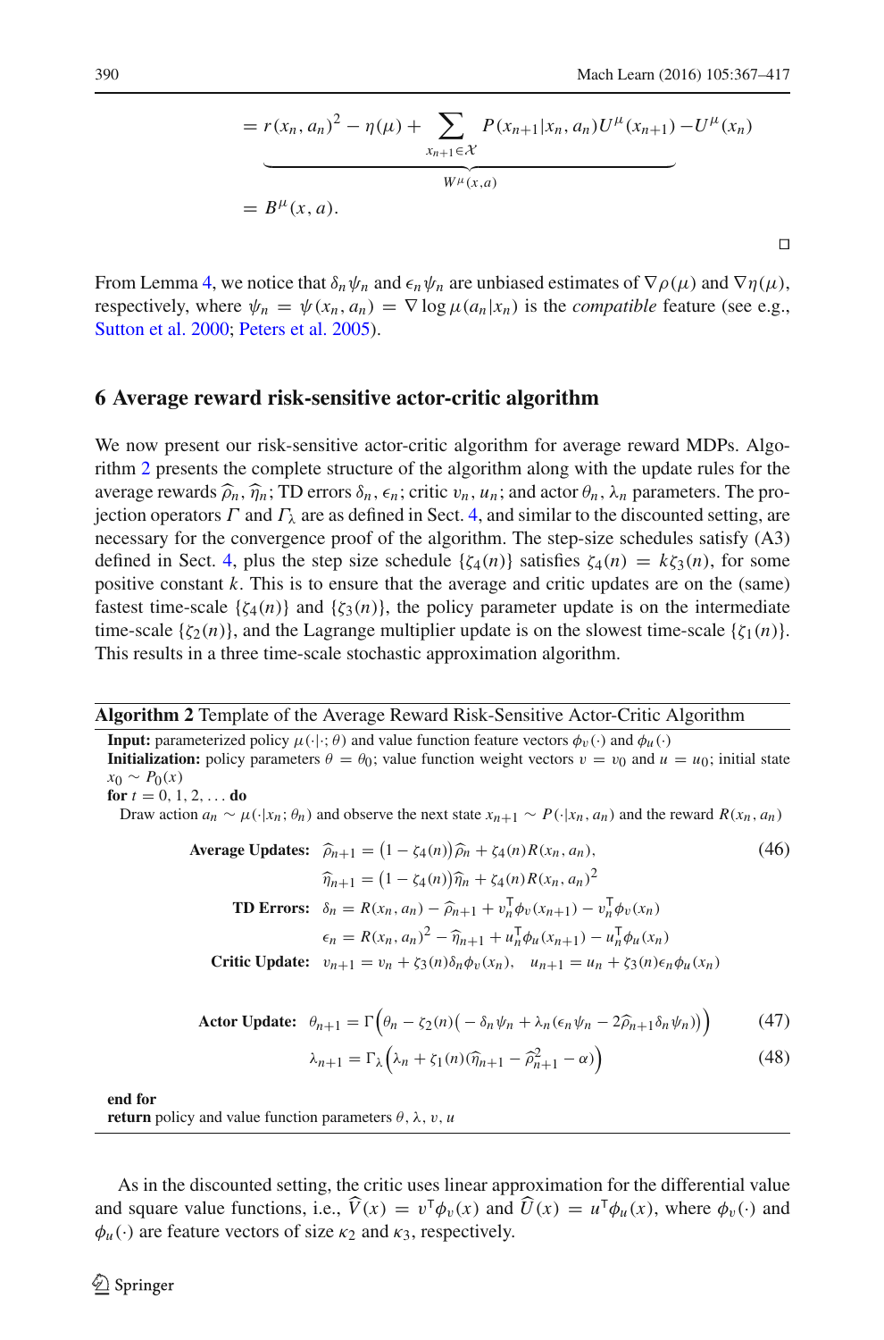$$= \underbrace{r(x_n, a_n)^2 - \eta(\mu) + \sum_{x_{n+1} \in \mathcal{X}} P(x_{n+1}|x_n, a_n) U^\mu(x_{n+1})}_{W^\mu(x,a)} - U^\mu(x_n)$$

$$= B^\mu(x, a).$$

□

From Lemma 4, we notice that $\delta_n \psi_n$ and $\epsilon_n \psi_n$ are unbiased estimates of $\nabla \rho(\mu)$ and $\nabla \eta(\mu)$, respectively, where $\psi_n = \psi(x_n, a_n) = \nabla \log \mu(a_n|x_n)$ is the *compatible* feature (see e.g., Sutton et al. 2000; Peters et al. 2005).

## 6 Average reward risk-sensitive actor-critic algorithm

We now present our risk-sensitive actor-critic algorithm for average reward MDPs. Algorithm 2 presents the complete structure of the algorithm along with the update rules for the average rewards $\widehat{\rho}_n, \widehat{\eta}_n$; TD errors $\delta_n, \epsilon_n$; critic $v_n, u_n$; and actor $\theta_n, \lambda_n$ parameters. The projection operators $\Gamma$ and $\Gamma_\lambda$ are as defined in Sect. 4, and similar to the discounted setting, are necessary for the convergence proof of the algorithm. The step-size schedules satisfy (A3) defined in Sect. 4, plus the step size schedule $\{\zeta_4(n)\}$ satisfies $\zeta_4(n) = k\zeta_3(n)$, for some positive constant $k$. This is to ensure that the average and critic updates are on the (same) fastest time-scale $\{\zeta_4(n)\}$ and $\{\zeta_3(n)\}$, the policy parameter update is on the intermediate time-scale $\{\zeta_2(n)\}$, and the Lagrange multiplier update is on the slowest time-scale $\{\zeta_1(n)\}$. This results in a three time-scale stochastic approximation algorithm.

---

**Algorithm 2** Template of the Average Reward Risk-Sensitive Actor-Critic Algorithm

**Input:** parameterized policy $\mu(\cdot|\cdot;\theta)$ and value function feature vectors $\phi_v(\cdot)$ and $\phi_u(\cdot)$
**Initialization:** policy parameters $\theta = \theta_0$; value function weight vectors $v = v_0$ and $u = u_0$; initial state $x_0 \sim P_0(x)$
**for** $t = 0, 1, 2, \ldots$ **do**
Draw action $a_n \sim \mu(\cdot|x_n; \theta_n)$ and observe the next state $x_{n+1} \sim P(\cdot|x_n, a_n)$ and the reward $R(x_n, a_n)$

$$\textbf{Average Updates:} \quad \widehat{\rho}_{n+1} = \big(1 - \zeta_4(n)\big)\widehat{\rho}_n + \zeta_4(n) R(x_n, a_n), \tag{46}$$

$$\widehat{\eta}_{n+1} = \big(1 - \zeta_4(n)\big)\widehat{\eta}_n + \zeta_4(n) R(x_n, a_n)^2$$

$$\textbf{TD Errors:} \quad \delta_n = R(x_n, a_n) - \widehat{\rho}_{n+1} + v_n^\top \phi_v(x_{n+1}) - v_n^\top \phi_v(x_n)$$

$$\epsilon_n = R(x_n, a_n)^2 - \widehat{\eta}_{n+1} + u_n^\top \phi_u(x_{n+1}) - u_n^\top \phi_u(x_n)$$

$$\textbf{Critic Update:} \quad v_{n+1} = v_n + \zeta_3(n) \delta_n \phi_v(x_n), \quad u_{n+1} = u_n + \zeta_3(n) \epsilon_n \phi_u(x_n)$$

$$\textbf{Actor Update:} \quad \theta_{n+1} = \Gamma\Big(\theta_n - \zeta_2(n)\big(-\delta_n \psi_n + \lambda_n(\epsilon_n \psi_n - 2\widehat{\rho}_{n+1}\delta_n \psi_n)\big)\Big) \tag{47}$$

$$\lambda_{n+1} = \Gamma_\lambda\Big(\lambda_n + \zeta_1(n)(\widehat{\eta}_{n+1} - \widehat{\rho}_{n+1}^2 - \alpha)\Big) \tag{48}$$

**end for**
**return** policy and value function parameters $\theta, \lambda, v, u$

---

As in the discounted setting, the critic uses linear approximation for the differential value and square value functions, i.e., $\widehat{V}(x) = v^\top \phi_v(x)$ and $\widehat{U}(x) = u^\top \phi_u(x)$, where $\phi_v(\cdot)$ and $\phi_u(\cdot)$ are feature vectors of size $\kappa_2$ and $\kappa_3$, respectively.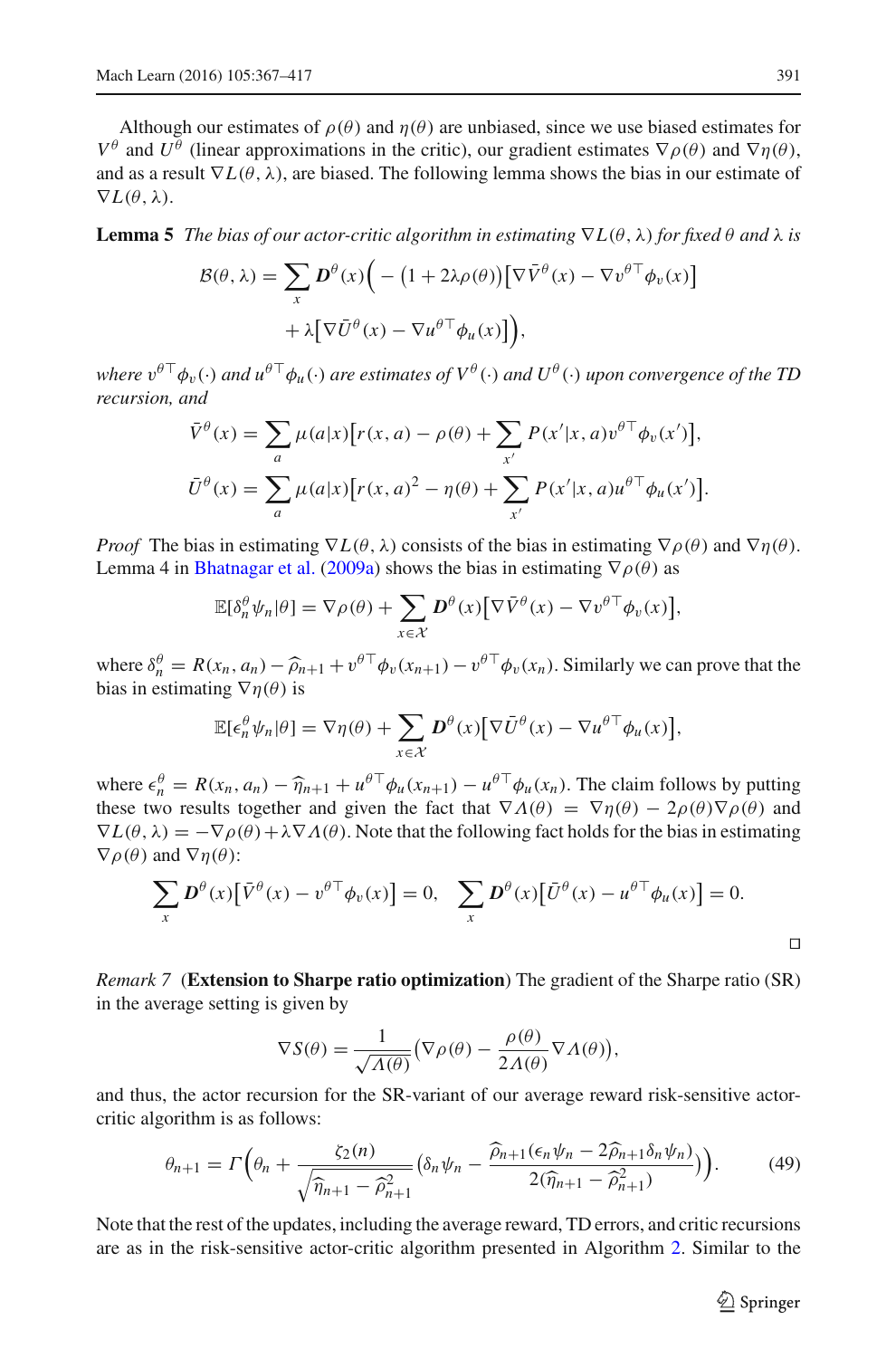Although our estimates of $\rho(\theta)$ and $\eta(\theta)$ are unbiased, since we use biased estimates for $V^\theta$ and $U^\theta$ (linear approximations in the critic), our gradient estimates $\nabla\rho(\theta)$ and $\nabla\eta(\theta)$, and as a result $\nabla L(\theta, \lambda)$, are biased. The following lemma shows the bias in our estimate of $\nabla L(\theta, \lambda)$.

**Lemma 5** *The bias of our actor-critic algorithm in estimating $\nabla L(\theta, \lambda)$ for fixed $\theta$ and $\lambda$ is*

$$\mathcal{B}(\theta, \lambda) = \sum_x \boldsymbol{D}^\theta(x)\Big( -\big(1 + 2\lambda\rho(\theta)\big)\big[\nabla \bar{V}^\theta(x) - \nabla v^{\theta\top}\phi_v(x)\big] + \lambda\big[\nabla \bar{U}^\theta(x) - \nabla u^{\theta\top}\phi_u(x)\big]\Big),$$

*where $v^{\theta\top}\phi_v(\cdot)$ and $u^{\theta\top}\phi_u(\cdot)$ are estimates of $V^\theta(\cdot)$ and $U^\theta(\cdot)$ upon convergence of the TD recursion, and*

$$\bar{V}^\theta(x) = \sum_a \mu(a|x)\big[r(x,a) - \rho(\theta) + \sum_{x'} P(x'|x,a)v^{\theta\top}\phi_v(x')\big],$$

$$\bar{U}^\theta(x) = \sum_a \mu(a|x)\big[r(x,a)^2 - \eta(\theta) + \sum_{x'} P(x'|x,a)u^{\theta\top}\phi_u(x')\big].$$

*Proof* The bias in estimating $\nabla L(\theta, \lambda)$ consists of the bias in estimating $\nabla\rho(\theta)$ and $\nabla\eta(\theta)$. Lemma 4 in Bhatnagar et al. (2009a) shows the bias in estimating $\nabla\rho(\theta)$ as

$$\mathbb{E}[\delta_n^\theta \psi_n|\theta] = \nabla\rho(\theta) + \sum_{x\in\mathcal{X}} \boldsymbol{D}^\theta(x)\big[\nabla\bar{V}^\theta(x) - \nabla v^{\theta\top}\phi_v(x)\big],$$

where $\delta_n^\theta = R(x_n, a_n) - \widehat{\rho}_{n+1} + v^{\theta\top}\phi_v(x_{n+1}) - v^{\theta\top}\phi_v(x_n)$. Similarly we can prove that the bias in estimating $\nabla\eta(\theta)$ is

$$\mathbb{E}[\epsilon_n^\theta \psi_n|\theta] = \nabla\eta(\theta) + \sum_{x\in\mathcal{X}} \boldsymbol{D}^\theta(x)\big[\nabla\bar{U}^\theta(x) - \nabla u^{\theta\top}\phi_u(x)\big],$$

where $\epsilon_n^\theta = R(x_n, a_n) - \widehat{\eta}_{n+1} + u^{\theta\top}\phi_u(x_{n+1}) - u^{\theta\top}\phi_u(x_n)$. The claim follows by putting these two results together and given the fact that $\nabla\Lambda(\theta) = \nabla\eta(\theta) - 2\rho(\theta)\nabla\rho(\theta)$ and $\nabla L(\theta, \lambda) = -\nabla\rho(\theta) + \lambda\nabla\Lambda(\theta)$. Note that the following fact holds for the bias in estimating $\nabla\rho(\theta)$ and $\nabla\eta(\theta)$:

$$\sum_x \boldsymbol{D}^\theta(x)\big[\bar{V}^\theta(x) - v^{\theta\top}\phi_v(x)\big] = 0, \quad \sum_x \boldsymbol{D}^\theta(x)\big[\bar{U}^\theta(x) - u^{\theta\top}\phi_u(x)\big] = 0.$$

□

*Remark 7* (**Extension to Sharpe ratio optimization**) The gradient of the Sharpe ratio (SR) in the average setting is given by

$$\nabla S(\theta) = \frac{1}{\sqrt{\Lambda(\theta)}}\Big(\nabla\rho(\theta) - \frac{\rho(\theta)}{2\Lambda(\theta)}\nabla\Lambda(\theta)\Big),$$

and thus, the actor recursion for the SR-variant of our average reward risk-sensitive actor-critic algorithm is as follows:

$$\theta_{n+1} = \Gamma\Big(\theta_n + \frac{\zeta_2(n)}{\sqrt{\widehat{\eta}_{n+1} - \widehat{\rho}_{n+1}^2}}\big(\delta_n\psi_n - \frac{\widehat{\rho}_{n+1}(\epsilon_n\psi_n - 2\widehat{\rho}_{n+1}\delta_n\psi_n)}{2(\widehat{\eta}_{n+1} - \widehat{\rho}_{n+1}^2)}\big)\Big). \tag{49}$$

Note that the rest of the updates, including the average reward, TD errors, and critic recursions are as in the risk-sensitive actor-critic algorithm presented in Algorithm 2. Similar to the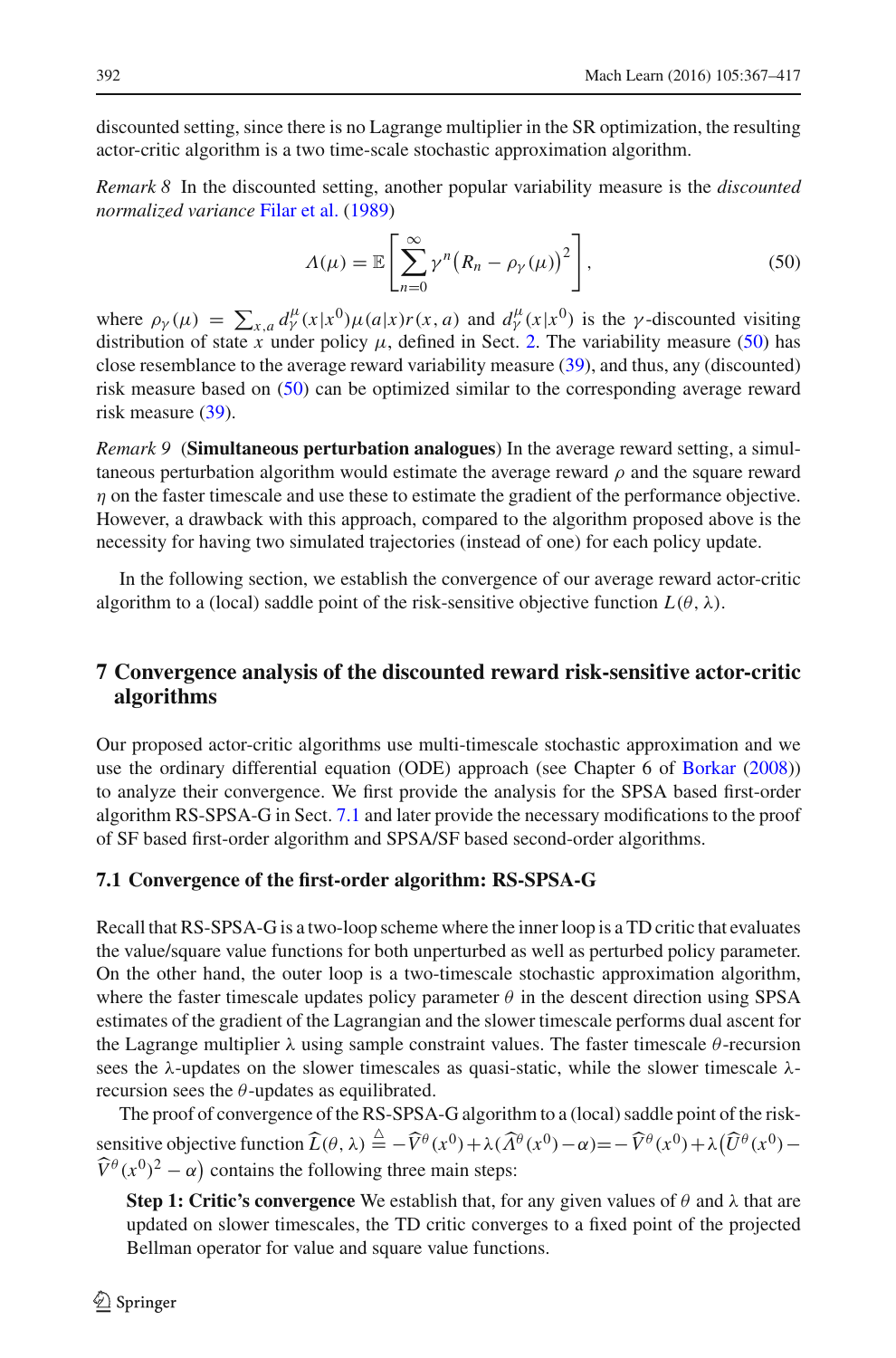discounted setting, since there is no Lagrange multiplier in the SR optimization, the resulting actor-critic algorithm is a two time-scale stochastic approximation algorithm.

*Remark 8* In the discounted setting, another popular variability measure is the *discounted normalized variance* Filar et al. (1989)

$$\Lambda(\mu) = \mathbb{E}\left[\sum_{n=0}^{\infty} \gamma^n \big(R_n - \rho_\gamma(\mu)\big)^2\right], \tag{50}$$

where $\rho_\gamma(\mu) = \sum_{x,a} d_\gamma^\mu(x|x^0)\mu(a|x)r(x,a)$ and $d_\gamma^\mu(x|x^0)$ is the $\gamma$-discounted visiting distribution of state $x$ under policy $\mu$, defined in Sect. 2. The variability measure (50) has close resemblance to the average reward variability measure (39), and thus, any (discounted) risk measure based on (50) can be optimized similar to the corresponding average reward risk measure (39).

*Remark 9* (**Simultaneous perturbation analogues**) In the average reward setting, a simultaneous perturbation algorithm would estimate the average reward $\rho$ and the square reward $\eta$ on the faster timescale and use these to estimate the gradient of the performance objective. However, a drawback with this approach, compared to the algorithm proposed above is the necessity for having two simulated trajectories (instead of one) for each policy update.

In the following section, we establish the convergence of our average reward actor-critic algorithm to a (local) saddle point of the risk-sensitive objective function $L(\theta, \lambda)$.

## 7 Convergence analysis of the discounted reward risk-sensitive actor-critic algorithms

Our proposed actor-critic algorithms use multi-timescale stochastic approximation and we use the ordinary differential equation (ODE) approach (see Chapter 6 of Borkar (2008)) to analyze their convergence. We first provide the analysis for the SPSA based first-order algorithm RS-SPSA-G in Sect. 7.1 and later provide the necessary modifications to the proof of SF based first-order algorithm and SPSA/SF based second-order algorithms.

### 7.1 Convergence of the first-order algorithm: RS-SPSA-G

Recall that RS-SPSA-G is a two-loop scheme where the inner loop is a TD critic that evaluates the value/square value functions for both unperturbed as well as perturbed policy parameter. On the other hand, the outer loop is a two-timescale stochastic approximation algorithm, where the faster timescale updates policy parameter $\theta$ in the descent direction using SPSA estimates of the gradient of the Lagrangian and the slower timescale performs dual ascent for the Lagrange multiplier $\lambda$ using sample constraint values. The faster timescale $\theta$-recursion sees the $\lambda$-updates on the slower timescales as quasi-static, while the slower timescale $\lambda$-recursion sees the $\theta$-updates as equilibrated.

The proof of convergence of the RS-SPSA-G algorithm to a (local) saddle point of the risk-sensitive objective function $\widehat{L}(\theta, \lambda) \stackrel{\triangle}{=} -\widehat{V}^\theta(x^0) + \lambda(\widehat{\Lambda}^\theta(x^0) - \alpha) = -\widehat{V}^\theta(x^0) + \lambda\big(\widehat{U}^\theta(x^0) - \widehat{V}^\theta(x^0)^2 - \alpha\big)$ contains the following three main steps:

**Step 1: Critic's convergence** We establish that, for any given values of $\theta$ and $\lambda$ that are updated on slower timescales, the TD critic converges to a fixed point of the projected Bellman operator for value and square value functions.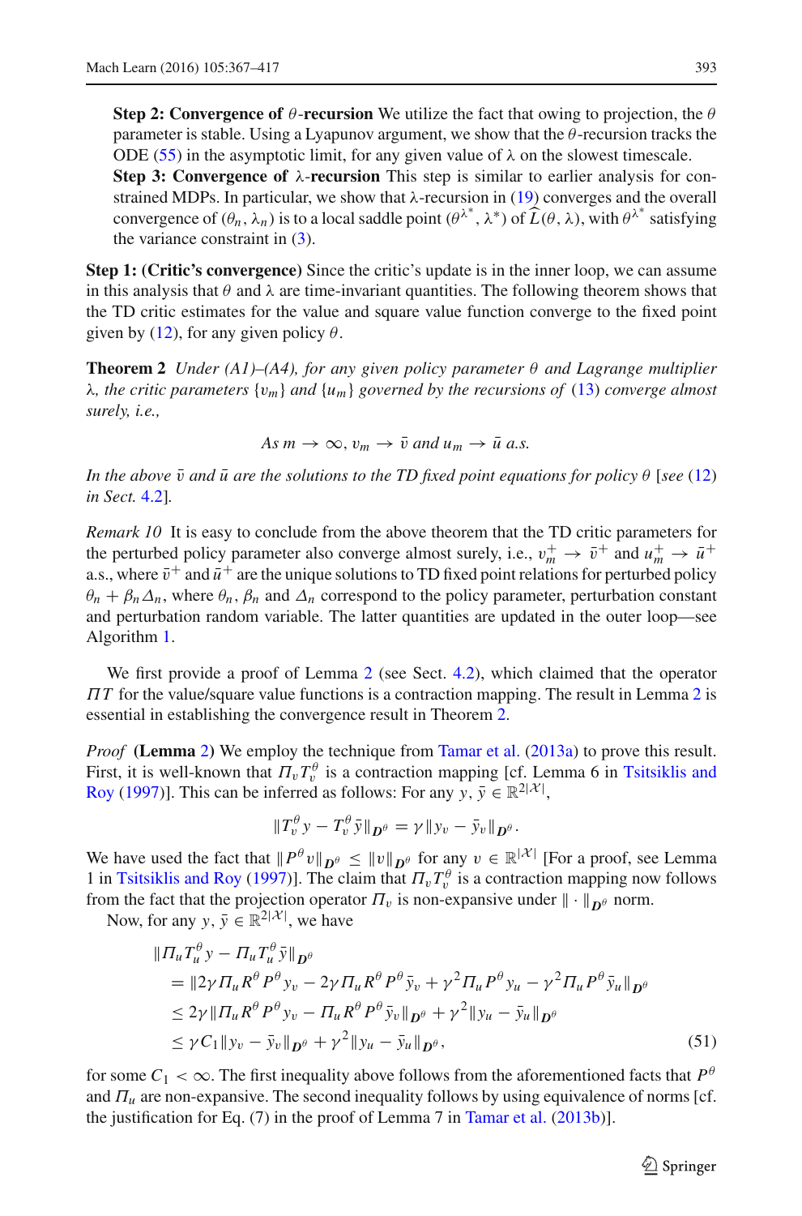**Step 2: Convergence of $\theta$-recursion** We utilize the fact that owing to projection, the $\theta$ parameter is stable. Using a Lyapunov argument, we show that the $\theta$-recursion tracks the ODE (55) in the asymptotic limit, for any given value of $\lambda$ on the slowest timescale.

**Step 3: Convergence of $\lambda$-recursion** This step is similar to earlier analysis for constrained MDPs. In particular, we show that $\lambda$-recursion in (19) converges and the overall convergence of $(\theta_n, \lambda_n)$ is to a local saddle point $(\theta^{\lambda^*}, \lambda^*)$ of $\widehat{L}(\theta, \lambda)$, with $\theta^{\lambda^*}$ satisfying the variance constraint in (3).

**Step 1: (Critic's convergence)** Since the critic's update is in the inner loop, we can assume in this analysis that $\theta$ and $\lambda$ are time-invariant quantities. The following theorem shows that the TD critic estimates for the value and square value function converge to the fixed point given by (12), for any given policy $\theta$.

**Theorem 2** *Under (A1)–(A4), for any given policy parameter $\theta$ and Lagrange multiplier $\lambda$, the critic parameters $\{v_m\}$ and $\{u_m\}$ governed by the recursions of* (13) *converge almost surely, i.e.,*

$$\textit{As } m \to \infty, v_m \to \bar{v} \textit{ and } u_m \to \bar{u} \textit{ a.s.}$$

*In the above $\bar{v}$ and $\bar{u}$ are the solutions to the TD fixed point equations for policy $\theta$* [*see* (12) *in Sect.* 4.2].

*Remark 10* It is easy to conclude from the above theorem that the TD critic parameters for the perturbed policy parameter also converge almost surely, i.e., $v_m^+ \to \bar{v}^+$ and $u_m^+ \to \bar{u}^+$ a.s., where $\bar{v}^+$ and $\bar{u}^+$ are the unique solutions to TD fixed point relations for perturbed policy $\theta_n + \beta_n \Delta_n$, where $\theta_n$, $\beta_n$ and $\Delta_n$ correspond to the policy parameter, perturbation constant and perturbation random variable. The latter quantities are updated in the outer loop—see Algorithm 1.

We first provide a proof of Lemma 2 (see Sect. 4.2), which claimed that the operator $\Pi T$ for the value/square value functions is a contraction mapping. The result in Lemma 2 is essential in establishing the convergence result in Theorem 2.

*Proof* (**Lemma** 2) We employ the technique from Tamar et al. (2013a) to prove this result. First, it is well-known that $\Pi_v T_v^\theta$ is a contraction mapping [cf. Lemma 6 in Tsitsiklis and Roy (1997)]. This can be inferred as follows: For any $y, \bar{y} \in \mathbb{R}^{2|\mathcal{X}|}$,

$$\|T_v^\theta y - T_v^\theta \bar{y}\|_{\boldsymbol{D}^\theta} = \gamma \|y_v - \bar{y}_v\|_{\boldsymbol{D}^\theta}.$$

We have used the fact that $\|P^\theta v\|_{\boldsymbol{D}^\theta} \le \|v\|_{\boldsymbol{D}^\theta}$ for any $v \in \mathbb{R}^{|\mathcal{X}|}$ [For a proof, see Lemma 1 in Tsitsiklis and Roy (1997)]. The claim that $\Pi_v T_v^\theta$ is a contraction mapping now follows from the fact that the projection operator $\Pi_v$ is non-expansive under $\|\cdot\|_{\boldsymbol{D}^\theta}$ norm.

Now, for any $y, \bar{y} \in \mathbb{R}^{2|\mathcal{X}|}$, we have

$$\begin{aligned}
&\|\Pi_u T_u^\theta y - \Pi_u T_u^\theta \bar{y}\|_{\boldsymbol{D}^\theta} \\
&= \|2\gamma \Pi_u R^\theta P^\theta y_v - 2\gamma \Pi_u R^\theta P^\theta \bar{y}_v + \gamma^2 \Pi_u P^\theta y_u - \gamma^2 \Pi_u P^\theta \bar{y}_u\|_{\boldsymbol{D}^\theta} \\
&\le 2\gamma \|\Pi_u R^\theta P^\theta y_v - \Pi_u R^\theta P^\theta \bar{y}_v\|_{\boldsymbol{D}^\theta} + \gamma^2 \|y_u - \bar{y}_u\|_{\boldsymbol{D}^\theta} \\
&\le \gamma C_1 \|y_v - \bar{y}_v\|_{\boldsymbol{D}^\theta} + \gamma^2 \|y_u - \bar{y}_u\|_{\boldsymbol{D}^\theta}, 
\end{aligned} \tag{51}$$

for some $C_1 < \infty$. The first inequality above follows from the aforementioned facts that $P^\theta$ and $\Pi_u$ are non-expansive. The second inequality follows by using equivalence of norms [cf. the justification for Eq. (7) in the proof of Lemma 7 in Tamar et al. (2013b)].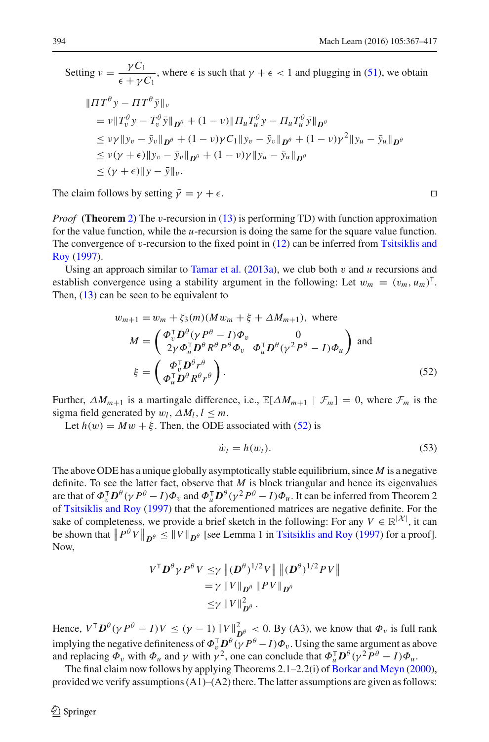Setting $\nu = \dfrac{\gamma C_1}{\epsilon + \gamma C_1}$, where $\epsilon$ is such that $\gamma + \epsilon < 1$ and plugging in (51), we obtain

$$
\begin{aligned}
&\|\Pi T^\theta y - \Pi T^\theta \bar{y}\|_\nu \\
&= \nu \|T_v^\theta y - T_v^\theta \bar{y}\|_{\boldsymbol{D}^\theta} + (1-\nu)\|\Pi_u T_u^\theta y - \Pi_u T_u^\theta \bar{y}\|_{\boldsymbol{D}^\theta} \\
&\le \nu\gamma \|y_v - \bar{y}_v\|_{\boldsymbol{D}^\theta} + (1-\nu)\gamma C_1 \|y_v - \bar{y}_v\|_{\boldsymbol{D}^\theta} + (1-\nu)\gamma^2 \|y_u - \bar{y}_u\|_{\boldsymbol{D}^\theta} \\
&\le \nu(\gamma + \epsilon)\|y_v - \bar{y}_v\|_{\boldsymbol{D}^\theta} + (1-\nu)\gamma \|y_u - \bar{y}_u\|_{\boldsymbol{D}^\theta} \\
&\le (\gamma + \epsilon)\|y - \bar{y}\|_\nu.
\end{aligned}
$$

The claim follows by setting $\bar{\gamma} = \gamma + \epsilon$. □

*Proof* **(Theorem 2)** The $v$-recursion in (13) is performing TD) with function approximation for the value function, while the $u$-recursion is doing the same for the square value function. The convergence of $v$-recursion to the fixed point in (12) can be inferred from Tsitsiklis and Roy (1997).

Using an approach similar to Tamar et al. (2013a), we club both $v$ and $u$ recursions and establish convergence using a stability argument in the following: Let $w_m = (v_m, u_m)^\mathsf{T}$. Then, (13) can be seen to be equivalent to

$$
\begin{aligned}
w_{m+1} &= w_m + \zeta_3(m)(M w_m + \xi + \Delta M_{m+1}), \text{ where} \\
M &= \begin{pmatrix} \Phi_v^\mathsf{T} \boldsymbol{D}^\theta(\gamma P^\theta - I)\Phi_v & 0 \\ 2\gamma \Phi_u^\mathsf{T} \boldsymbol{D}^\theta R^\theta P^\theta \Phi_v & \Phi_u^\mathsf{T} \boldsymbol{D}^\theta(\gamma^2 P^\theta - I)\Phi_u \end{pmatrix} \text{ and} \\
\xi &= \begin{pmatrix} \Phi_v^\mathsf{T} \boldsymbol{D}^\theta r^\theta \\ \Phi_u^\mathsf{T} \boldsymbol{D}^\theta R^\theta r^\theta \end{pmatrix}.
\end{aligned} \tag{52}
$$

Further, $\Delta M_{m+1}$ is a martingale difference, i.e., $\mathbb{E}[\Delta M_{m+1} \mid \mathcal{F}_m] = 0$, where $\mathcal{F}_m$ is the sigma field generated by $w_l, \Delta M_l, l \le m$.

Let $h(w) = Mw + \xi$. Then, the ODE associated with (52) is

$$
\dot{w}_t = h(w_t). \tag{53}
$$

The above ODE has a unique globally asymptotically stable equilibrium, since $M$ is a negative definite. To see the latter fact, observe that $M$ is block triangular and hence its eigenvalues are that of $\Phi_v^\mathsf{T} \boldsymbol{D}^\theta(\gamma P^\theta - I)\Phi_v$ and $\Phi_u^\mathsf{T} \boldsymbol{D}^\theta(\gamma^2 P^\theta - I)\Phi_u$. It can be inferred from Theorem 2 of Tsitsiklis and Roy (1997) that the aforementioned matrices are negative definite. For the sake of completeness, we provide a brief sketch in the following: For any $V \in \mathbb{R}^{|\mathcal{X}|}$, it can be shown that $\left\|P^\theta V\right\|_{\boldsymbol{D}^\theta} \le \|V\|_{\boldsymbol{D}^\theta}$ [see Lemma 1 in Tsitsiklis and Roy (1997) for a proof]. Now,

$$
\begin{aligned}
V^\mathsf{T} \boldsymbol{D}^\theta \gamma P^\theta V &\le \gamma \left\|(\boldsymbol{D}^\theta)^{1/2} V\right\| \left\|(\boldsymbol{D}^\theta)^{1/2} P V\right\| \\
&= \gamma \left\|V\right\|_{\boldsymbol{D}^\theta} \left\|PV\right\|_{\boldsymbol{D}^\theta} \\
&\le \gamma \left\|V\right\|^2_{\boldsymbol{D}^\theta}.
\end{aligned}
$$

Hence, $V^\mathsf{T} \boldsymbol{D}^\theta(\gamma P^\theta - I)V \le (\gamma - 1)\left\|V\right\|^2_{\boldsymbol{D}^\theta} < 0$. By (A3), we know that $\Phi_v$ is full rank implying the negative definiteness of $\Phi_v^\mathsf{T} \boldsymbol{D}^\theta(\gamma P^\theta - I)\Phi_v$. Using the same argument as above and replacing $\Phi_v$ with $\Phi_u$ and $\gamma$ with $\gamma^2$, one can conclude that $\Phi_u^\mathsf{T} \boldsymbol{D}^\theta(\gamma^2 P^\theta - I)\Phi_u$.

The final claim now follows by applying Theorems 2.1–2.2(i) of Borkar and Meyn (2000), provided we verify assumptions (A1)–(A2) there. The latter assumptions are given as follows: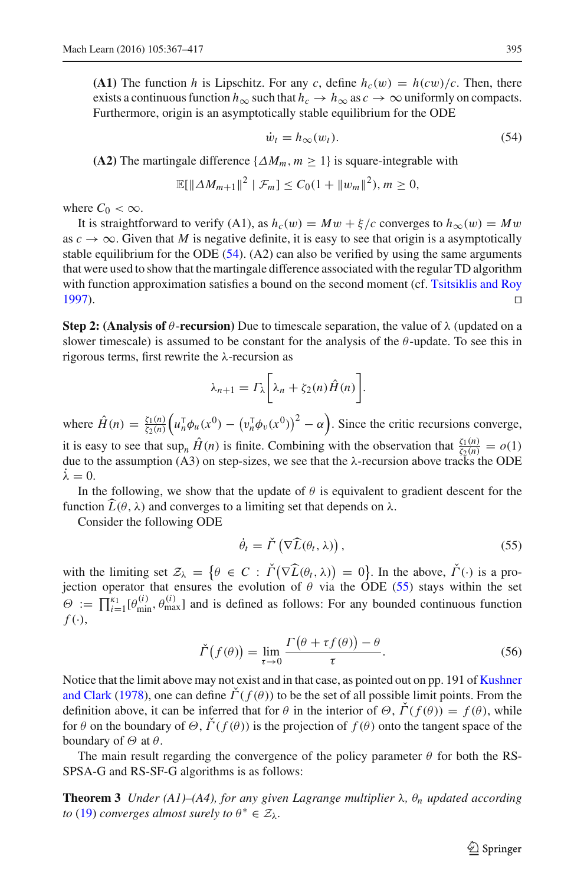**(A1)** The function $h$ is Lipschitz. For any $c$, define $h_c(w) = h(cw)/c$. Then, there exists a continuous function $h_\infty$ such that $h_c \to h_\infty$ as $c \to \infty$ uniformly on compacts. Furthermore, origin is an asymptotically stable equilibrium for the ODE

$$\dot{w}_t = h_\infty(w_t). \tag{54}$$

**(A2)** The martingale difference $\{\Delta M_m, m \geq 1\}$ is square-integrable with

$$\mathbb{E}[\|\Delta M_{m+1}\|^2 \mid \mathcal{F}_m] \leq C_0(1 + \|w_m\|^2), m \geq 0,$$

where $C_0 < \infty$.

It is straightforward to verify (A1), as $h_c(w) = Mw + \xi/c$ converges to $h_\infty(w) = Mw$ as $c \to \infty$. Given that $M$ is negative definite, it is easy to see that origin is a asymptotically stable equilibrium for the ODE (54). (A2) can also be verified by using the same arguments that were used to show that the martingale difference associated with the regular TD algorithm with function approximation satisfies a bound on the second moment (cf. Tsitsiklis and Roy 1997). □

**Step 2: (Analysis of $\theta$-recursion)** Due to timescale separation, the value of $\lambda$ (updated on a slower timescale) is assumed to be constant for the analysis of the $\theta$-update. To see this in rigorous terms, first rewrite the $\lambda$-recursion as

$$\lambda_{n+1} = \Gamma_\lambda\left[\lambda_n + \zeta_2(n)\hat{H}(n)\right].$$

where $\hat{H}(n) = \frac{\zeta_1(n)}{\zeta_2(n)}\left(u_n^\mathsf{T}\phi_u(x^0) - \left(v_n^\mathsf{T}\phi_v(x^0)\right)^2 - \alpha\right)$. Since the critic recursions converge, it is easy to see that $\sup_n \hat{H}(n)$ is finite. Combining with the observation that $\frac{\zeta_1(n)}{\zeta_2(n)} = o(1)$ due to the assumption (A3) on step-sizes, we see that the $\lambda$-recursion above tracks the ODE $\dot{\lambda} = 0$.

In the following, we show that the update of $\theta$ is equivalent to gradient descent for the function $\widehat{L}(\theta, \lambda)$ and converges to a limiting set that depends on $\lambda$.

Consider the following ODE

$$\dot{\theta}_t = \check{\Gamma}\left(\nabla\widehat{L}(\theta_t, \lambda)\right), \tag{55}$$

with the limiting set $\mathcal{Z}_\lambda = \left\{\theta \in C : \check{\Gamma}\left(\nabla\widehat{L}(\theta_t, \lambda)\right) = 0\right\}$. In the above, $\check{\Gamma}(\cdot)$ is a projection operator that ensures the evolution of $\theta$ via the ODE (55) stays within the set $\Theta := \prod_{i=1}^{\kappa_1}[\theta_{\min}^{(i)}, \theta_{\max}^{(i)}]$ and is defined as follows: For any bounded continuous function $f(\cdot)$,

$$\check{\Gamma}\left(f(\theta)\right) = \lim_{\tau \to 0} \frac{\Gamma\left(\theta + \tau f(\theta)\right) - \theta}{\tau}. \tag{56}$$

Notice that the limit above may not exist and in that case, as pointed out on pp. 191 of Kushner and Clark (1978), one can define $\check{\Gamma}(f(\theta))$ to be the set of all possible limit points. From the definition above, it can be inferred that for $\theta$ in the interior of $\Theta$, $\check{\Gamma}(f(\theta)) = f(\theta)$, while for $\theta$ on the boundary of $\Theta$, $\check{\Gamma}(f(\theta))$ is the projection of $f(\theta)$ onto the tangent space of the boundary of $\Theta$ at $\theta$.

The main result regarding the convergence of the policy parameter $\theta$ for both the RS-SPSA-G and RS-SF-G algorithms is as follows:

**Theorem 3** *Under (A1)–(A4), for any given Lagrange multiplier $\lambda$, $\theta_n$ updated according to (19) converges almost surely to $\theta^* \in \mathcal{Z}_\lambda$.*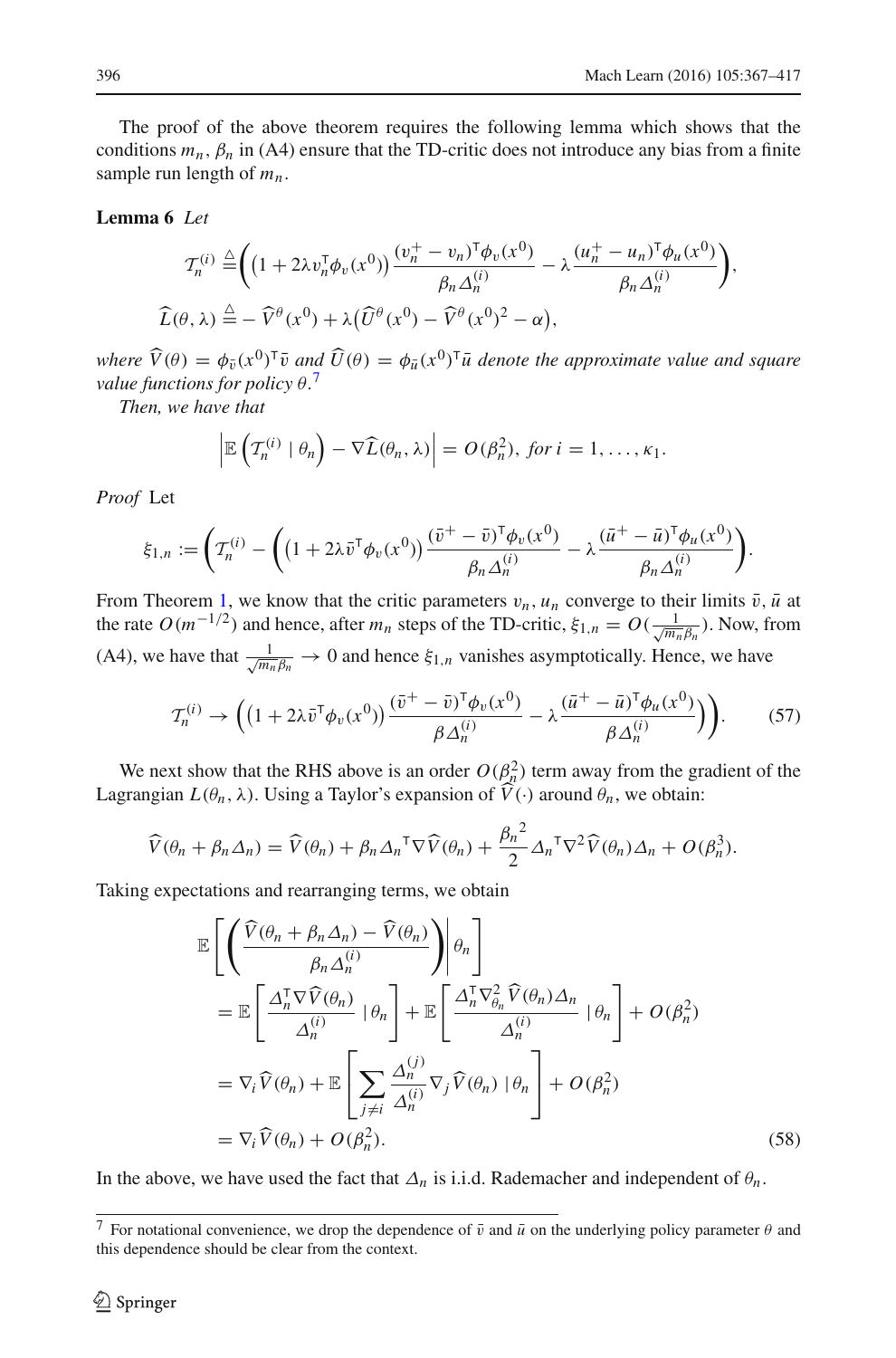The proof of the above theorem requires the following lemma which shows that the conditions $m_n, \beta_n$ in (A4) ensure that the TD-critic does not introduce any bias from a finite sample run length of $m_n$.

**Lemma 6** *Let*

$$\mathcal{T}_n^{(i)} \triangleq \left( \left(1 + 2\lambda v_n^\mathsf{T} \phi_v(x^0)\right) \frac{(v_n^+ - v_n)^\mathsf{T} \phi_v(x^0)}{\beta_n \Delta_n^{(i)}} - \lambda \frac{(u_n^+ - u_n)^\mathsf{T} \phi_u(x^0)}{\beta_n \Delta_n^{(i)}} \right),$$

$$\widehat{L}(\theta, \lambda) \triangleq -\widehat{V}^\theta(x^0) + \lambda\left(\widehat{U}^\theta(x^0) - \widehat{V}^\theta(x^0)^2 - \alpha\right),$$

*where $\widehat{V}(\theta) = \phi_{\bar{v}}(x^0)^\mathsf{T}\bar{v}$ and $\widehat{U}(\theta) = \phi_{\bar{u}}(x^0)^\mathsf{T}\bar{u}$ denote the approximate value and square value functions for policy $\theta$.*[7]

*Then, we have that*

$$\left| \mathbb{E}\left(\mathcal{T}_n^{(i)} \mid \theta_n\right) - \nabla \widehat{L}(\theta_n, \lambda) \right| = O(\beta_n^2), \text{ for } i = 1, \ldots, \kappa_1.$$

*Proof* Let

$$\xi_{1,n} := \left( \mathcal{T}_n^{(i)} - \left( \left(1 + 2\lambda \bar{v}^\mathsf{T} \phi_v(x^0)\right) \frac{(\bar{v}^+ - \bar{v})^\mathsf{T} \phi_v(x^0)}{\beta_n \Delta_n^{(i)}} - \lambda \frac{(\bar{u}^+ - \bar{u})^\mathsf{T} \phi_u(x^0)}{\beta_n \Delta_n^{(i)}} \right) \right).$$

From Theorem 1, we know that the critic parameters $v_n, u_n$ converge to their limits $\bar{v}, \bar{u}$ at the rate $O(m^{-1/2})$ and hence, after $m_n$ steps of the TD-critic, $\xi_{1,n} = O(\frac{1}{\sqrt{m_n}\beta_n})$. Now, from (A4), we have that $\frac{1}{\sqrt{m_n}\beta_n} \to 0$ and hence $\xi_{1,n}$ vanishes asymptotically. Hence, we have

$$\mathcal{T}_n^{(i)} \to \left( \left(1 + 2\lambda \bar{v}^\mathsf{T} \phi_v(x^0)\right) \frac{(\bar{v}^+ - \bar{v})^\mathsf{T} \phi_v(x^0)}{\beta \Delta_n^{(i)}} - \lambda \frac{(\bar{u}^+ - \bar{u})^\mathsf{T} \phi_u(x^0)}{\beta \Delta_n^{(i)}} \right) \Bigg). \tag{57}$$

We next show that the RHS above is an order $O(\beta_n^2)$ term away from the gradient of the Lagrangian $L(\theta_n, \lambda)$. Using a Taylor's expansion of $\widehat{V}(\cdot)$ around $\theta_n$, we obtain:

$$\widehat{V}(\theta_n + \beta_n \Delta_n) = \widehat{V}(\theta_n) + \beta_n {\Delta_n}^\mathsf{T} \nabla \widehat{V}(\theta_n) + \frac{{\beta_n}^2}{2} {\Delta_n}^\mathsf{T} \nabla^2 \widehat{V}(\theta_n) \Delta_n + O(\beta_n^3).$$

Taking expectations and rearranging terms, we obtain

$$\begin{aligned}
&\mathbb{E}\left[ \left( \frac{\widehat{V}(\theta_n + \beta_n \Delta_n) - \widehat{V}(\theta_n)}{\beta_n \Delta_n^{(i)}} \right) \Bigg| \theta_n \right] \\
&= \mathbb{E}\left[ \frac{\Delta_n^\mathsf{T} \nabla \widehat{V}(\theta_n)}{\Delta_n^{(i)}} \mid \theta_n \right] + \mathbb{E}\left[ \frac{\Delta_n^\mathsf{T} \nabla_{\theta_n}^2 \widehat{V}(\theta_n) \Delta_n}{\Delta_n^{(i)}} \mid \theta_n \right] + O(\beta_n^2) \\
&= \nabla_i \widehat{V}(\theta_n) + \mathbb{E}\left[ \sum_{j \neq i} \frac{\Delta_n^{(j)}}{\Delta_n^{(i)}} \nabla_j \widehat{V}(\theta_n) \mid \theta_n \right] + O(\beta_n^2) \\
&= \nabla_i \widehat{V}(\theta_n) + O(\beta_n^2).
\end{aligned} \tag{58}$$

In the above, we have used the fact that $\Delta_n$ is i.i.d. Rademacher and independent of $\theta_n$.

[7] For notational convenience, we drop the dependence of $\bar{v}$ and $\bar{u}$ on the underlying policy parameter $\theta$ and this dependence should be clear from the context.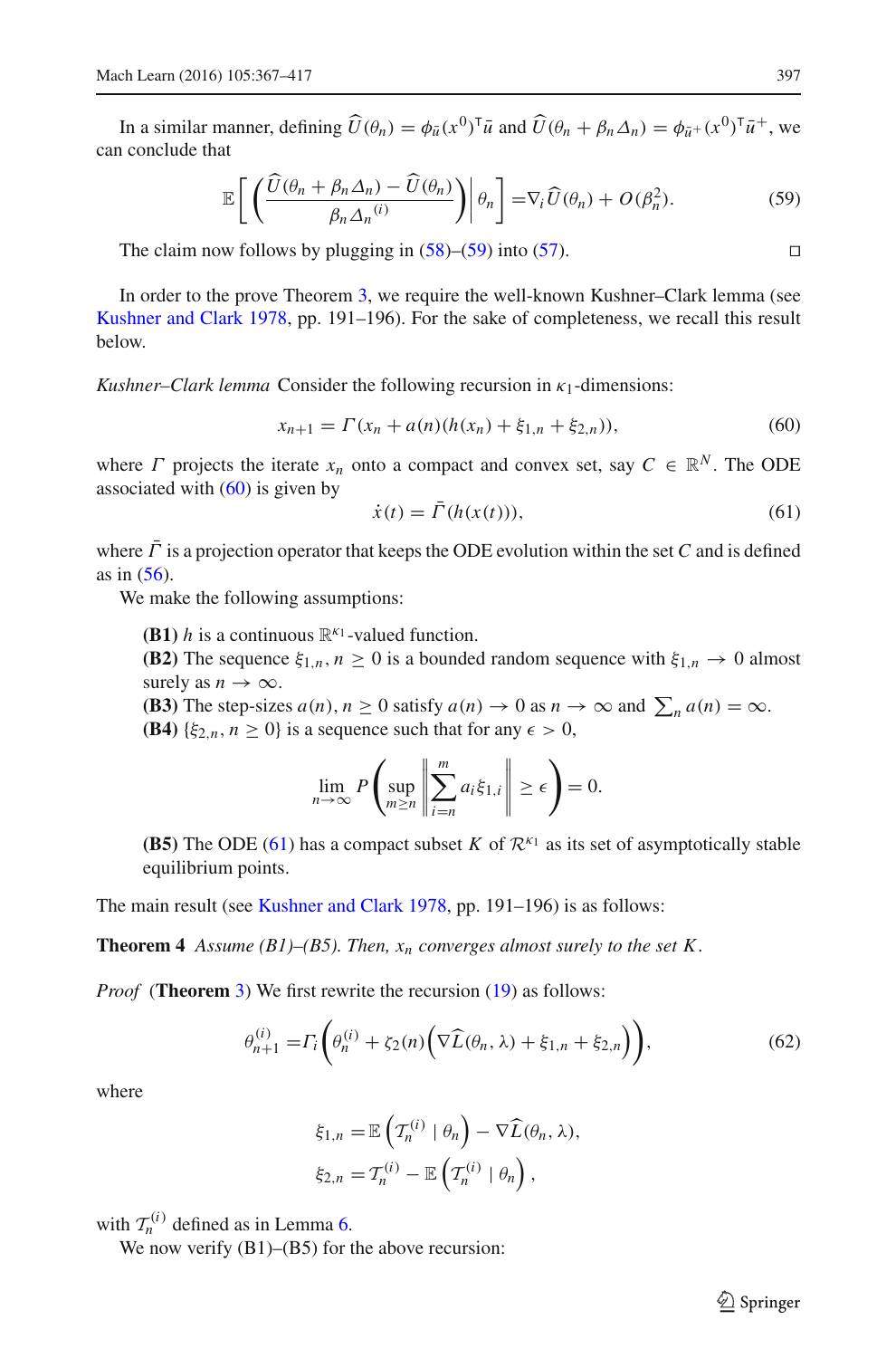In a similar manner, defining $\widehat{U}(\theta_n) = \phi_{\bar{u}}(x^0)^\mathsf{T}\bar{u}$ and $\widehat{U}(\theta_n + \beta_n\Delta_n) = \phi_{\bar{u}^+}(x^0)^\mathsf{T}\bar{u}^+$, we can conclude that

$$\mathbb{E}\left[\left(\frac{\widehat{U}(\theta_n + \beta_n\Delta_n) - \widehat{U}(\theta_n)}{\beta_n {\Delta_n}^{(i)}}\right)\middle|\, \theta_n\right] = \nabla_i \widehat{U}(\theta_n) + O(\beta_n^2). \tag{59}$$

The claim now follows by plugging in (58)–(59) into (57). □

In order to the prove Theorem 3, we require the well-known Kushner–Clark lemma (see Kushner and Clark 1978, pp. 191–196). For the sake of completeness, we recall this result below.

*Kushner–Clark lemma* Consider the following recursion in $\kappa_1$-dimensions:

$$x_{n+1} = \Gamma(x_n + a(n)(h(x_n) + \xi_{1,n} + \xi_{2,n})), \tag{60}$$

where $\Gamma$ projects the iterate $x_n$ onto a compact and convex set, say $C \in \mathbb{R}^N$. The ODE associated with (60) is given by

$$\dot{x}(t) = \bar{\Gamma}(h(x(t))), \tag{61}$$

where $\bar{\Gamma}$ is a projection operator that keeps the ODE evolution within the set $C$ and is defined as in (56).

We make the following assumptions:

**(B1)** $h$ is a continuous $\mathbb{R}^{\kappa_1}$-valued function.
**(B2)** The sequence $\xi_{1,n}, n \geq 0$ is a bounded random sequence with $\xi_{1,n} \to 0$ almost surely as $n \to \infty$.
**(B3)** The step-sizes $a(n), n \geq 0$ satisfy $a(n) \to 0$ as $n \to \infty$ and $\sum_n a(n) = \infty$.
**(B4)** $\{\xi_{2,n}, n \geq 0\}$ is a sequence such that for any $\epsilon > 0$,

$$\lim_{n\to\infty} P\left(\sup_{m \geq n}\left\|\sum_{i=n}^{m} a_i \xi_{1,i}\right\| \geq \epsilon\right) = 0.$$

**(B5)** The ODE (61) has a compact subset $K$ of $\mathcal{R}^{\kappa_1}$ as its set of asymptotically stable equilibrium points.

The main result (see Kushner and Clark 1978, pp. 191–196) is as follows:

**Theorem 4** *Assume (B1)–(B5). Then, $x_n$ converges almost surely to the set $K$.*

*Proof* (**Theorem** 3) We first rewrite the recursion (19) as follows:

$$\theta_{n+1}^{(i)} = \Gamma_i\left(\theta_n^{(i)} + \zeta_2(n)\left(\nabla\widehat{L}(\theta_n, \lambda) + \xi_{1,n} + \xi_{2,n}\right)\right), \tag{62}$$

where

$$\xi_{1,n} = \mathbb{E}\left(\mathcal{T}_n^{(i)} \mid \theta_n\right) - \nabla\widehat{L}(\theta_n, \lambda),$$
$$\xi_{2,n} = \mathcal{T}_n^{(i)} - \mathbb{E}\left(\mathcal{T}_n^{(i)} \mid \theta_n\right),$$

with $\mathcal{T}_n^{(i)}$ defined as in Lemma 6.

We now verify (B1)–(B5) for the above recursion: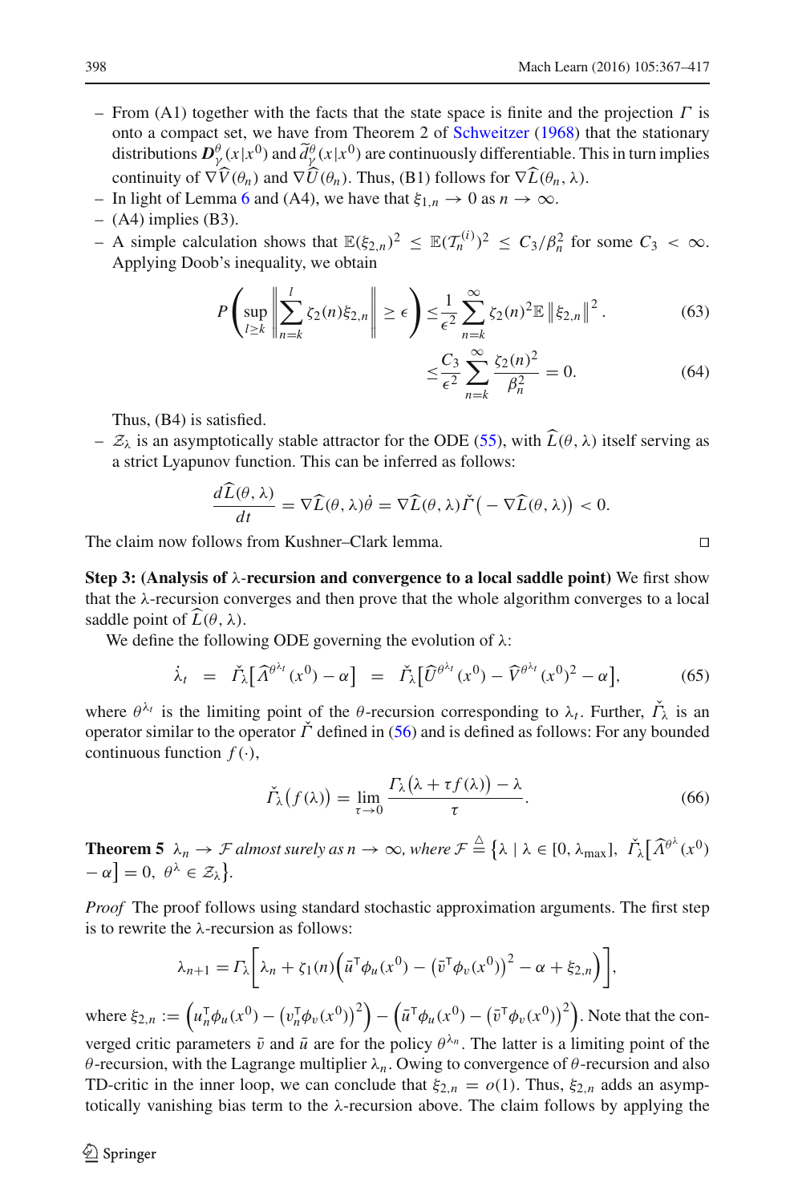- From (A1) together with the facts that the state space is finite and the projection $\Gamma$ is onto a compact set, we have from Theorem 2 of Schweitzer (1968) that the stationary distributions $\boldsymbol{D}^{\theta}_{\gamma}(x|x^0)$ and $\widetilde{d}^{\theta}_{\gamma}(x|x^0)$ are continuously differentiable. This in turn implies continuity of $\nabla \widehat{V}(\theta_n)$ and $\nabla \widehat{U}(\theta_n)$. Thus, (B1) follows for $\nabla \widehat{L}(\theta_n, \lambda)$.
- In light of Lemma 6 and (A4), we have that $\xi_{1,n} \to 0$ as $n \to \infty$.
- (A4) implies (B3).
- A simple calculation shows that $\mathbb{E}(\xi_{2,n})^2 \le \mathbb{E}(\mathcal{T}^{(i)}_n)^2 \le C_3/\beta_n^2$ for some $C_3 < \infty$. Applying Doob's inequality, we obtain

$$P\left(\sup_{l \ge k} \left\| \sum_{n=k}^{l} \zeta_2(n)\xi_{2,n} \right\| \ge \epsilon \right) \le \frac{1}{\epsilon^2} \sum_{n=k}^{\infty} \zeta_2(n)^2 \mathbb{E}\left\| \xi_{2,n} \right\|^2. \tag{63}$$

$$\le \frac{C_3}{\epsilon^2} \sum_{n=k}^{\infty} \frac{\zeta_2(n)^2}{\beta_n^2} = 0. \tag{64}$$

  Thus, (B4) is satisfied.
- $\mathcal{Z}_\lambda$ is an asymptotically stable attractor for the ODE (55), with $\widehat{L}(\theta, \lambda)$ itself serving as a strict Lyapunov function. This can be inferred as follows:

$$\frac{d\widehat{L}(\theta, \lambda)}{dt} = \nabla \widehat{L}(\theta, \lambda)\dot{\theta} = \nabla \widehat{L}(\theta, \lambda)\check{\Gamma}\big(-\nabla \widehat{L}(\theta, \lambda)\big) < 0.$$

The claim now follows from Kushner–Clark lemma. □

**Step 3: (Analysis of λ-recursion and convergence to a local saddle point)** We first show that the λ-recursion converges and then prove that the whole algorithm converges to a local saddle point of $\widehat{L}(\theta, \lambda)$.

We define the following ODE governing the evolution of λ:

$$\dot{\lambda}_t = \check{\Gamma}_\lambda\big[\widehat{\Lambda}^{\theta^{\lambda_t}}(x^0) - \alpha\big] = \check{\Gamma}_\lambda\big[\widehat{U}^{\theta^{\lambda_t}}(x^0) - \widehat{V}^{\theta^{\lambda_t}}(x^0)^2 - \alpha\big], \tag{65}$$

where $\theta^{\lambda_t}$ is the limiting point of the θ-recursion corresponding to $\lambda_t$. Further, $\check{\Gamma}_\lambda$ is an operator similar to the operator $\check{\Gamma}$ defined in (56) and is defined as follows: For any bounded continuous function $f(\cdot)$,

$$\check{\Gamma}_\lambda\big(f(\lambda)\big) = \lim_{\tau \to 0} \frac{\Gamma_\lambda\big(\lambda + \tau f(\lambda)\big) - \lambda}{\tau}. \tag{66}$$

**Theorem 5** *$\lambda_n \to \mathcal{F}$ almost surely as $n \to \infty$, where $\mathcal{F} \triangleq \{\lambda \mid \lambda \in [0, \lambda_{\max}],\ \check{\Gamma}_\lambda\big[\widehat{\Lambda}^{\theta^\lambda}(x^0) - \alpha\big] = 0,\ \theta^\lambda \in \mathcal{Z}_\lambda\}$.*

*Proof* The proof follows using standard stochastic approximation arguments. The first step is to rewrite the λ-recursion as follows:

$$\lambda_{n+1} = \Gamma_\lambda\left[\lambda_n + \zeta_1(n)\Big(\bar{u}^\mathsf{T}\phi_u(x^0) - \big(\bar{v}^\mathsf{T}\phi_v(x^0)\big)^2 - \alpha + \xi_{2,n}\Big)\right],$$

where $\xi_{2,n} := \Big(u_n^\mathsf{T}\phi_u(x^0) - \big(v_n^\mathsf{T}\phi_v(x^0)\big)^2\Big) - \Big(\bar{u}^\mathsf{T}\phi_u(x^0) - \big(\bar{v}^\mathsf{T}\phi_v(x^0)\big)^2\Big)$. Note that the converged critic parameters $\bar{v}$ and $\bar{u}$ are for the policy $\theta^{\lambda_n}$. The latter is a limiting point of the θ-recursion, with the Lagrange multiplier $\lambda_n$. Owing to convergence of θ-recursion and also TD-critic in the inner loop, we can conclude that $\xi_{2,n} = o(1)$. Thus, $\xi_{2,n}$ adds an asymptotically vanishing bias term to the λ-recursion above. The claim follows by applying the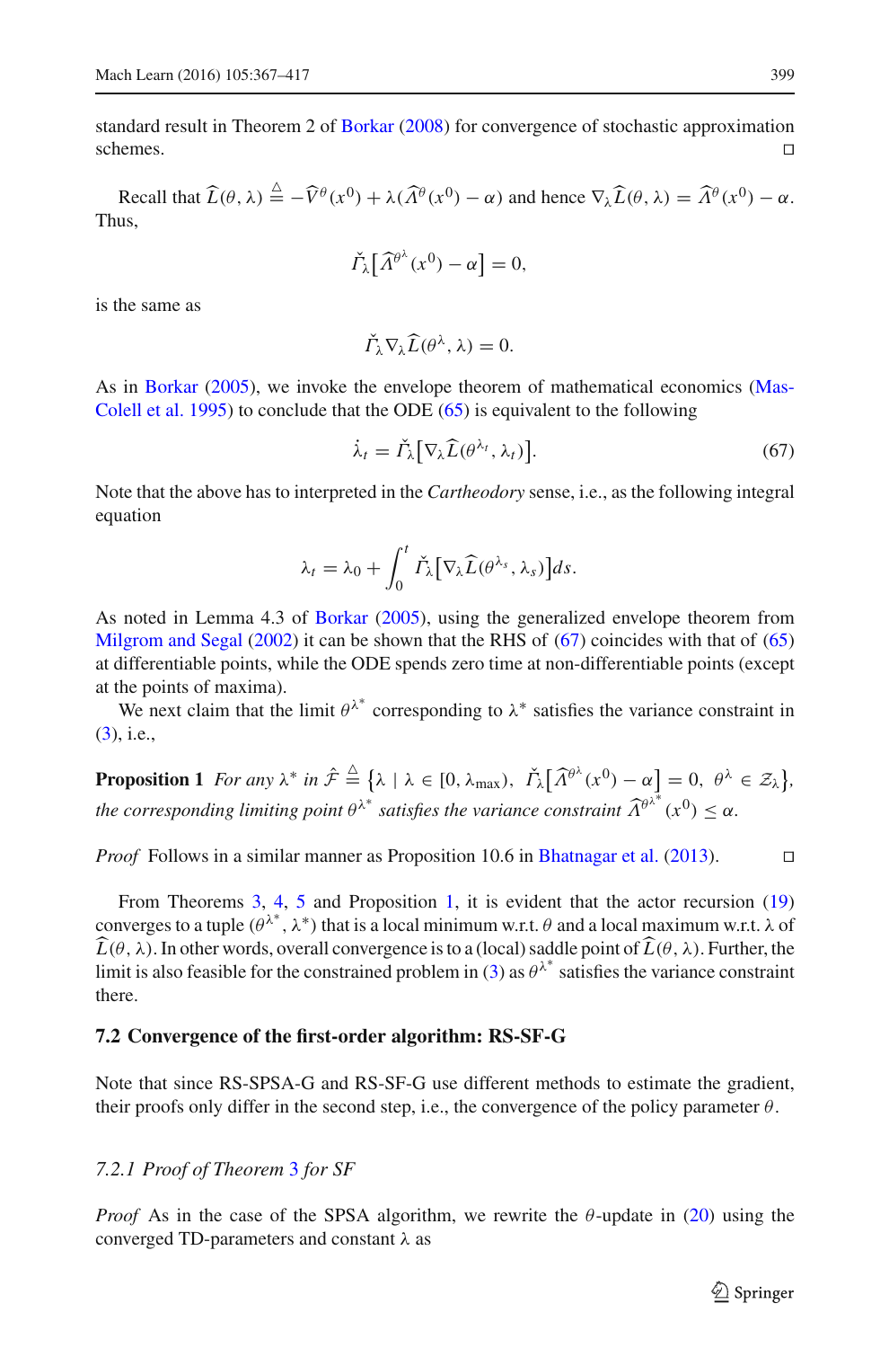standard result in Theorem 2 of Borkar (2008) for convergence of stochastic approximation schemes. □

Recall that $\widehat{L}(\theta, \lambda) \triangleq -\widehat{V}^\theta(x^0) + \lambda(\widehat{\Lambda}^\theta(x^0) - \alpha)$ and hence $\nabla_\lambda \widehat{L}(\theta, \lambda) = \widehat{\Lambda}^\theta(x^0) - \alpha$. Thus,

$$\check{\Gamma}_\lambda\big[\widehat{\Lambda}^{\theta^\lambda}(x^0) - \alpha\big] = 0,$$

is the same as

$$\check{\Gamma}_\lambda \nabla_\lambda \widehat{L}(\theta^\lambda, \lambda) = 0.$$

As in Borkar (2005), we invoke the envelope theorem of mathematical economics (Mas-Colell et al. 1995) to conclude that the ODE (65) is equivalent to the following

$$\dot{\lambda}_t = \check{\Gamma}_\lambda\big[\nabla_\lambda \widehat{L}(\theta^{\lambda_t}, \lambda_t)\big]. \tag{67}$$

Note that the above has to interpreted in the *Cartheodory* sense, i.e., as the following integral equation

$$\lambda_t = \lambda_0 + \int_0^t \check{\Gamma}_\lambda\big[\nabla_\lambda \widehat{L}(\theta^{\lambda_s}, \lambda_s)\big] ds.$$

As noted in Lemma 4.3 of Borkar (2005), using the generalized envelope theorem from Milgrom and Segal (2002) it can be shown that the RHS of (67) coincides with that of (65) at differentiable points, while the ODE spends zero time at non-differentiable points (except at the points of maxima).

We next claim that the limit $\theta^{\lambda^*}$ corresponding to $\lambda^*$ satisfies the variance constraint in (3), i.e.,

**Proposition 1** *For any $\lambda^*$ in $\hat{\mathcal{F}} \triangleq \big\{\lambda \mid \lambda \in [0, \lambda_{\max}),\ \check{\Gamma}_\lambda\big[\widehat{\Lambda}^{\theta^\lambda}(x^0) - \alpha\big] = 0,\ \theta^\lambda \in \mathcal{Z}_\lambda\big\}$, the corresponding limiting point $\theta^{\lambda^*}$ satisfies the variance constraint $\widehat{\Lambda}^{\theta^{\lambda^*}}(x^0) \leq \alpha$.*

*Proof* Follows in a similar manner as Proposition 10.6 in Bhatnagar et al. (2013). □

From Theorems 3, 4, 5 and Proposition 1, it is evident that the actor recursion (19) converges to a tuple $(\theta^{\lambda^*}, \lambda^*)$ that is a local minimum w.r.t. $\theta$ and a local maximum w.r.t. $\lambda$ of $\widehat{L}(\theta, \lambda)$. In other words, overall convergence is to a (local) saddle point of $\widehat{L}(\theta, \lambda)$. Further, the limit is also feasible for the constrained problem in (3) as $\theta^{\lambda^*}$ satisfies the variance constraint there.

### 7.2 Convergence of the first-order algorithm: RS-SF-G

Note that since RS-SPSA-G and RS-SF-G use different methods to estimate the gradient, their proofs only differ in the second step, i.e., the convergence of the policy parameter $\theta$.

#### *7.2.1 Proof of Theorem 3 for SF*

*Proof* As in the case of the SPSA algorithm, we rewrite the $\theta$-update in (20) using the converged TD-parameters and constant $\lambda$ as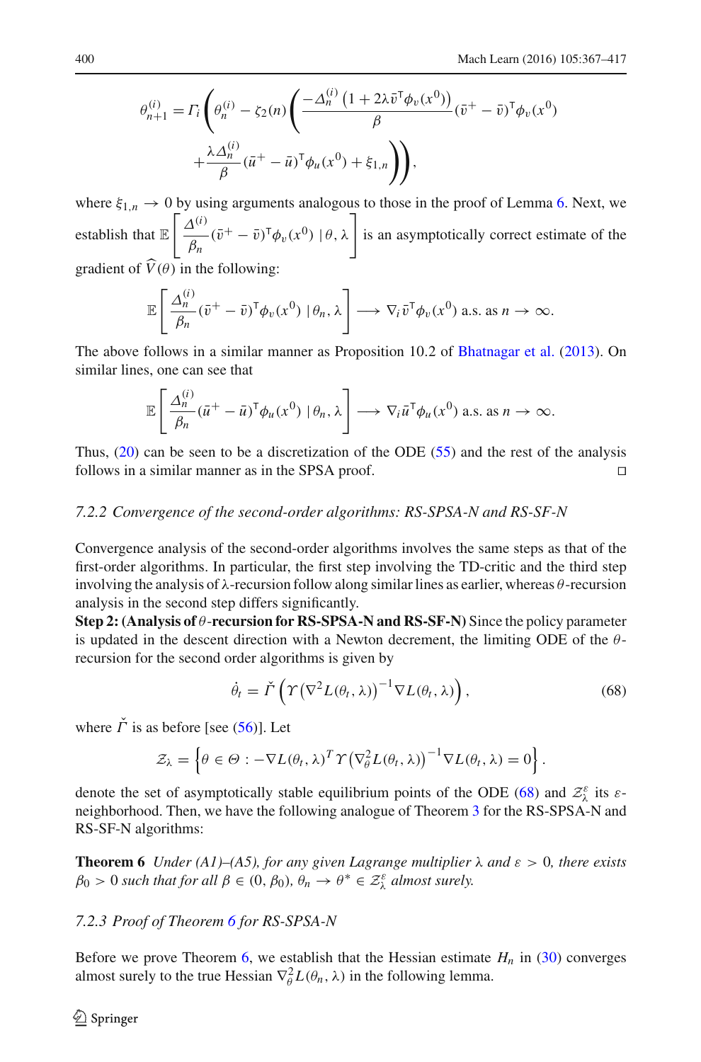$$\theta_{n+1}^{(i)} = \Gamma_i \left( \theta_n^{(i)} - \zeta_2(n) \left( \frac{-\Delta_n^{(i)} \left(1 + 2\lambda \bar{v}^\top \phi_v(x^0)\right)}{\beta} (\bar{v}^+ - \bar{v})^\top \phi_v(x^0) \right.\right.$$
$$\left.\left. + \frac{\lambda \Delta_n^{(i)}}{\beta} (\bar{u}^+ - \bar{u})^\top \phi_u(x^0) + \xi_{1,n} \right) \right),$$

where $\xi_{1,n} \to 0$ by using arguments analogous to those in the proof of Lemma 6. Next, we establish that $\mathbb{E}\left[ \dfrac{\Delta^{(i)}}{\beta_n} (\bar{v}^+ - \bar{v})^\top \phi_v(x^0) \mid \theta, \lambda \right]$ is an asymptotically correct estimate of the gradient of $\widehat{V}(\theta)$ in the following:

$$\mathbb{E}\left[ \frac{\Delta_n^{(i)}}{\beta_n} (\bar{v}^+ - \bar{v})^\top \phi_v(x^0) \mid \theta_n, \lambda \right] \longrightarrow \nabla_i \bar{v}^\top \phi_v(x^0) \text{ a.s. as } n \to \infty.$$

The above follows in a similar manner as Proposition 10.2 of Bhatnagar et al. (2013). On similar lines, one can see that

$$\mathbb{E}\left[ \frac{\Delta_n^{(i)}}{\beta_n} (\bar{u}^+ - \bar{u})^\top \phi_u(x^0) \mid \theta_n, \lambda \right] \longrightarrow \nabla_i \bar{u}^\top \phi_u(x^0) \text{ a.s. as } n \to \infty.$$

Thus, (20) can be seen to be a discretization of the ODE (55) and the rest of the analysis follows in a similar manner as in the SPSA proof. ◻

### 7.2.2 Convergence of the second-order algorithms: RS-SPSA-N and RS-SF-N

Convergence analysis of the second-order algorithms involves the same steps as that of the first-order algorithms. In particular, the first step involving the TD-critic and the third step involving the analysis of λ-recursion follow along similar lines as earlier, whereas $\theta$-recursion analysis in the second step differs significantly.

**Step 2: (Analysis of $\theta$-recursion for RS-SPSA-N and RS-SF-N)** Since the policy parameter is updated in the descent direction with a Newton decrement, the limiting ODE of the $\theta$-recursion for the second order algorithms is given by

$$\dot{\theta}_t = \check{\Gamma} \left( \Upsilon \left( \nabla^2 L(\theta_t, \lambda) \right)^{-1} \nabla L(\theta_t, \lambda) \right), \tag{68}$$

where $\check{\Gamma}$ is as before [see (56)]. Let

$$\mathcal{Z}_\lambda = \left\{ \theta \in \Theta : -\nabla L(\theta_t, \lambda)^T \Upsilon \left( \nabla_\theta^2 L(\theta_t, \lambda) \right)^{-1} \nabla L(\theta_t, \lambda) = 0 \right\}.$$

denote the set of asymptotically stable equilibrium points of the ODE (68) and $\mathcal{Z}_\lambda^\varepsilon$ its $\varepsilon$-neighborhood. Then, we have the following analogue of Theorem 3 for the RS-SPSA-N and RS-SF-N algorithms:

**Theorem 6** *Under (A1)–(A5), for any given Lagrange multiplier* $\lambda$ *and* $\varepsilon > 0$*, there exists* $\beta_0 > 0$ *such that for all* $\beta \in (0, \beta_0)$*,* $\theta_n \to \theta^* \in \mathcal{Z}_\lambda^\varepsilon$ *almost surely.*

### 7.2.3 Proof of Theorem 6 for RS-SPSA-N

Before we prove Theorem 6, we establish that the Hessian estimate $H_n$ in (30) converges almost surely to the true Hessian $\nabla_\theta^2 L(\theta_n, \lambda)$ in the following lemma.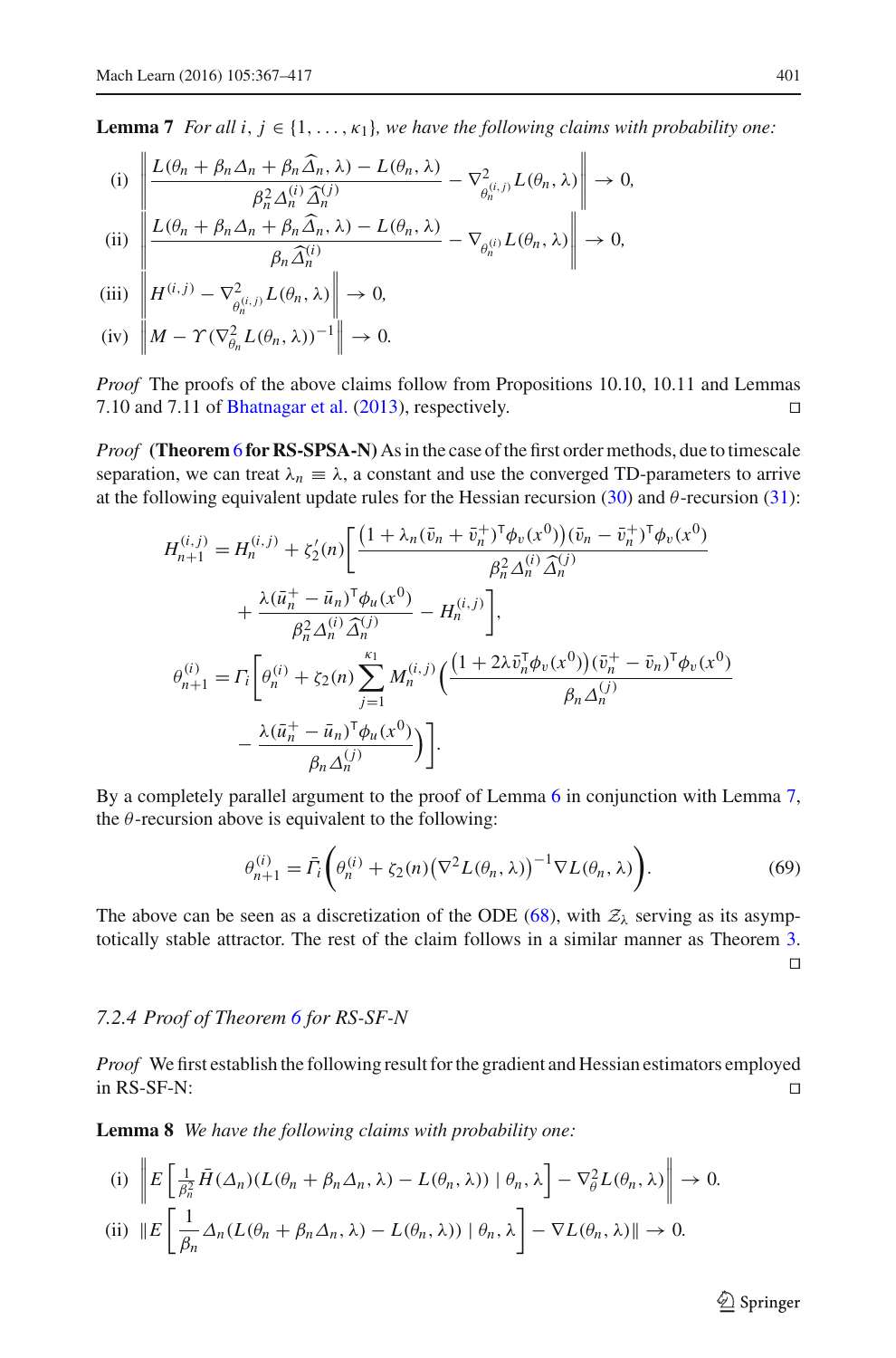**Lemma 7** *For all $i, j \in \{1, \ldots, \kappa_1\}$, we have the following claims with probability one:*

$$\text{(i)} \quad \left\| \frac{L(\theta_n + \beta_n \Delta_n + \beta_n \widehat{\Delta}_n, \lambda) - L(\theta_n, \lambda)}{\beta_n^2 \Delta_n^{(i)} \widehat{\Delta}_n^{(j)}} - \nabla^2_{\theta_n^{(i,j)}} L(\theta_n, \lambda) \right\| \to 0,$$

$$\text{(ii)} \quad \left\| \frac{L(\theta_n + \beta_n \Delta_n + \beta_n \widehat{\Delta}_n, \lambda) - L(\theta_n, \lambda)}{\beta_n \widehat{\Delta}_n^{(i)}} - \nabla_{\theta_n^{(i)}} L(\theta_n, \lambda) \right\| \to 0,$$

$$\text{(iii)} \quad \left\| H^{(i,j)} - \nabla^2_{\theta_n^{(i,j)}} L(\theta_n, \lambda) \right\| \to 0,$$

$$\text{(iv)} \quad \left\| M - \Upsilon(\nabla^2_{\theta_n} L(\theta_n, \lambda))^{-1} \right\| \to 0.$$

*Proof* The proofs of the above claims follow from Propositions 10.10, 10.11 and Lemmas 7.10 and 7.11 of Bhatnagar et al. (2013), respectively. □

*Proof* **(Theorem 6 for RS-SPSA-N)** As in the case of the first order methods, due to timescale separation, we can treat $\lambda_n \equiv \lambda$, a constant and use the converged TD-parameters to arrive at the following equivalent update rules for the Hessian recursion (30) and $\theta$-recursion (31):

$$\begin{aligned}
H_{n+1}^{(i,j)} &= H_n^{(i,j)} + \zeta_2'(n) \Bigg[ \frac{\left(1 + \lambda_n (\bar{v}_n + \bar{v}_n^+)^\top \phi_v(x^0)\right)(\bar{v}_n - \bar{v}_n^+)^\top \phi_v(x^0)}{\beta_n^2 \Delta_n^{(i)} \widehat{\Delta}_n^{(j)}} \\
&\quad + \frac{\lambda (\bar{u}_n^+ - \bar{u}_n)^\top \phi_u(x^0)}{\beta_n^2 \Delta_n^{(i)} \widehat{\Delta}_n^{(j)}} - H_n^{(i,j)} \Bigg], \\
\theta_{n+1}^{(i)} &= \Gamma_i \Bigg[ \theta_n^{(i)} + \zeta_2(n) \sum_{j=1}^{\kappa_1} M_n^{(i,j)} \Bigg( \frac{\left(1 + 2\lambda \bar{v}_n^\top \phi_v(x^0)\right)(\bar{v}_n^+ - \bar{v}_n)^\top \phi_v(x^0)}{\beta_n \Delta_n^{(j)}} \\
&\quad - \frac{\lambda (\bar{u}_n^+ - \bar{u}_n)^\top \phi_u(x^0)}{\beta_n \Delta_n^{(j)}} \Bigg) \Bigg].
\end{aligned}$$

By a completely parallel argument to the proof of Lemma 6 in conjunction with Lemma 7, the $\theta$-recursion above is equivalent to the following:

$$\theta_{n+1}^{(i)} = \bar{\Gamma}_i \left( \theta_n^{(i)} + \zeta_2(n) \left( \nabla^2 L(\theta_n, \lambda) \right)^{-1} \nabla L(\theta_n, \lambda) \right). \tag{69}$$

The above can be seen as a discretization of the ODE (68), with $\mathcal{Z}_\lambda$ serving as its asymptotically stable attractor. The rest of the claim follows in a similar manner as Theorem 3. □

### 7.2.4 Proof of Theorem 6 for RS-SF-N

*Proof* We first establish the following result for the gradient and Hessian estimators employed in RS-SF-N: □

**Lemma 8** *We have the following claims with probability one:*

$$\text{(i)} \quad \left\| E\left[ \tfrac{1}{\beta_n^2} \bar{H}(\Delta_n)(L(\theta_n + \beta_n \Delta_n, \lambda) - L(\theta_n, \lambda)) \mid \theta_n, \lambda \right] - \nabla^2_\theta L(\theta_n, \lambda) \right\| \to 0.$$

$$\text{(ii)} \quad \left\| E\left[ \frac{1}{\beta_n} \Delta_n (L(\theta_n + \beta_n \Delta_n, \lambda) - L(\theta_n, \lambda)) \mid \theta_n, \lambda \right] - \nabla L(\theta_n, \lambda) \right\| \to 0.$$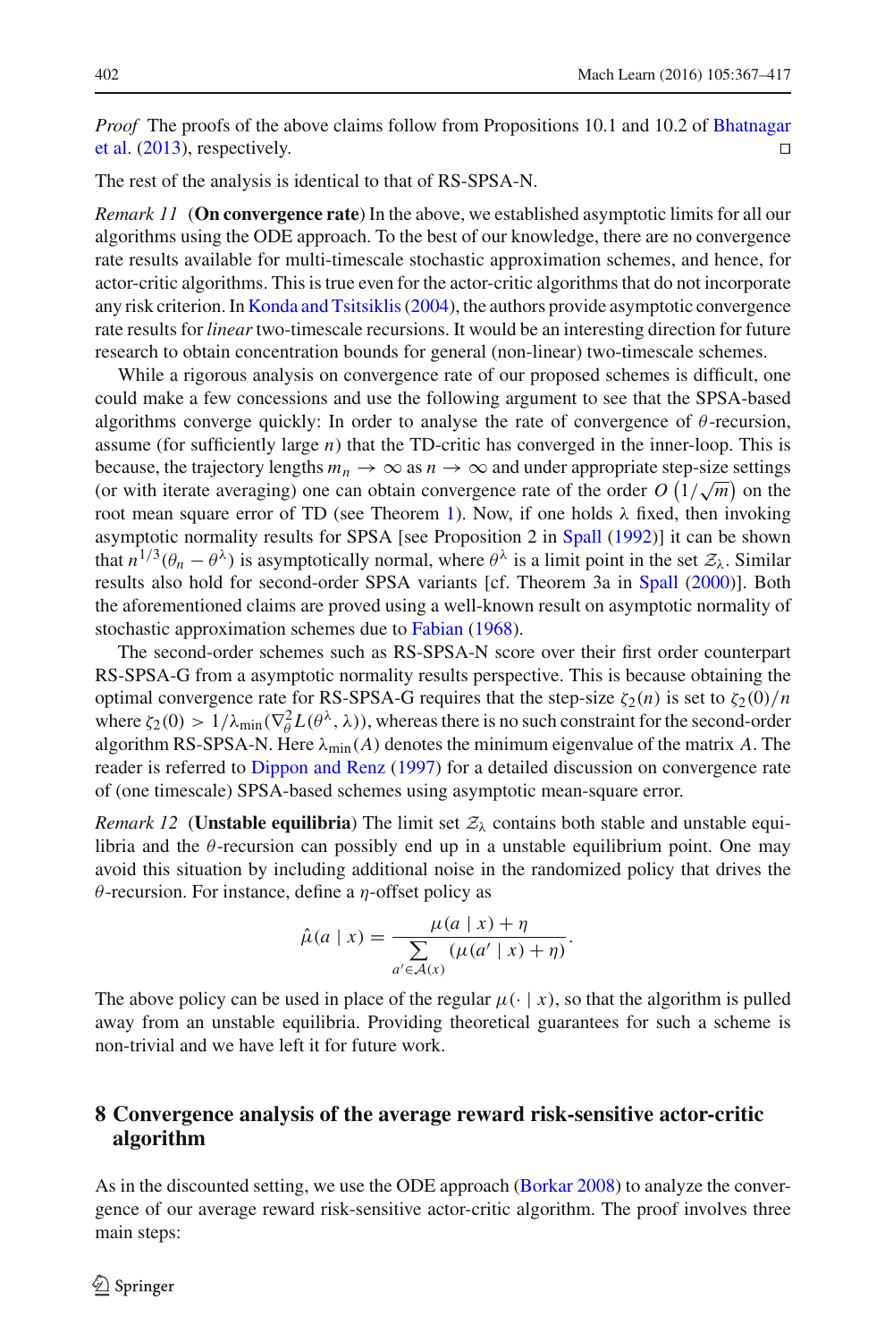*Proof* The proofs of the above claims follow from Propositions 10.1 and 10.2 of Bhatnagar et al. (2013), respectively. □

The rest of the analysis is identical to that of RS-SPSA-N.

*Remark 11* (**On convergence rate**) In the above, we established asymptotic limits for all our algorithms using the ODE approach. To the best of our knowledge, there are no convergence rate results available for multi-timescale stochastic approximation schemes, and hence, for actor-critic algorithms. This is true even for the actor-critic algorithms that do not incorporate any risk criterion. In Konda and Tsitsiklis (2004), the authors provide asymptotic convergence rate results for *linear* two-timescale recursions. It would be an interesting direction for future research to obtain concentration bounds for general (non-linear) two-timescale schemes.

While a rigorous analysis on convergence rate of our proposed schemes is difficult, one could make a few concessions and use the following argument to see that the SPSA-based algorithms converge quickly: In order to analyse the rate of convergence of $\theta$-recursion, assume (for sufficiently large $n$) that the TD-critic has converged in the inner-loop. This is because, the trajectory lengths $m_n \to \infty$ as $n \to \infty$ and under appropriate step-size settings (or with iterate averaging) one can obtain convergence rate of the order $O\left(1/\sqrt{m}\right)$ on the root mean square error of TD (see Theorem 1). Now, if one holds $\lambda$ fixed, then invoking asymptotic normality results for SPSA [see Proposition 2 in Spall (1992)] it can be shown that $n^{1/3}(\theta_n - \theta^\lambda)$ is asymptotically normal, where $\theta^\lambda$ is a limit point in the set $\mathcal{Z}_\lambda$. Similar results also hold for second-order SPSA variants [cf. Theorem 3a in Spall (2000)]. Both the aforementioned claims are proved using a well-known result on asymptotic normality of stochastic approximation schemes due to Fabian (1968).

The second-order schemes such as RS-SPSA-N score over their first order counterpart RS-SPSA-G from a asymptotic normality results perspective. This is because obtaining the optimal convergence rate for RS-SPSA-G requires that the step-size $\zeta_2(n)$ is set to $\zeta_2(0)/n$ where $\zeta_2(0) > 1/\lambda_{\min}(\nabla^2_\theta L(\theta^\lambda, \lambda))$, whereas there is no such constraint for the second-order algorithm RS-SPSA-N. Here $\lambda_{\min}(A)$ denotes the minimum eigenvalue of the matrix $A$. The reader is referred to Dippon and Renz (1997) for a detailed discussion on convergence rate of (one timescale) SPSA-based schemes using asymptotic mean-square error.

*Remark 12* (**Unstable equilibria**) The limit set $\mathcal{Z}_\lambda$ contains both stable and unstable equilibria and the $\theta$-recursion can possibly end up in a unstable equilibrium point. One may avoid this situation by including additional noise in the randomized policy that drives the $\theta$-recursion. For instance, define a $\eta$-offset policy as

$$\hat{\mu}(a \mid x) = \frac{\mu(a \mid x) + \eta}{\sum_{a' \in \mathcal{A}(x)} (\mu(a' \mid x) + \eta)}.$$

The above policy can be used in place of the regular $\mu(\cdot \mid x)$, so that the algorithm is pulled away from an unstable equilibria. Providing theoretical guarantees for such a scheme is non-trivial and we have left it for future work.

## 8 Convergence analysis of the average reward risk-sensitive actor-critic algorithm

As in the discounted setting, we use the ODE approach (Borkar 2008) to analyze the convergence of our average reward risk-sensitive actor-critic algorithm. The proof involves three main steps: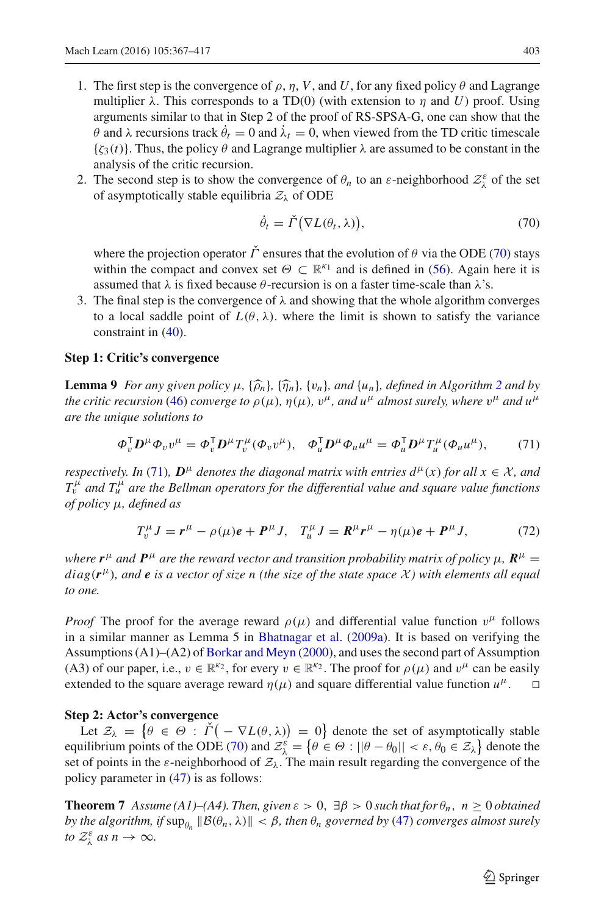1. The first step is the convergence of $\rho$, $\eta$, $V$, and $U$, for any fixed policy $\theta$ and Lagrange multiplier $\lambda$. This corresponds to a TD(0) (with extension to $\eta$ and $U$) proof. Using arguments similar to that in Step 2 of the proof of RS-SPSA-G, one can show that the $\theta$ and $\lambda$ recursions track $\dot{\theta}_t = 0$ and $\dot{\lambda}_t = 0$, when viewed from the TD critic timescale $\{\zeta_3(t)\}$. Thus, the policy $\theta$ and Lagrange multiplier $\lambda$ are assumed to be constant in the analysis of the critic recursion.
2. The second step is to show the convergence of $\theta_n$ to an $\varepsilon$-neighborhood $\mathcal{Z}_\lambda^\varepsilon$ of the set of asymptotically stable equilibria $\mathcal{Z}_\lambda$ of ODE

$$\dot{\theta}_t = \check{\Gamma}\big(\nabla L(\theta_t, \lambda)\big), \tag{70}$$

where the projection operator $\check{\Gamma}$ ensures that the evolution of $\theta$ via the ODE (70) stays within the compact and convex set $\Theta \subset \mathbb{R}^{\kappa_1}$ and is defined in (56). Again here it is assumed that $\lambda$ is fixed because $\theta$-recursion is on a faster time-scale than $\lambda$'s.
3. The final step is the convergence of $\lambda$ and showing that the whole algorithm converges to a local saddle point of $L(\theta, \lambda)$. where the limit is shown to satisfy the variance constraint in (40).

**Step 1: Critic's convergence**

**Lemma 9** *For any given policy $\mu$, $\{\widehat{\rho}_n\}$, $\{\widehat{\eta}_n\}$, $\{v_n\}$, and $\{u_n\}$, defined in Algorithm 2 and by the critic recursion (46) converge to $\rho(\mu)$, $\eta(\mu)$, $v^\mu$, and $u^\mu$ almost surely, where $v^\mu$ and $u^\mu$ are the unique solutions to*

$$\Phi_v^\top \boldsymbol{D}^\mu \Phi_v v^\mu = \Phi_v^\top \boldsymbol{D}^\mu T_v^\mu(\Phi_v v^\mu), \quad \Phi_u^\top \boldsymbol{D}^\mu \Phi_u u^\mu = \Phi_u^\top \boldsymbol{D}^\mu T_u^\mu(\Phi_u u^\mu), \tag{71}$$

*respectively. In (71), $\boldsymbol{D}^\mu$ denotes the diagonal matrix with entries $d^\mu(x)$ for all $x \in \mathcal{X}$, and $T_v^\mu$ and $T_u^\mu$ are the Bellman operators for the differential value and square value functions of policy $\mu$, defined as*

$$T_v^\mu J = \boldsymbol{r}^\mu - \rho(\mu)\boldsymbol{e} + \boldsymbol{P}^\mu J, \quad T_u^\mu J = \boldsymbol{R}^\mu \boldsymbol{r}^\mu - \eta(\mu)\boldsymbol{e} + \boldsymbol{P}^\mu J, \tag{72}$$

*where $\boldsymbol{r}^\mu$ and $\boldsymbol{P}^\mu$ are the reward vector and transition probability matrix of policy $\mu$, $\boldsymbol{R}^\mu = diag(\boldsymbol{r}^\mu)$, and $\boldsymbol{e}$ is a vector of size $n$ (the size of the state space $\mathcal{X}$) with elements all equal to one.*

*Proof* The proof for the average reward $\rho(\mu)$ and differential value function $v^\mu$ follows in a similar manner as Lemma 5 in Bhatnagar et al. (2009a). It is based on verifying the Assumptions (A1)–(A2) of Borkar and Meyn (2000), and uses the second part of Assumption (A3) of our paper, i.e., $v \in \mathbb{R}^{\kappa_2}$, for every $v \in \mathbb{R}^{\kappa_2}$. The proof for $\rho(\mu)$ and $v^\mu$ can be easily extended to the square average reward $\eta(\mu)$ and square differential value function $u^\mu$. □

**Step 2: Actor's convergence**

Let $\mathcal{Z}_\lambda = \big\{\theta \in \Theta : \check{\Gamma}\big(-\nabla L(\theta, \lambda)\big) = 0\big\}$ denote the set of asymptotically stable equilibrium points of the ODE (70) and $\mathcal{Z}_\lambda^\varepsilon = \big\{\theta \in \Theta : ||\theta - \theta_0|| < \varepsilon, \theta_0 \in \mathcal{Z}_\lambda\big\}$ denote the set of points in the $\varepsilon$-neighborhood of $\mathcal{Z}_\lambda$. The main result regarding the convergence of the policy parameter in (47) is as follows:

**Theorem 7** *Assume (A1)–(A4). Then, given $\varepsilon > 0$, $\exists \beta > 0$ such that for $\theta_n$, $n \geq 0$ obtained by the algorithm, if $\sup_{\theta_n} \|\mathcal{B}(\theta_n, \lambda)\| < \beta$, then $\theta_n$ governed by (47) converges almost surely to $\mathcal{Z}_\lambda^\varepsilon$ as $n \to \infty$.*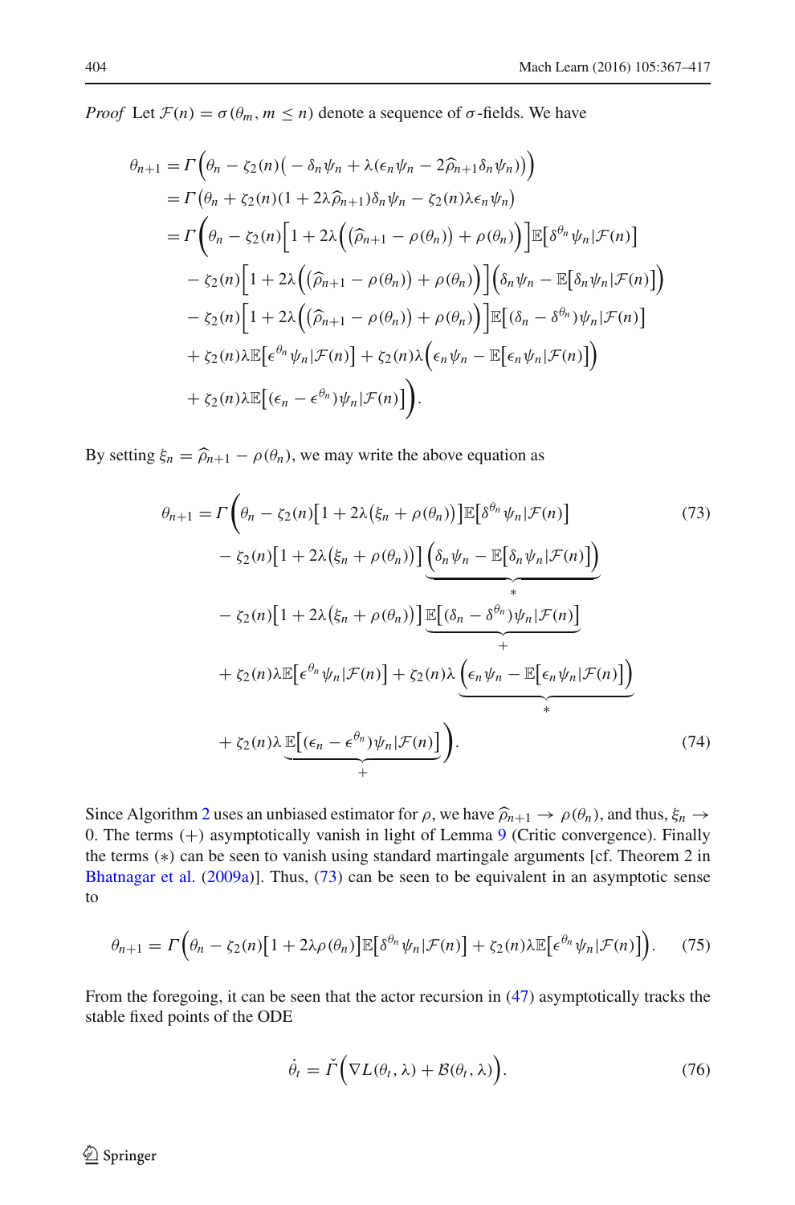*Proof* Let $\mathcal{F}(n) = \sigma(\theta_m, m \le n)$ denote a sequence of $\sigma$-fields. We have

$$
\begin{aligned}
\theta_{n+1} &= \Gamma\Big(\theta_n - \zeta_2(n)\big(-\delta_n \psi_n + \lambda(\epsilon_n \psi_n - 2\widehat{\rho}_{n+1}\delta_n \psi_n)\big)\Big)\\
&= \Gamma\big(\theta_n + \zeta_2(n)(1 + 2\lambda\widehat{\rho}_{n+1})\delta_n \psi_n - \zeta_2(n)\lambda\epsilon_n \psi_n\big)\\
&= \Gamma\bigg(\theta_n - \zeta_2(n)\Big[1 + 2\lambda\Big(\big(\widehat{\rho}_{n+1} - \rho(\theta_n)\big) + \rho(\theta_n)\Big)\Big]\mathbb{E}\big[\delta^{\theta_n}\psi_n | \mathcal{F}(n)\big]\\
&\quad - \zeta_2(n)\Big[1 + 2\lambda\Big(\big(\widehat{\rho}_{n+1} - \rho(\theta_n)\big) + \rho(\theta_n)\Big)\Big]\Big(\delta_n \psi_n - \mathbb{E}\big[\delta_n \psi_n | \mathcal{F}(n)\big]\Big)\\
&\quad - \zeta_2(n)\Big[1 + 2\lambda\Big(\big(\widehat{\rho}_{n+1} - \rho(\theta_n)\big) + \rho(\theta_n)\Big)\Big]\mathbb{E}\big[(\delta_n - \delta^{\theta_n})\psi_n | \mathcal{F}(n)\big]\\
&\quad + \zeta_2(n)\lambda\mathbb{E}\big[\epsilon^{\theta_n}\psi_n | \mathcal{F}(n)\big] + \zeta_2(n)\lambda\Big(\epsilon_n \psi_n - \mathbb{E}\big[\epsilon_n \psi_n | \mathcal{F}(n)\big]\Big)\\
&\quad + \zeta_2(n)\lambda\mathbb{E}\big[(\epsilon_n - \epsilon^{\theta_n})\psi_n | \mathcal{F}(n)\big]\bigg).
\end{aligned}
$$

By setting $\xi_n = \widehat{\rho}_{n+1} - \rho(\theta_n)$, we may write the above equation as

$$
\begin{aligned}
\theta_{n+1} = \Gamma\bigg(&\theta_n - \zeta_2(n)\big[1 + 2\lambda\big(\xi_n + \rho(\theta_n)\big)\big]\mathbb{E}\big[\delta^{\theta_n}\psi_n | \mathcal{F}(n)\big] \qquad (73)\\
&- \zeta_2(n)\big[1 + 2\lambda\big(\xi_n + \rho(\theta_n)\big)\big]\underbrace{\Big(\delta_n \psi_n - \mathbb{E}\big[\delta_n \psi_n | \mathcal{F}(n)\big]\Big)}_{*}\\
&- \zeta_2(n)\big[1 + 2\lambda\big(\xi_n + \rho(\theta_n)\big)\big]\underbrace{\mathbb{E}\big[(\delta_n - \delta^{\theta_n})\psi_n | \mathcal{F}(n)\big]}_{+}\\
&+ \zeta_2(n)\lambda\mathbb{E}\big[\epsilon^{\theta_n}\psi_n | \mathcal{F}(n)\big] + \zeta_2(n)\lambda\underbrace{\Big(\epsilon_n \psi_n - \mathbb{E}\big[\epsilon_n \psi_n | \mathcal{F}(n)\big]\Big)}_{*}\\
&+ \zeta_2(n)\lambda\underbrace{\mathbb{E}\big[(\epsilon_n - \epsilon^{\theta_n})\psi_n | \mathcal{F}(n)\big]}_{+}\bigg). \qquad (74)
\end{aligned}
$$

Since Algorithm 2 uses an unbiased estimator for $\rho$, we have $\widehat{\rho}_{n+1} \to \rho(\theta_n)$, and thus, $\xi_n \to 0$. The terms $(+)$ asymptotically vanish in light of Lemma 9 (Critic convergence). Finally the terms $(*)$ can be seen to vanish using standard martingale arguments [cf. Theorem 2 in Bhatnagar et al. (2009a)]. Thus, (73) can be seen to be equivalent in an asymptotic sense to

$$
\theta_{n+1} = \Gamma\Big(\theta_n - \zeta_2(n)\big[1 + 2\lambda\rho(\theta_n)\big]\mathbb{E}\big[\delta^{\theta_n}\psi_n | \mathcal{F}(n)\big] + \zeta_2(n)\lambda\mathbb{E}\big[\epsilon^{\theta_n}\psi_n | \mathcal{F}(n)\big]\Big). \qquad (75)
$$

From the foregoing, it can be seen that the actor recursion in (47) asymptotically tracks the stable fixed points of the ODE

$$
\dot{\theta}_t = \check{\Gamma}\Big(\nabla L(\theta_t, \lambda) + \mathcal{B}(\theta_t, \lambda)\Big). \qquad (76)
$$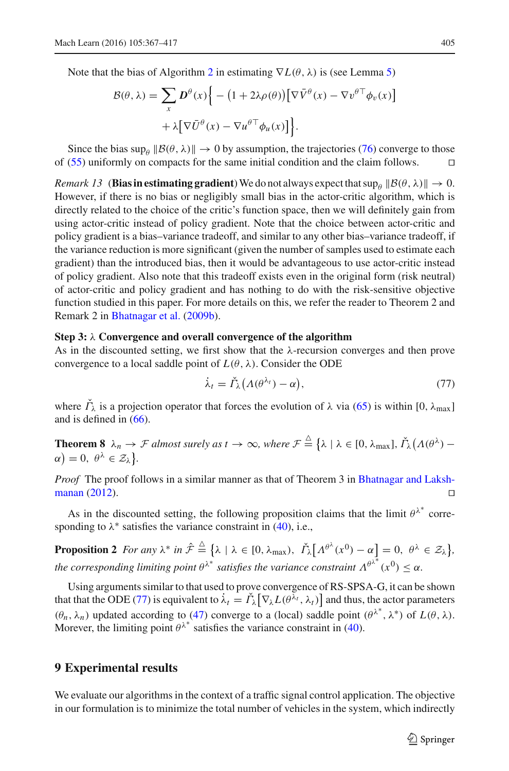Note that the bias of Algorithm 2 in estimating $\nabla L(\theta, \lambda)$ is (see Lemma 5)

$$\mathcal{B}(\theta, \lambda) = \sum_x \boldsymbol{D}^\theta(x) \Big\{ -\big(1 + 2\lambda\rho(\theta)\big)\big[\nabla \bar{V}^\theta(x) - \nabla v^{\theta\top}\phi_v(x)\big] + \lambda\big[\nabla \bar{U}^\theta(x) - \nabla u^{\theta\top}\phi_u(x)\big]\Big\}.$$

Since the bias $\sup_\theta \|\mathcal{B}(\theta, \lambda)\| \to 0$ by assumption, the trajectories (76) converge to those of (55) uniformly on compacts for the same initial condition and the claim follows. □

*Remark 13* (**Bias in estimating gradient**) We do not always expect that $\sup_\theta \|\mathcal{B}(\theta, \lambda)\| \to 0$. However, if there is no bias or negligibly small bias in the actor-critic algorithm, which is directly related to the choice of the critic's function space, then we will definitely gain from using actor-critic instead of policy gradient. Note that the choice between actor-critic and policy gradient is a bias–variance tradeoff, and similar to any other bias–variance tradeoff, if the variance reduction is more significant (given the number of samples used to estimate each gradient) than the introduced bias, then it would be advantageous to use actor-critic instead of policy gradient. Also note that this tradeoff exists even in the original form (risk neutral) of actor-critic and policy gradient and has nothing to do with the risk-sensitive objective function studied in this paper. For more details on this, we refer the reader to Theorem 2 and Remark 2 in Bhatnagar et al. (2009b).

**Step 3: $\lambda$ Convergence and overall convergence of the algorithm**
As in the discounted setting, we first show that the $\lambda$-recursion converges and then prove convergence to a local saddle point of $L(\theta, \lambda)$. Consider the ODE

$$\dot{\lambda}_t = \check{\Gamma}_\lambda\big(\Lambda(\theta^{\lambda_t}) - \alpha\big), \tag{77}$$

where $\check{\Gamma}_\lambda$ is a projection operator that forces the evolution of $\lambda$ via (65) is within $[0, \lambda_{\max}]$ and is defined in (66).

**Theorem 8** *$\lambda_n \to \mathcal{F}$ almost surely as $t \to \infty$, where $\mathcal{F} \triangleq \big\{\lambda \mid \lambda \in [0, \lambda_{\max}],\ \check{\Gamma}_\lambda\big(\Lambda(\theta^\lambda) - \alpha\big) = 0,\ \theta^\lambda \in \mathcal{Z}_\lambda\big\}$.*

*Proof* The proof follows in a similar manner as that of Theorem 3 in Bhatnagar and Lakshmanan (2012). □

As in the discounted setting, the following proposition claims that the limit $\theta^{\lambda^*}$ corresponding to $\lambda^*$ satisfies the variance constraint in (40), i.e.,

**Proposition 2** *For any $\lambda^*$ in $\hat{\mathcal{F}} \triangleq \big\{\lambda \mid \lambda \in [0, \lambda_{\max}),\ \check{\Gamma}_\lambda\big[\Lambda^{\theta^\lambda}(x^0) - \alpha\big] = 0,\ \theta^\lambda \in \mathcal{Z}_\lambda\big\}$, the corresponding limiting point $\theta^{\lambda^*}$ satisfies the variance constraint $\Lambda^{\theta^{\lambda^*}}(x^0) \le \alpha$.*

Using arguments similar to that used to prove convergence of RS-SPSA-G, it can be shown that that the ODE (77) is equivalent to $\dot{\lambda}_t = \check{\Gamma}_\lambda\big[\nabla_\lambda L(\theta^{\lambda_t}, \lambda_t)\big]$ and thus, the actor parameters $(\theta_n, \lambda_n)$ updated according to (47) converge to a (local) saddle point $(\theta^{\lambda^*}, \lambda^*)$ of $L(\theta, \lambda)$. Morever, the limiting point $\theta^{\lambda^*}$ satisfies the variance constraint in (40).

## 9 Experimental results

We evaluate our algorithms in the context of a traffic signal control application. The objective in our formulation is to minimize the total number of vehicles in the system, which indirectly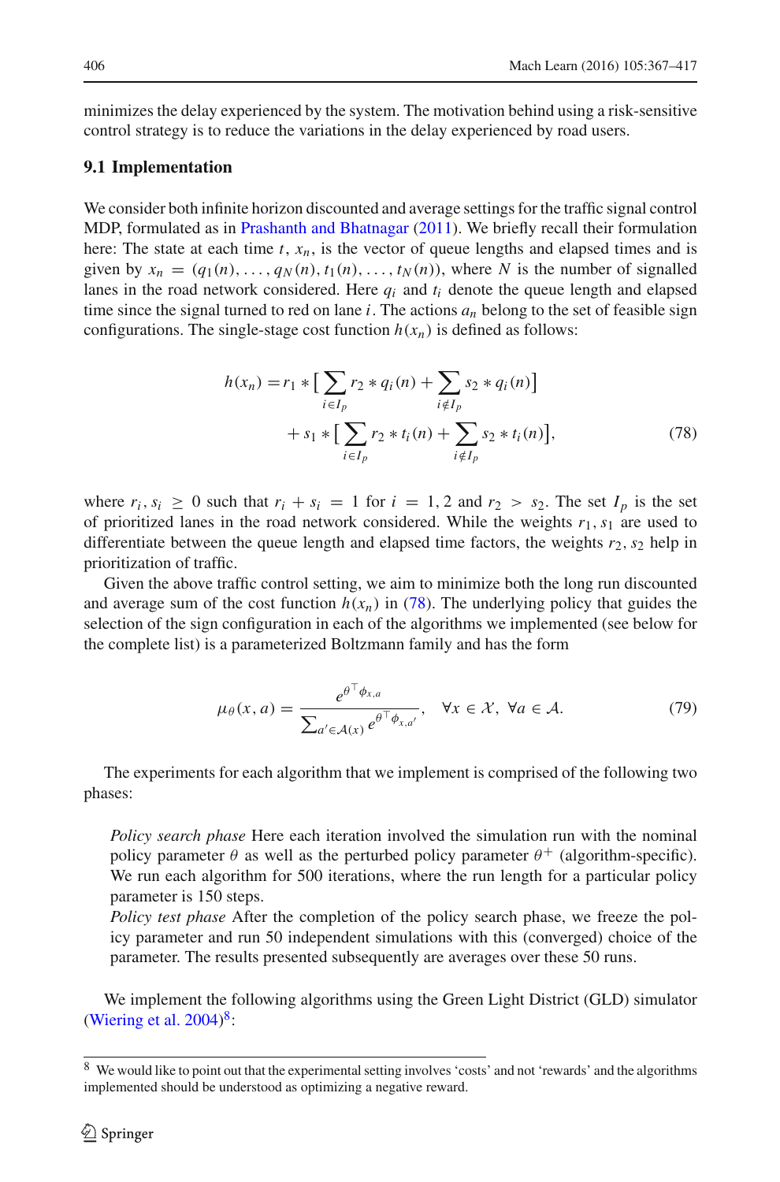minimizes the delay experienced by the system. The motivation behind using a risk-sensitive control strategy is to reduce the variations in the delay experienced by road users.

### 9.1 Implementation

We consider both infinite horizon discounted and average settings for the traffic signal control MDP, formulated as in Prashanth and Bhatnagar (2011). We briefly recall their formulation here: The state at each time $t$, $x_n$, is the vector of queue lengths and elapsed times and is given by $x_n = (q_1(n), \ldots, q_N(n), t_1(n), \ldots, t_N(n))$, where $N$ is the number of signalled lanes in the road network considered. Here $q_i$ and $t_i$ denote the queue length and elapsed time since the signal turned to red on lane $i$. The actions $a_n$ belong to the set of feasible sign configurations. The single-stage cost function $h(x_n)$ is defined as follows:

$$h(x_n) = r_1 * \Big[ \sum_{i \in I_p} r_2 * q_i(n) + \sum_{i \notin I_p} s_2 * q_i(n) \Big] + s_1 * \Big[ \sum_{i \in I_p} r_2 * t_i(n) + \sum_{i \notin I_p} s_2 * t_i(n) \Big], \tag{78}$$

where $r_i, s_i \geq 0$ such that $r_i + s_i = 1$ for $i = 1, 2$ and $r_2 > s_2$. The set $I_p$ is the set of prioritized lanes in the road network considered. While the weights $r_1, s_1$ are used to differentiate between the queue length and elapsed time factors, the weights $r_2, s_2$ help in prioritization of traffic.

Given the above traffic control setting, we aim to minimize both the long run discounted and average sum of the cost function $h(x_n)$ in (78). The underlying policy that guides the selection of the sign configuration in each of the algorithms we implemented (see below for the complete list) is a parameterized Boltzmann family and has the form

$$\mu_\theta(x, a) = \frac{e^{\theta^\top \phi_{x,a}}}{\sum_{a' \in \mathcal{A}(x)} e^{\theta^\top \phi_{x,a'}}}, \quad \forall x \in \mathcal{X}, \; \forall a \in \mathcal{A}. \tag{79}$$

The experiments for each algorithm that we implement is comprised of the following two phases:

*Policy search phase* Here each iteration involved the simulation run with the nominal policy parameter $\theta$ as well as the perturbed policy parameter $\theta^+$ (algorithm-specific). We run each algorithm for 500 iterations, where the run length for a particular policy parameter is 150 steps.

*Policy test phase* After the completion of the policy search phase, we freeze the policy parameter and run 50 independent simulations with this (converged) choice of the parameter. The results presented subsequently are averages over these 50 runs.

We implement the following algorithms using the Green Light District (GLD) simulator (Wiering et al. 2004)[8]:

[8] We would like to point out that the experimental setting involves 'costs' and not 'rewards' and the algorithms implemented should be understood as optimizing a negative reward.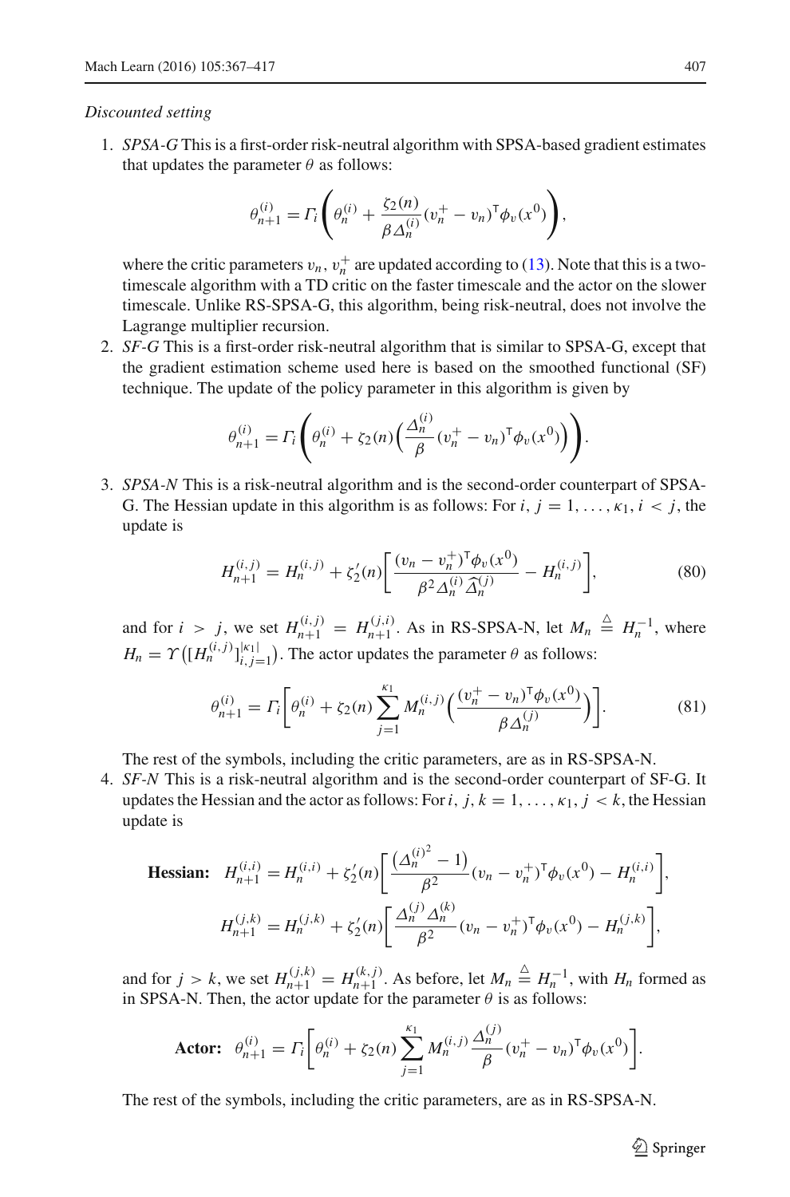*Discounted setting*

1. *SPSA-G* This is a first-order risk-neutral algorithm with SPSA-based gradient estimates that updates the parameter $\theta$ as follows:

$$\theta_{n+1}^{(i)} = \Gamma_i\left(\theta_n^{(i)} + \frac{\zeta_2(n)}{\beta \Delta_n^{(i)}}(v_n^+ - v_n)^\mathsf{T}\phi_v(x^0)\right),$$

where the critic parameters $v_n$, $v_n^+$ are updated according to (13). Note that this is a two-timescale algorithm with a TD critic on the faster timescale and the actor on the slower timescale. Unlike RS-SPSA-G, this algorithm, being risk-neutral, does not involve the Lagrange multiplier recursion.

2. *SF-G* This is a first-order risk-neutral algorithm that is similar to SPSA-G, except that the gradient estimation scheme used here is based on the smoothed functional (SF) technique. The update of the policy parameter in this algorithm is given by

$$\theta_{n+1}^{(i)} = \Gamma_i\left(\theta_n^{(i)} + \zeta_2(n)\left(\frac{\Delta_n^{(i)}}{\beta}(v_n^+ - v_n)^\mathsf{T}\phi_v(x^0)\right)\right).$$

3. *SPSA-N* This is a risk-neutral algorithm and is the second-order counterpart of SPSA-G. The Hessian update in this algorithm is as follows: For $i, j = 1, \ldots, \kappa_1$, $i < j$, the update is

$$H_{n+1}^{(i,j)} = H_n^{(i,j)} + \zeta_2'(n)\left[\frac{(v_n - v_n^+)^\mathsf{T}\phi_v(x^0)}{\beta^2 \Delta_n^{(i)}\widehat{\Delta}_n^{(j)}} - H_n^{(i,j)}\right], \tag{80}$$

and for $i > j$, we set $H_{n+1}^{(i,j)} = H_{n+1}^{(j,i)}$. As in RS-SPSA-N, let $M_n \stackrel{\triangle}{=} H_n^{-1}$, where $H_n = \Upsilon\big([H_n^{(i,j)}]_{i,j=1}^{|\kappa_1|}\big)$. The actor updates the parameter $\theta$ as follows:

$$\theta_{n+1}^{(i)} = \Gamma_i\left[\theta_n^{(i)} + \zeta_2(n)\sum_{j=1}^{\kappa_1} M_n^{(i,j)}\left(\frac{(v_n^+ - v_n)^\mathsf{T}\phi_v(x^0)}{\beta\Delta_n^{(j)}}\right)\right]. \tag{81}$$

The rest of the symbols, including the critic parameters, are as in RS-SPSA-N.

4. *SF-N* This is a risk-neutral algorithm and is the second-order counterpart of SF-G. It updates the Hessian and the actor as follows: For $i, j, k = 1, \ldots, \kappa_1$, $j < k$, the Hessian update is

$$\textbf{Hessian:}\quad H_{n+1}^{(i,i)} = H_n^{(i,i)} + \zeta_2'(n)\left[\frac{\left(\Delta_n^{(i)^2} - 1\right)}{\beta^2}(v_n - v_n^+)^\mathsf{T}\phi_v(x^0) - H_n^{(i,i)}\right],$$

$$H_{n+1}^{(j,k)} = H_n^{(j,k)} + \zeta_2'(n)\left[\frac{\Delta_n^{(j)}\Delta_n^{(k)}}{\beta^2}(v_n - v_n^+)^\mathsf{T}\phi_v(x^0) - H_n^{(j,k)}\right],$$

and for $j > k$, we set $H_{n+1}^{(j,k)} = H_{n+1}^{(k,j)}$. As before, let $M_n \stackrel{\triangle}{=} H_n^{-1}$, with $H_n$ formed as in SPSA-N. Then, the actor update for the parameter $\theta$ is as follows:

$$\textbf{Actor:}\quad \theta_{n+1}^{(i)} = \Gamma_i\left[\theta_n^{(i)} + \zeta_2(n)\sum_{j=1}^{\kappa_1} M_n^{(i,j)}\frac{\Delta_n^{(j)}}{\beta}(v_n^+ - v_n)^\mathsf{T}\phi_v(x^0)\right].$$

The rest of the symbols, including the critic parameters, are as in RS-SPSA-N.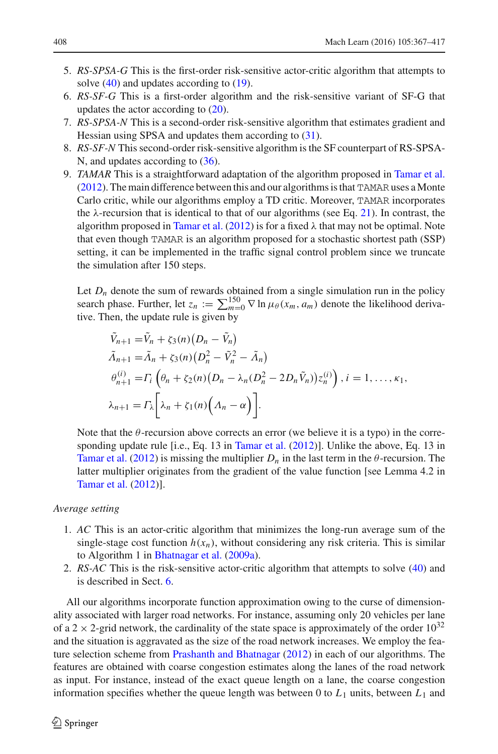5. *RS-SPSA-G* This is the first-order risk-sensitive actor-critic algorithm that attempts to solve (40) and updates according to (19).
6. *RS-SF-G* This is a first-order algorithm and the risk-sensitive variant of SF-G that updates the actor according to (20).
7. *RS-SPSA-N* This is a second-order risk-sensitive algorithm that estimates gradient and Hessian using SPSA and updates them according to (31).
8. *RS-SF-N* This second-order risk-sensitive algorithm is the SF counterpart of RS-SPSA-N, and updates according to (36).
9. *TAMAR* This is a straightforward adaptation of the algorithm proposed in Tamar et al. (2012). The main difference between this and our algorithms is that TAMAR uses a Monte Carlo critic, while our algorithms employ a TD critic. Moreover, TAMAR incorporates the $\lambda$-recursion that is identical to that of our algorithms (see Eq. 21). In contrast, the algorithm proposed in Tamar et al. (2012) is for a fixed $\lambda$ that may not be optimal. Note that even though TAMAR is an algorithm proposed for a stochastic shortest path (SSP) setting, it can be implemented in the traffic signal control problem since we truncate the simulation after 150 steps.

   Let $D_n$ denote the sum of rewards obtained from a single simulation run in the policy search phase. Further, let $z_n := \sum_{m=0}^{150} \nabla \ln \mu_\theta(x_m, a_m)$ denote the likelihood derivative. Then, the update rule is given by

$$
\begin{aligned}
\tilde{V}_{n+1} =& \tilde{V}_n + \zeta_3(n)\big(D_n - \tilde{V}_n\big)\\
\tilde{\Lambda}_{n+1} =& \tilde{\Lambda}_n + \zeta_3(n)\big(D_n^2 - \tilde{V}_n^2 - \tilde{\Lambda}_n\big)\\
\theta_{n+1}^{(i)} =& \Gamma_i\left(\theta_n + \zeta_2(n)\big(D_n - \lambda_n(D_n^2 - 2D_n\tilde{V}_n)\big)z_n^{(i)}\right), i = 1, \ldots, \kappa_1,\\
\lambda_{n+1} =& \Gamma_\lambda\bigg[\lambda_n + \zeta_1(n)\Big(\Lambda_n - \alpha\Big)\bigg].
\end{aligned}
$$

   Note that the $\theta$-recursion above corrects an error (we believe it is a typo) in the corresponding update rule [i.e., Eq. 13 in Tamar et al. (2012)]. Unlike the above, Eq. 13 in Tamar et al. (2012) is missing the multiplier $D_n$ in the last term in the $\theta$-recursion. The latter multiplier originates from the gradient of the value function [see Lemma 4.2 in Tamar et al. (2012)].

*Average setting*

1. *AC* This is an actor-critic algorithm that minimizes the long-run average sum of the single-stage cost function $h(x_n)$, without considering any risk criteria. This is similar to Algorithm 1 in Bhatnagar et al. (2009a).
2. *RS-AC* This is the risk-sensitive actor-critic algorithm that attempts to solve (40) and is described in Sect. 6.

All our algorithms incorporate function approximation owing to the curse of dimensionality associated with larger road networks. For instance, assuming only 20 vehicles per lane of a $2 \times 2$-grid network, the cardinality of the state space is approximately of the order $10^{32}$ and the situation is aggravated as the size of the road network increases. We employ the feature selection scheme from Prashanth and Bhatnagar (2012) in each of our algorithms. The features are obtained with coarse congestion estimates along the lanes of the road network as input. For instance, instead of the exact queue length on a lane, the coarse congestion information specifies whether the queue length was between 0 to $L_1$ units, between $L_1$ and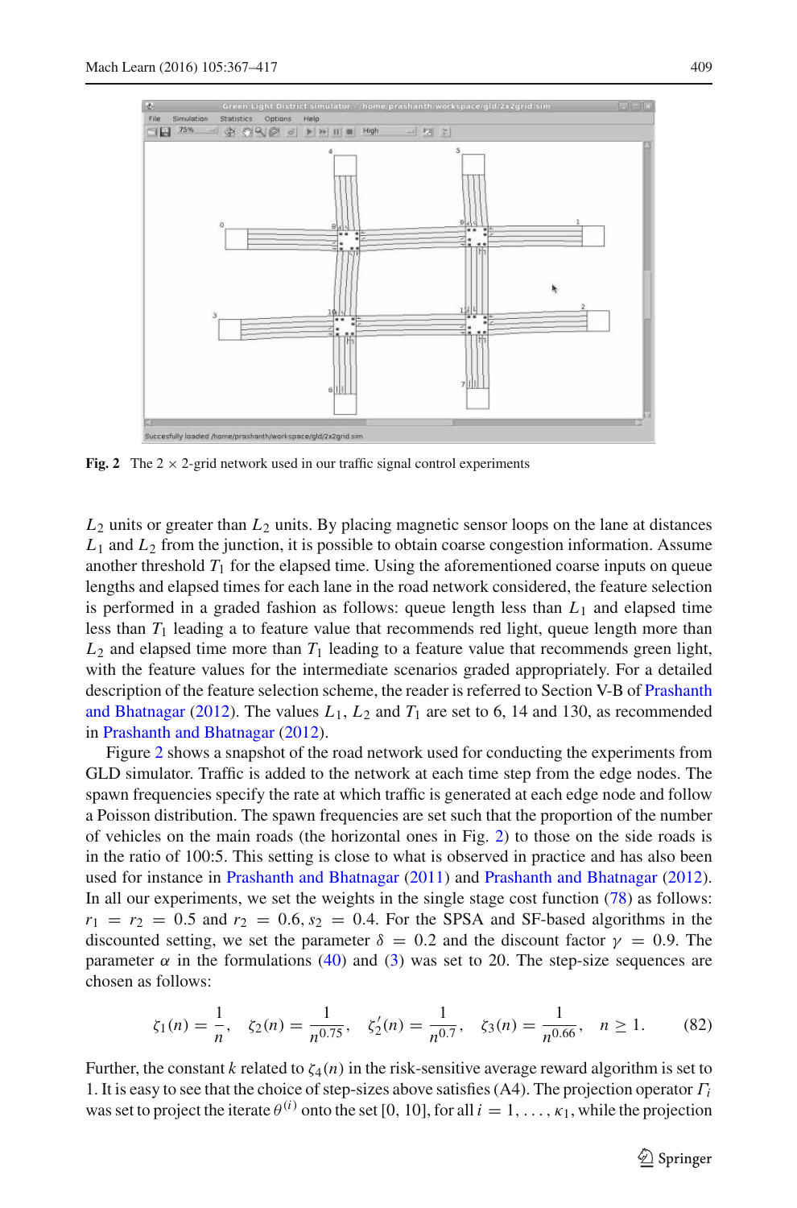**Fig. 2** The 2 × 2-grid network used in our traffic signal control experiments

$L_2$ units or greater than $L_2$ units. By placing magnetic sensor loops on the lane at distances $L_1$ and $L_2$ from the junction, it is possible to obtain coarse congestion information. Assume another threshold $T_1$ for the elapsed time. Using the aforementioned coarse inputs on queue lengths and elapsed times for each lane in the road network considered, the feature selection is performed in a graded fashion as follows: queue length less than $L_1$ and elapsed time less than $T_1$ leading a to feature value that recommends red light, queue length more than $L_2$ and elapsed time more than $T_1$ leading to a feature value that recommends green light, with the feature values for the intermediate scenarios graded appropriately. For a detailed description of the feature selection scheme, the reader is referred to Section V-B of Prashanth and Bhatnagar (2012). The values $L_1$, $L_2$ and $T_1$ are set to 6, 14 and 130, as recommended in Prashanth and Bhatnagar (2012).

Figure 2 shows a snapshot of the road network used for conducting the experiments from GLD simulator. Traffic is added to the network at each time step from the edge nodes. The spawn frequencies specify the rate at which traffic is generated at each edge node and follow a Poisson distribution. The spawn frequencies are set such that the proportion of the number of vehicles on the main roads (the horizontal ones in Fig. 2) to those on the side roads is in the ratio of 100:5. This setting is close to what is observed in practice and has also been used for instance in Prashanth and Bhatnagar (2011) and Prashanth and Bhatnagar (2012). In all our experiments, we set the weights in the single stage cost function (78) as follows: $r_1 = r_2 = 0.5$ and $r_2 = 0.6, s_2 = 0.4$. For the SPSA and SF-based algorithms in the discounted setting, we set the parameter $\delta = 0.2$ and the discount factor $\gamma = 0.9$. The parameter $\alpha$ in the formulations (40) and (3) was set to 20. The step-size sequences are chosen as follows:

$$\zeta_1(n) = \frac{1}{n}, \quad \zeta_2(n) = \frac{1}{n^{0.75}}, \quad \zeta_2'(n) = \frac{1}{n^{0.7}}, \quad \zeta_3(n) = \frac{1}{n^{0.66}}, \quad n \geq 1. \tag{82}$$

Further, the constant $k$ related to $\zeta_4(n)$ in the risk-sensitive average reward algorithm is set to 1. It is easy to see that the choice of step-sizes above satisfies (A4). The projection operator $\Gamma_i$ was set to project the iterate $\theta^{(i)}$ onto the set $[0, 10]$, for all $i = 1, \ldots, \kappa_1$, while the projection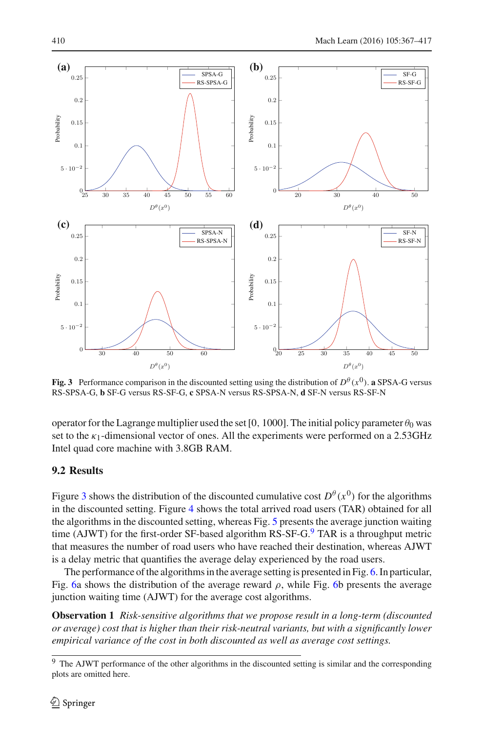**Fig. 3** Performance comparison in the discounted setting using the distribution of $D^{\theta}(x^0)$. **a** SPSA-G versus RS-SPSA-G, **b** SF-G versus RS-SF-G, **c** SPSA-N versus RS-SPSA-N, **d** SF-N versus RS-SF-N

operator for the Lagrange multiplier used the set [0, 1000]. The initial policy parameter $\theta_0$ was set to the $\kappa_1$-dimensional vector of ones. All the experiments were performed on a 2.53GHz Intel quad core machine with 3.8GB RAM.

## 9.2 Results

Figure 3 shows the distribution of the discounted cumulative cost $D^{\theta}(x^0)$ for the algorithms in the discounted setting. Figure 4 shows the total arrived road users (TAR) obtained for all the algorithms in the discounted setting, whereas Fig. 5 presents the average junction waiting time (AJWT) for the first-order SF-based algorithm RS-SF-G.[9] TAR is a throughput metric that measures the number of road users who have reached their destination, whereas AJWT is a delay metric that quantifies the average delay experienced by the road users.

The performance of the algorithms in the average setting is presented in Fig. 6. In particular, Fig. 6a shows the distribution of the average reward $\rho$, while Fig. 6b presents the average junction waiting time (AJWT) for the average cost algorithms.

**Observation 1** *Risk-sensitive algorithms that we propose result in a long-term (discounted or average) cost that is higher than their risk-neutral variants, but with a significantly lower empirical variance of the cost in both discounted as well as average cost settings.*

[9] The AJWT performance of the other algorithms in the discounted setting is similar and the corresponding plots are omitted here.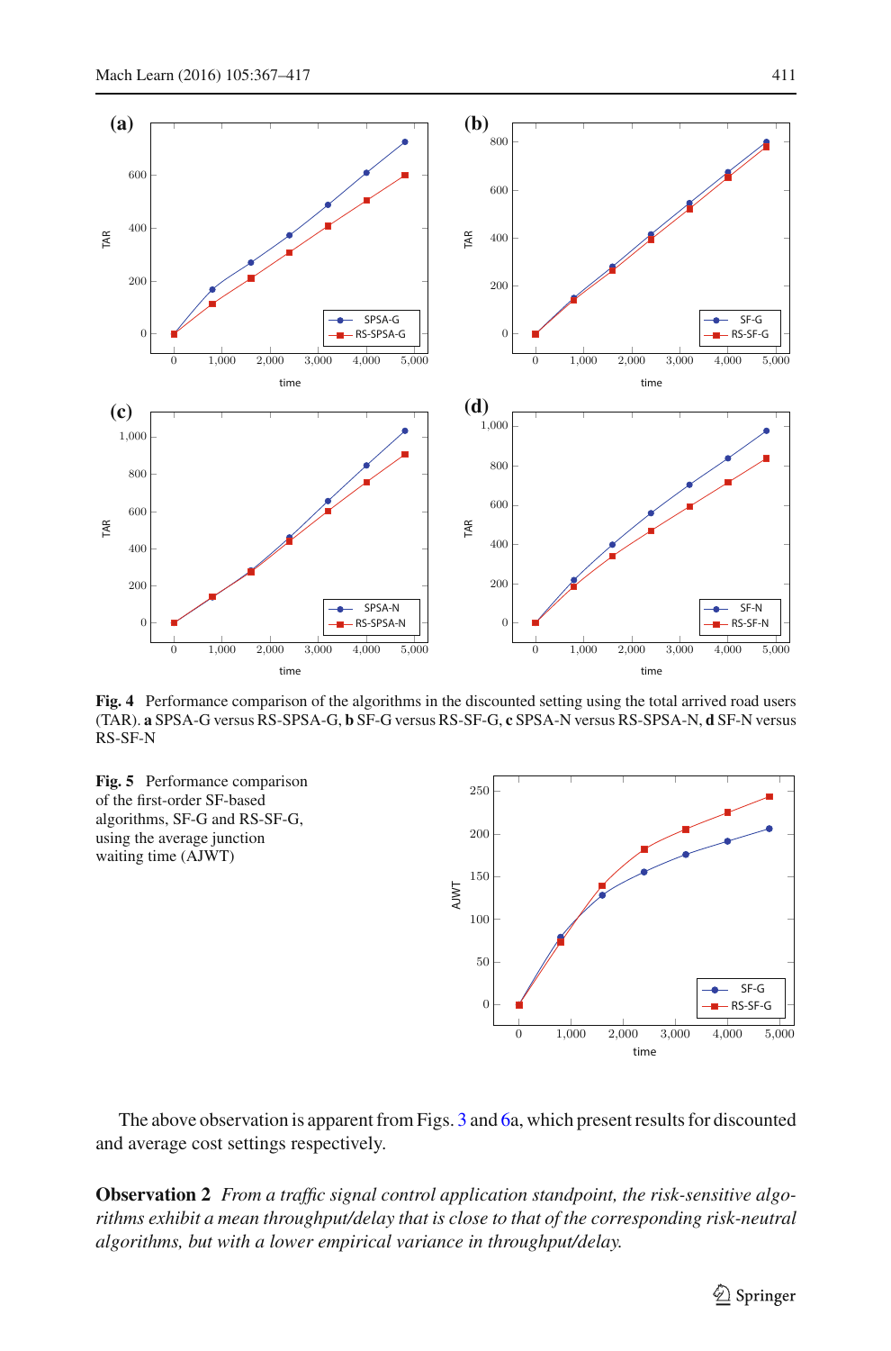**Fig. 4** Performance comparison of the algorithms in the discounted setting using the total arrived road users (TAR). **a** SPSA-G versus RS-SPSA-G, **b** SF-G versus RS-SF-G, **c** SPSA-N versus RS-SPSA-N, **d** SF-N versus RS-SF-N

**Fig. 5** Performance comparison of the first-order SF-based algorithms, SF-G and RS-SF-G, using the average junction waiting time (AJWT)

The above observation is apparent from Figs. 3 and 6a, which present results for discounted and average cost settings respectively.

**Observation 2** *From a traffic signal control application standpoint, the risk-sensitive algorithms exhibit a mean throughput/delay that is close to that of the corresponding risk-neutral algorithms, but with a lower empirical variance in throughput/delay.*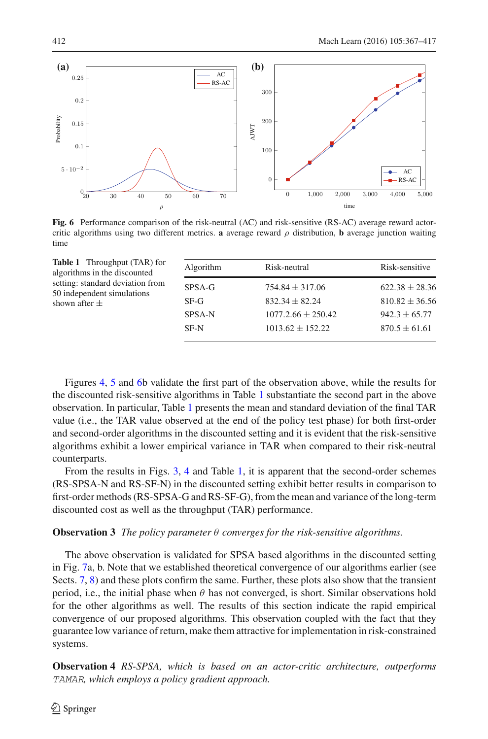**Fig. 6** Performance comparison of the risk-neutral (AC) and risk-sensitive (RS-AC) average reward actor-critic algorithms using two different metrics. **a** average reward $\rho$ distribution, **b** average junction waiting time

**Table 1** Throughput (TAR) for algorithms in the discounted setting: standard deviation from 50 independent simulations shown after $\pm$

| Algorithm | Risk-neutral | Risk-sensitive |
|---|---|---|
| SPSA-G | $754.84 \pm 317.06$ | $622.38 \pm 28.36$ |
| SF-G | $832.34 \pm 82.24$ | $810.82 \pm 36.56$ |
| SPSA-N | $1077.2.66 \pm 250.42$ | $942.3 \pm 65.77$ |
| SF-N | $1013.62 \pm 152.22$ | $870.5 \pm 61.61$ |

Figures 4, 5 and 6b validate the first part of the observation above, while the results for the discounted risk-sensitive algorithms in Table 1 substantiate the second part in the above observation. In particular, Table 1 presents the mean and standard deviation of the final TAR value (i.e., the TAR value observed at the end of the policy test phase) for both first-order and second-order algorithms in the discounted setting and it is evident that the risk-sensitive algorithms exhibit a lower empirical variance in TAR when compared to their risk-neutral counterparts.

From the results in Figs. 3, 4 and Table 1, it is apparent that the second-order schemes (RS-SPSA-N and RS-SF-N) in the discounted setting exhibit better results in comparison to first-order methods (RS-SPSA-G and RS-SF-G), from the mean and variance of the long-term discounted cost as well as the throughput (TAR) performance.

**Observation 3** *The policy parameter $\theta$ converges for the risk-sensitive algorithms.*

The above observation is validated for SPSA based algorithms in the discounted setting in Fig. 7a, b. Note that we established theoretical convergence of our algorithms earlier (see Sects. 7, 8) and these plots confirm the same. Further, these plots also show that the transient period, i.e., the initial phase when $\theta$ has not converged, is short. Similar observations hold for the other algorithms as well. The results of this section indicate the rapid empirical convergence of our proposed algorithms. This observation coupled with the fact that they guarantee low variance of return, make them attractive for implementation in risk-constrained systems.

**Observation 4** *RS-SPSA, which is based on an actor-critic architecture, outperforms* `TAMAR`*, which employs a policy gradient approach.*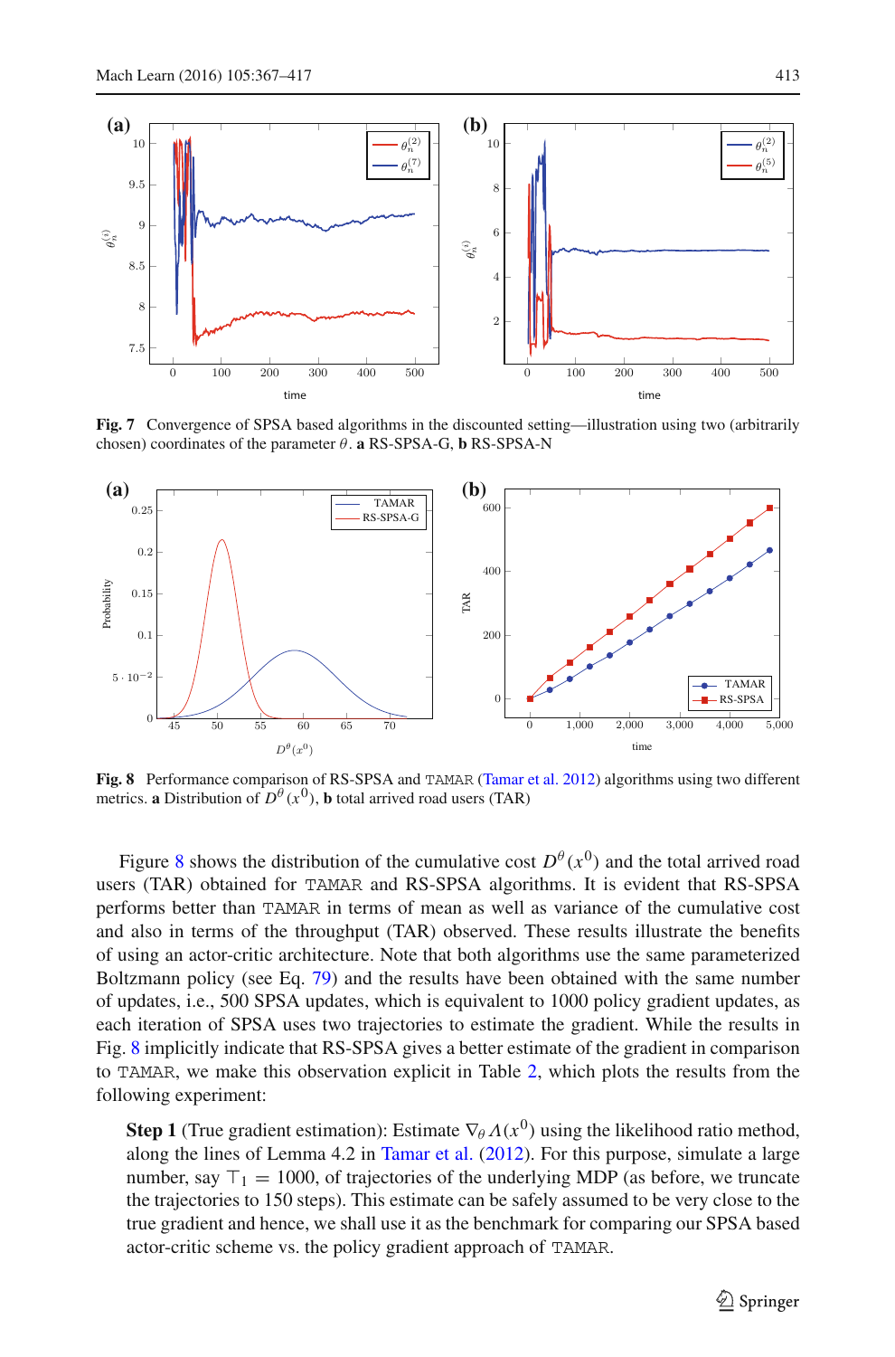**Fig. 7** Convergence of SPSA based algorithms in the discounted setting—illustration using two (arbitrarily chosen) coordinates of the parameter $\theta$. **a** RS-SPSA-G, **b** RS-SPSA-N

**Fig. 8** Performance comparison of RS-SPSA and TAMAR (Tamar et al. 2012) algorithms using two different metrics. **a** Distribution of $D^\theta(x^0)$, **b** total arrived road users (TAR)

Figure 8 shows the distribution of the cumulative cost $D^\theta(x^0)$ and the total arrived road users (TAR) obtained for TAMAR and RS-SPSA algorithms. It is evident that RS-SPSA performs better than TAMAR in terms of mean as well as variance of the cumulative cost and also in terms of the throughput (TAR) observed. These results illustrate the benefits of using an actor-critic architecture. Note that both algorithms use the same parameterized Boltzmann policy (see Eq. 79) and the results have been obtained with the same number of updates, i.e., 500 SPSA updates, which is equivalent to 1000 policy gradient updates, as each iteration of SPSA uses two trajectories to estimate the gradient. While the results in Fig. 8 implicitly indicate that RS-SPSA gives a better estimate of the gradient in comparison to TAMAR, we make this observation explicit in Table 2, which plots the results from the following experiment:

> **Step 1** (True gradient estimation): Estimate $\nabla_\theta \Lambda(x^0)$ using the likelihood ratio method, along the lines of Lemma 4.2 in Tamar et al. (2012). For this purpose, simulate a large number, say $\top_1 = 1000$, of trajectories of the underlying MDP (as before, we truncate the trajectories to 150 steps). This estimate can be safely assumed to be very close to the true gradient and hence, we shall use it as the benchmark for comparing our SPSA based actor-critic scheme vs. the policy gradient approach of TAMAR.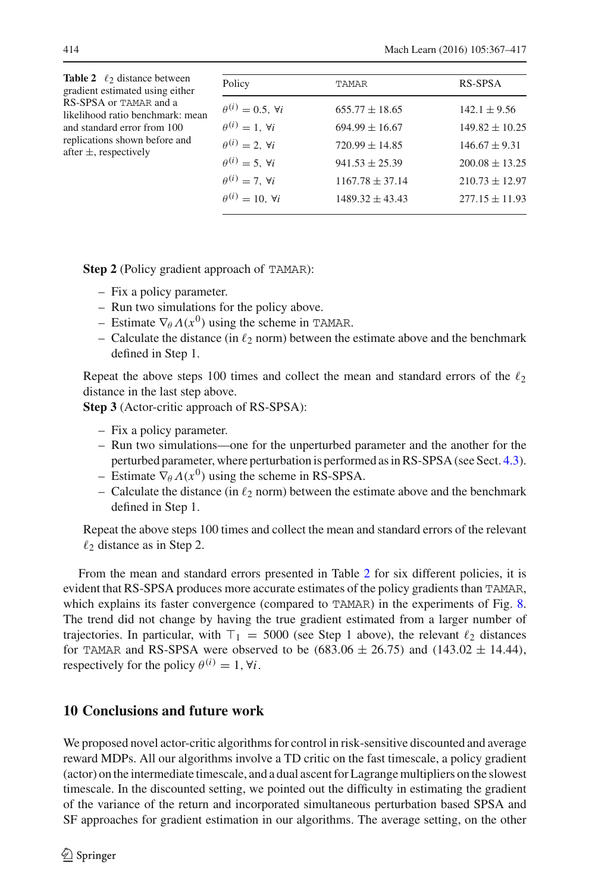**Table 2** $\ell_2$ distance between gradient estimated using either RS-SPSA or TAMAR and a likelihood ratio benchmark: mean and standard error from 100 replications shown before and after $\pm$, respectively

| Policy | TAMAR | RS-SPSA |
|---|---|---|
| $\theta^{(i)} = 0.5,\ \forall i$ | $655.77 \pm 18.65$ | $142.1 \pm 9.56$ |
| $\theta^{(i)} = 1,\ \forall i$ | $694.99 \pm 16.67$ | $149.82 \pm 10.25$ |
| $\theta^{(i)} = 2,\ \forall i$ | $720.99 \pm 14.85$ | $146.67 \pm 9.31$ |
| $\theta^{(i)} = 5,\ \forall i$ | $941.53 \pm 25.39$ | $200.08 \pm 13.25$ |
| $\theta^{(i)} = 7,\ \forall i$ | $1167.78 \pm 37.14$ | $210.73 \pm 12.97$ |
| $\theta^{(i)} = 10,\ \forall i$ | $1489.32 \pm 43.43$ | $277.15 \pm 11.93$ |

**Step 2** (Policy gradient approach of TAMAR):

- Fix a policy parameter.
- Run two simulations for the policy above.
- Estimate $\nabla_\theta \Lambda(x^0)$ using the scheme in TAMAR.
- Calculate the distance (in $\ell_2$ norm) between the estimate above and the benchmark defined in Step 1.

Repeat the above steps 100 times and collect the mean and standard errors of the $\ell_2$ distance in the last step above.

**Step 3** (Actor-critic approach of RS-SPSA):

- Fix a policy parameter.
- Run two simulations—one for the unperturbed parameter and the another for the perturbed parameter, where perturbation is performed as in RS-SPSA (see Sect. 4.3).
- Estimate $\nabla_\theta \Lambda(x^0)$ using the scheme in RS-SPSA.
- Calculate the distance (in $\ell_2$ norm) between the estimate above and the benchmark defined in Step 1.

Repeat the above steps 100 times and collect the mean and standard errors of the relevant $\ell_2$ distance as in Step 2.

From the mean and standard errors presented in Table 2 for six different policies, it is evident that RS-SPSA produces more accurate estimates of the policy gradients than TAMAR, which explains its faster convergence (compared to TAMAR) in the experiments of Fig. 8. The trend did not change by having the true gradient estimated from a larger number of trajectories. In particular, with $\top_1 = 5000$ (see Step 1 above), the relevant $\ell_2$ distances for TAMAR and RS-SPSA were observed to be $(683.06 \pm 26.75)$ and $(143.02 \pm 14.44)$, respectively for the policy $\theta^{(i)} = 1, \forall i$.

## 10 Conclusions and future work

We proposed novel actor-critic algorithms for control in risk-sensitive discounted and average reward MDPs. All our algorithms involve a TD critic on the fast timescale, a policy gradient (actor) on the intermediate timescale, and a dual ascent for Lagrange multipliers on the slowest timescale. In the discounted setting, we pointed out the difficulty in estimating the gradient of the variance of the return and incorporated simultaneous perturbation based SPSA and SF approaches for gradient estimation in our algorithms. The average setting, on the other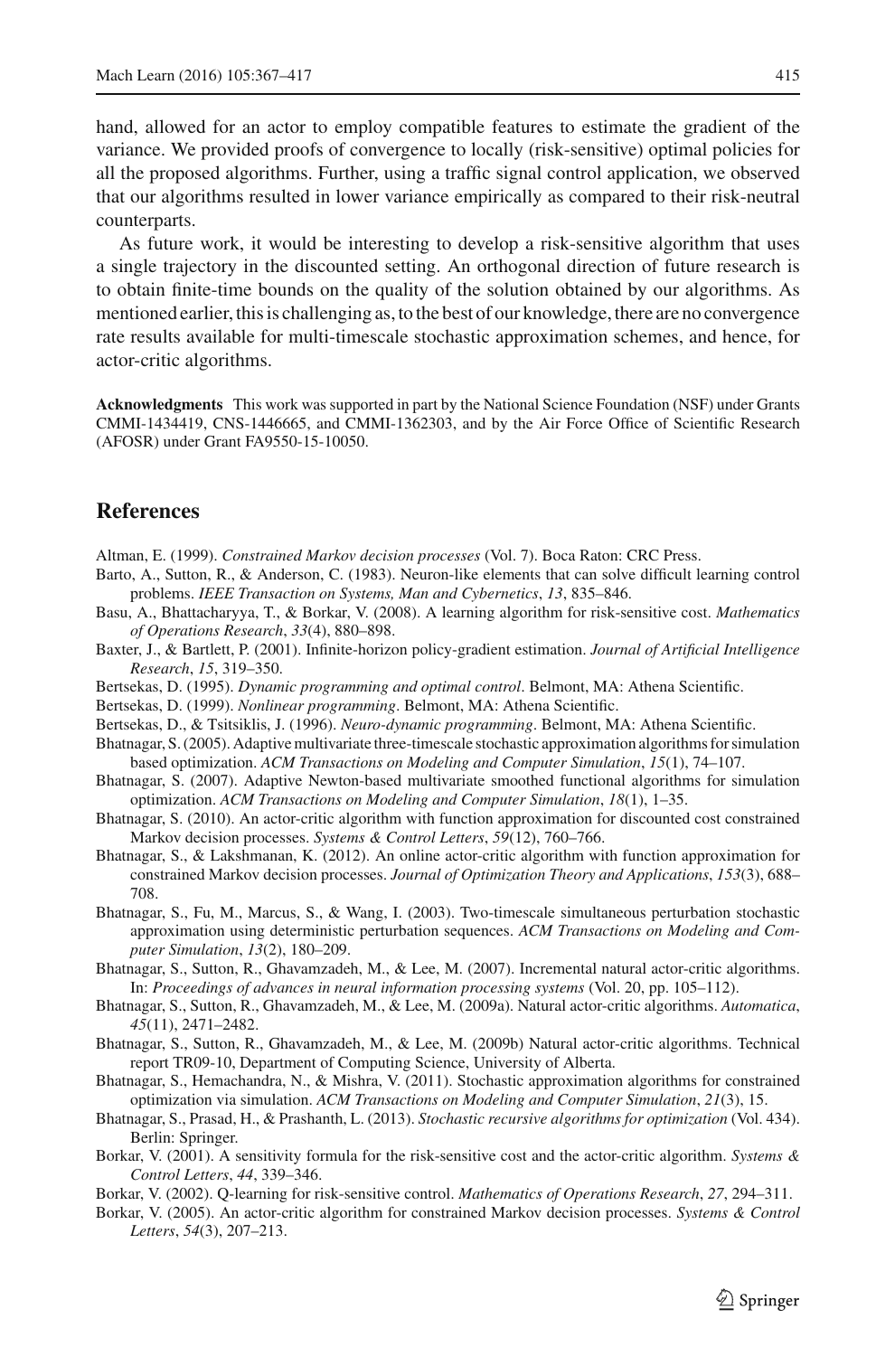hand, allowed for an actor to employ compatible features to estimate the gradient of the variance. We provided proofs of convergence to locally (risk-sensitive) optimal policies for all the proposed algorithms. Further, using a traffic signal control application, we observed that our algorithms resulted in lower variance empirically as compared to their risk-neutral counterparts.

As future work, it would be interesting to develop a risk-sensitive algorithm that uses a single trajectory in the discounted setting. An orthogonal direction of future research is to obtain finite-time bounds on the quality of the solution obtained by our algorithms. As mentioned earlier, this is challenging as, to the best of our knowledge, there are no convergence rate results available for multi-timescale stochastic approximation schemes, and hence, for actor-critic algorithms.

**Acknowledgments** This work was supported in part by the National Science Foundation (NSF) under Grants CMMI-1434419, CNS-1446665, and CMMI-1362303, and by the Air Force Office of Scientific Research (AFOSR) under Grant FA9550-15-10050.

## References

Altman, E. (1999). *Constrained Markov decision processes* (Vol. 7). Boca Raton: CRC Press.

Barto, A., Sutton, R., & Anderson, C. (1983). Neuron-like elements that can solve difficult learning control problems. *IEEE Transaction on Systems, Man and Cybernetics*, *13*, 835–846.

Basu, A., Bhattacharyya, T., & Borkar, V. (2008). A learning algorithm for risk-sensitive cost. *Mathematics of Operations Research*, *33*(4), 880–898.

Baxter, J., & Bartlett, P. (2001). Infinite-horizon policy-gradient estimation. *Journal of Artificial Intelligence Research*, *15*, 319–350.

Bertsekas, D. (1995). *Dynamic programming and optimal control*. Belmont, MA: Athena Scientific.

Bertsekas, D. (1999). *Nonlinear programming*. Belmont, MA: Athena Scientific.

Bertsekas, D., & Tsitsiklis, J. (1996). *Neuro-dynamic programming*. Belmont, MA: Athena Scientific.

Bhatnagar, S. (2005). Adaptive multivariate three-timescale stochastic approximation algorithms for simulation based optimization. *ACM Transactions on Modeling and Computer Simulation*, *15*(1), 74–107.

Bhatnagar, S. (2007). Adaptive Newton-based multivariate smoothed functional algorithms for simulation optimization. *ACM Transactions on Modeling and Computer Simulation*, *18*(1), 1–35.

Bhatnagar, S. (2010). An actor-critic algorithm with function approximation for discounted cost constrained Markov decision processes. *Systems & Control Letters*, *59*(12), 760–766.

Bhatnagar, S., & Lakshmanan, K. (2012). An online actor-critic algorithm with function approximation for constrained Markov decision processes. *Journal of Optimization Theory and Applications*, *153*(3), 688–708.

Bhatnagar, S., Fu, M., Marcus, S., & Wang, I. (2003). Two-timescale simultaneous perturbation stochastic approximation using deterministic perturbation sequences. *ACM Transactions on Modeling and Computer Simulation*, *13*(2), 180–209.

Bhatnagar, S., Sutton, R., Ghavamzadeh, M., & Lee, M. (2007). Incremental natural actor-critic algorithms. In: *Proceedings of advances in neural information processing systems* (Vol. 20, pp. 105–112).

Bhatnagar, S., Sutton, R., Ghavamzadeh, M., & Lee, M. (2009a). Natural actor-critic algorithms. *Automatica*, *45*(11), 2471–2482.

Bhatnagar, S., Sutton, R., Ghavamzadeh, M., & Lee, M. (2009b) Natural actor-critic algorithms. Technical report TR09-10, Department of Computing Science, University of Alberta.

Bhatnagar, S., Hemachandra, N., & Mishra, V. (2011). Stochastic approximation algorithms for constrained optimization via simulation. *ACM Transactions on Modeling and Computer Simulation*, *21*(3), 15.

Bhatnagar, S., Prasad, H., & Prashanth, L. (2013). *Stochastic recursive algorithms for optimization* (Vol. 434). Berlin: Springer.

Borkar, V. (2001). A sensitivity formula for the risk-sensitive cost and the actor-critic algorithm. *Systems & Control Letters*, *44*, 339–346.

Borkar, V. (2002). Q-learning for risk-sensitive control. *Mathematics of Operations Research*, *27*, 294–311.

Borkar, V. (2005). An actor-critic algorithm for constrained Markov decision processes. *Systems & Control Letters*, *54*(3), 207–213.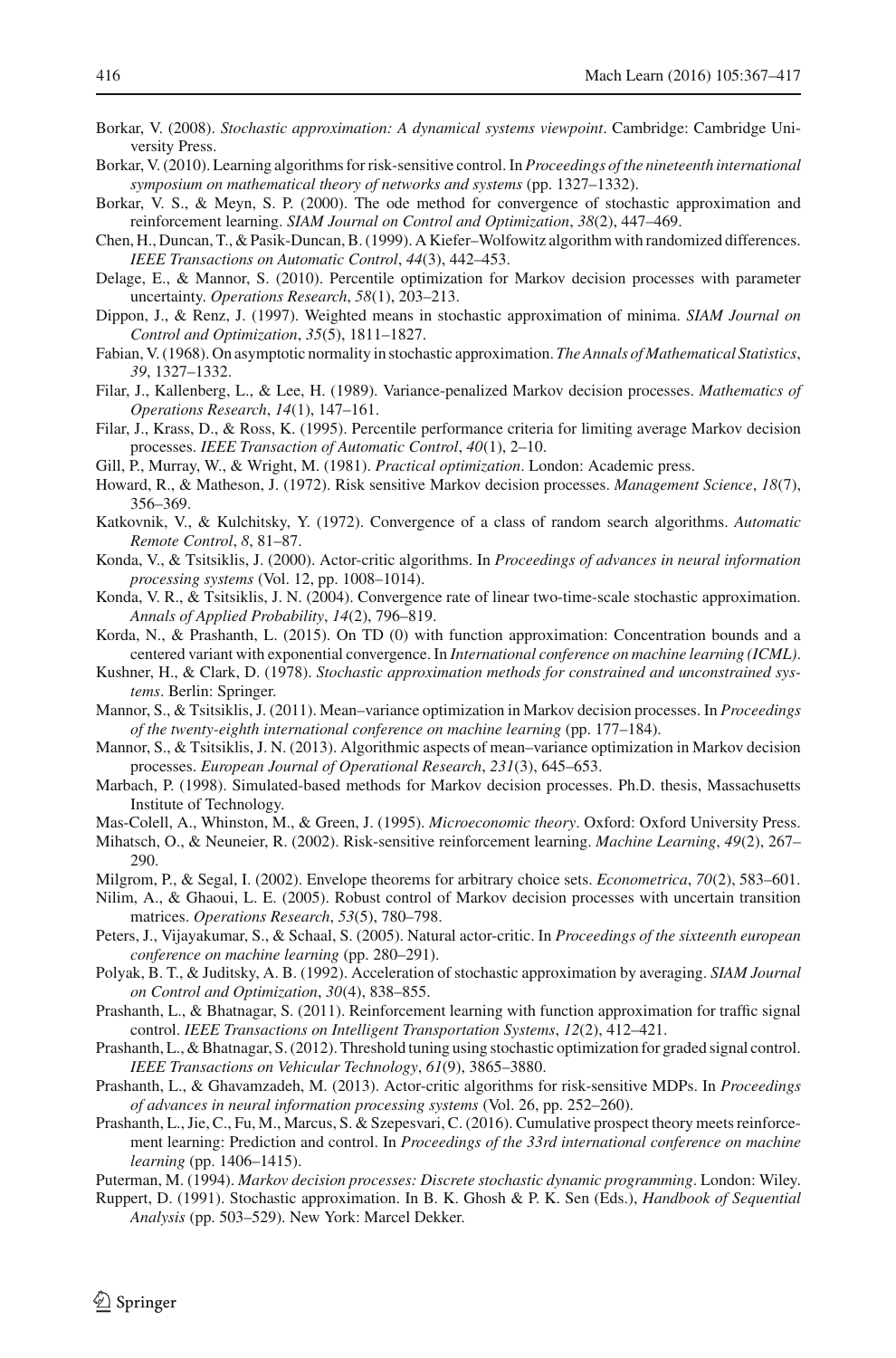Borkar, V. (2008). *Stochastic approximation: A dynamical systems viewpoint*. Cambridge: Cambridge University Press.

Borkar, V. (2010). Learning algorithms for risk-sensitive control. In *Proceedings of the nineteenth international symposium on mathematical theory of networks and systems* (pp. 1327–1332).

Borkar, V. S., & Meyn, S. P. (2000). The ode method for convergence of stochastic approximation and reinforcement learning. *SIAM Journal on Control and Optimization*, *38*(2), 447–469.

Chen, H., Duncan, T., & Pasik-Duncan, B. (1999). A Kiefer–Wolfowitz algorithm with randomized differences. *IEEE Transactions on Automatic Control*, *44*(3), 442–453.

Delage, E., & Mannor, S. (2010). Percentile optimization for Markov decision processes with parameter uncertainty. *Operations Research*, *58*(1), 203–213.

Dippon, J., & Renz, J. (1997). Weighted means in stochastic approximation of minima. *SIAM Journal on Control and Optimization*, *35*(5), 1811–1827.

Fabian, V. (1968). On asymptotic normality in stochastic approximation. *The Annals of Mathematical Statistics*, *39*, 1327–1332.

Filar, J., Kallenberg, L., & Lee, H. (1989). Variance-penalized Markov decision processes. *Mathematics of Operations Research*, *14*(1), 147–161.

Filar, J., Krass, D., & Ross, K. (1995). Percentile performance criteria for limiting average Markov decision processes. *IEEE Transaction of Automatic Control*, *40*(1), 2–10.

Gill, P., Murray, W., & Wright, M. (1981). *Practical optimization*. London: Academic press.

Howard, R., & Matheson, J. (1972). Risk sensitive Markov decision processes. *Management Science*, *18*(7), 356–369.

Katkovnik, V., & Kulchitsky, Y. (1972). Convergence of a class of random search algorithms. *Automatic Remote Control*, *8*, 81–87.

Konda, V., & Tsitsiklis, J. (2000). Actor-critic algorithms. In *Proceedings of advances in neural information processing systems* (Vol. 12, pp. 1008–1014).

Konda, V. R., & Tsitsiklis, J. N. (2004). Convergence rate of linear two-time-scale stochastic approximation. *Annals of Applied Probability*, *14*(2), 796–819.

Korda, N., & Prashanth, L. (2015). On TD (0) with function approximation: Concentration bounds and a centered variant with exponential convergence. In *International conference on machine learning (ICML)*.

Kushner, H., & Clark, D. (1978). *Stochastic approximation methods for constrained and unconstrained systems*. Berlin: Springer.

Mannor, S., & Tsitsiklis, J. (2011). Mean–variance optimization in Markov decision processes. In *Proceedings of the twenty-eighth international conference on machine learning* (pp. 177–184).

Mannor, S., & Tsitsiklis, J. N. (2013). Algorithmic aspects of mean–variance optimization in Markov decision processes. *European Journal of Operational Research*, *231*(3), 645–653.

Marbach, P. (1998). Simulated-based methods for Markov decision processes. Ph.D. thesis, Massachusetts Institute of Technology.

Mas-Colell, A., Whinston, M., & Green, J. (1995). *Microeconomic theory*. Oxford: Oxford University Press.

Mihatsch, O., & Neuneier, R. (2002). Risk-sensitive reinforcement learning. *Machine Learning*, *49*(2), 267–290.

Milgrom, P., & Segal, I. (2002). Envelope theorems for arbitrary choice sets. *Econometrica*, *70*(2), 583–601.

Nilim, A., & Ghaoui, L. E. (2005). Robust control of Markov decision processes with uncertain transition matrices. *Operations Research*, *53*(5), 780–798.

Peters, J., Vijayakumar, S., & Schaal, S. (2005). Natural actor-critic. In *Proceedings of the sixteenth european conference on machine learning* (pp. 280–291).

Polyak, B. T., & Juditsky, A. B. (1992). Acceleration of stochastic approximation by averaging. *SIAM Journal on Control and Optimization*, *30*(4), 838–855.

Prashanth, L., & Bhatnagar, S. (2011). Reinforcement learning with function approximation for traffic signal control. *IEEE Transactions on Intelligent Transportation Systems*, *12*(2), 412–421.

Prashanth, L., & Bhatnagar, S. (2012). Threshold tuning using stochastic optimization for graded signal control. *IEEE Transactions on Vehicular Technology*, *61*(9), 3865–3880.

Prashanth, L., & Ghavamzadeh, M. (2013). Actor-critic algorithms for risk-sensitive MDPs. In *Proceedings of advances in neural information processing systems* (Vol. 26, pp. 252–260).

Prashanth, L., Jie, C., Fu, M., Marcus, S. & Szepesvari, C. (2016). Cumulative prospect theory meets reinforcement learning: Prediction and control. In *Proceedings of the 33rd international conference on machine learning* (pp. 1406–1415).

Puterman, M. (1994). *Markov decision processes: Discrete stochastic dynamic programming*. London: Wiley.

Ruppert, D. (1991). Stochastic approximation. In B. K. Ghosh & P. K. Sen (Eds.), *Handbook of Sequential Analysis* (pp. 503–529). New York: Marcel Dekker.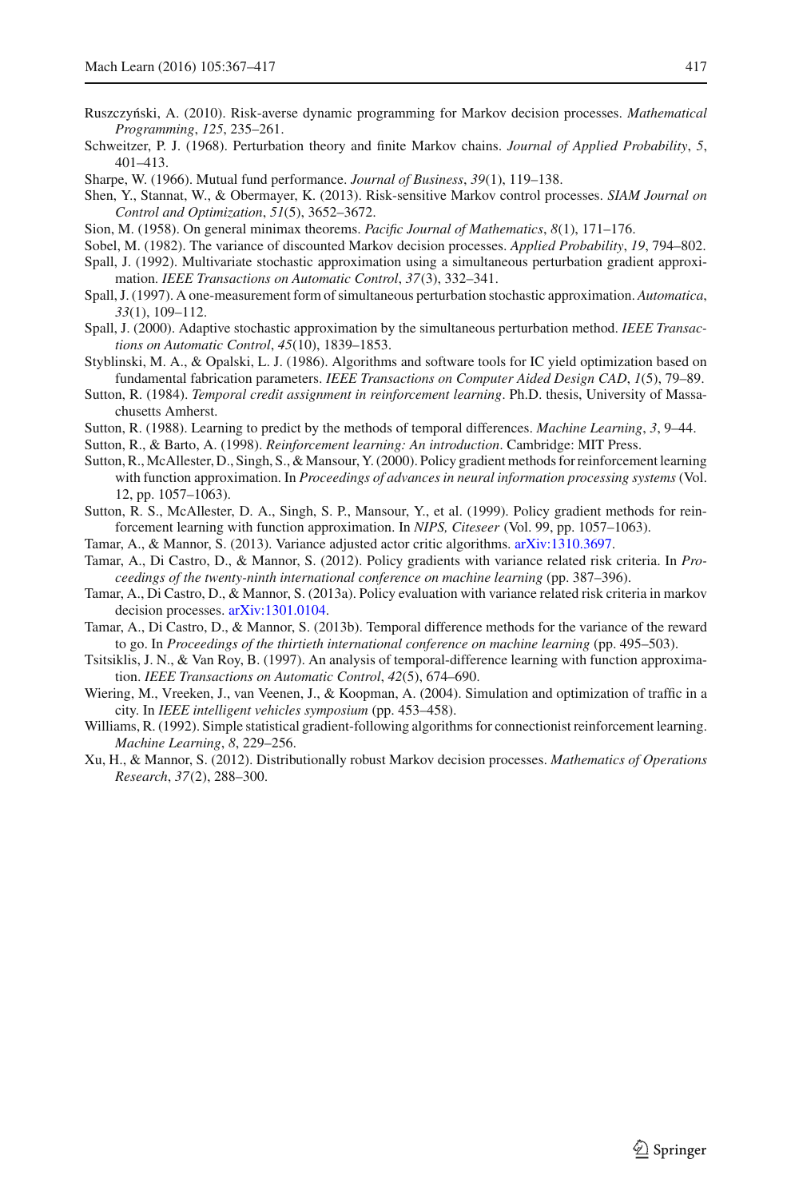Ruszczyński, A. (2010). Risk-averse dynamic programming for Markov decision processes. *Mathematical Programming*, *125*, 235–261.

Schweitzer, P. J. (1968). Perturbation theory and finite Markov chains. *Journal of Applied Probability*, *5*, 401–413.

Sharpe, W. (1966). Mutual fund performance. *Journal of Business*, *39*(1), 119–138.

Shen, Y., Stannat, W., & Obermayer, K. (2013). Risk-sensitive Markov control processes. *SIAM Journal on Control and Optimization*, *51*(5), 3652–3672.

Sion, M. (1958). On general minimax theorems. *Pacific Journal of Mathematics*, *8*(1), 171–176.

Sobel, M. (1982). The variance of discounted Markov decision processes. *Applied Probability*, *19*, 794–802.

Spall, J. (1992). Multivariate stochastic approximation using a simultaneous perturbation gradient approximation. *IEEE Transactions on Automatic Control*, *37*(3), 332–341.

Spall, J. (1997). A one-measurement form of simultaneous perturbation stochastic approximation. *Automatica*, *33*(1), 109–112.

Spall, J. (2000). Adaptive stochastic approximation by the simultaneous perturbation method. *IEEE Transactions on Automatic Control*, *45*(10), 1839–1853.

Styblinski, M. A., & Opalski, L. J. (1986). Algorithms and software tools for IC yield optimization based on fundamental fabrication parameters. *IEEE Transactions on Computer Aided Design CAD*, *1*(5), 79–89.

Sutton, R. (1984). *Temporal credit assignment in reinforcement learning*. Ph.D. thesis, University of Massachusetts Amherst.

Sutton, R. (1988). Learning to predict by the methods of temporal differences. *Machine Learning*, *3*, 9–44.

Sutton, R., & Barto, A. (1998). *Reinforcement learning: An introduction*. Cambridge: MIT Press.

Sutton, R., McAllester, D., Singh, S., & Mansour, Y. (2000). Policy gradient methods for reinforcement learning with function approximation. In *Proceedings of advances in neural information processing systems* (Vol. 12, pp. 1057–1063).

Sutton, R. S., McAllester, D. A., Singh, S. P., Mansour, Y., et al. (1999). Policy gradient methods for reinforcement learning with function approximation. In *NIPS, Citeseer* (Vol. 99, pp. 1057–1063).

Tamar, A., & Mannor, S. (2013). Variance adjusted actor critic algorithms. arXiv:1310.3697.

Tamar, A., Di Castro, D., & Mannor, S. (2012). Policy gradients with variance related risk criteria. In *Proceedings of the twenty-ninth international conference on machine learning* (pp. 387–396).

Tamar, A., Di Castro, D., & Mannor, S. (2013a). Policy evaluation with variance related risk criteria in markov decision processes. arXiv:1301.0104.

Tamar, A., Di Castro, D., & Mannor, S. (2013b). Temporal difference methods for the variance of the reward to go. In *Proceedings of the thirtieth international conference on machine learning* (pp. 495–503).

Tsitsiklis, J. N., & Van Roy, B. (1997). An analysis of temporal-difference learning with function approximation. *IEEE Transactions on Automatic Control*, *42*(5), 674–690.

Wiering, M., Vreeken, J., van Veenen, J., & Koopman, A. (2004). Simulation and optimization of traffic in a city. In *IEEE intelligent vehicles symposium* (pp. 453–458).

Williams, R. (1992). Simple statistical gradient-following algorithms for connectionist reinforcement learning. *Machine Learning*, *8*, 229–256.

Xu, H., & Mannor, S. (2012). Distributionally robust Markov decision processes. *Mathematics of Operations Research*, *37*(2), 288–300.